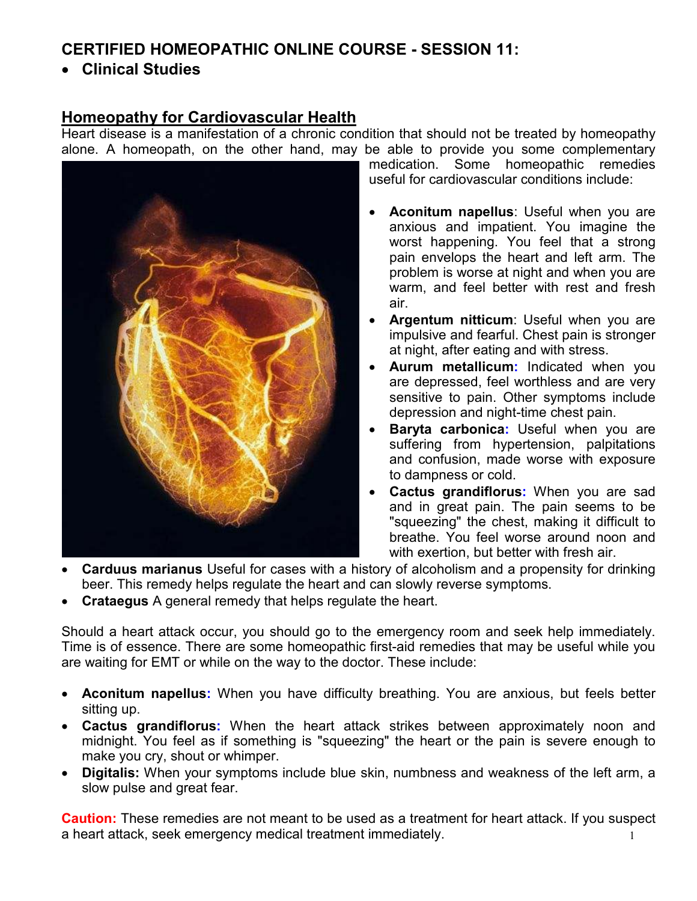# CERTIFIED HOMEOPATHIC ONLINE COURSE - SESSION 11:

- **Clinical Studies**

## Homeopathy for Cardiovascular Health

Heart disease is a manifestation of a chronic condition that should not be treated by homeopathy alone. A homeopath, on the other hand, may be able to provide you some complementary medication. Some homeopathic remedies useful for cardiovascular conditions include:

- **Aconitum napellus**: Useful when you are anxious and impatient. You imagine the worst happening. You feel that a strong pain envelops the heart and left arm. The problem is worse at night and when you are warm, and feel better with rest and fresh air.
- **Argentum nitticum**: Useful when you are impulsive and fearful. Chest pain is stronger at night, after eating and with stress.
- **Aurum metallicum:** Indicated when you are depressed, feel worthless and are very sensitive to pain. Other symptoms include depression and night-time chest pain.
- **Baryta carbonica:** Useful when you are suffering from hypertension, palpitations and confusion, made worse with exposure to dampness or cold.
- **Cactus grandiflorus:** When you are sad and in great pain. The pain seems to be "squeezing" the chest, making it difficult to breathe. You feel worse around noon and with exertion, but better with fresh air.
- **Carduus marianus** Useful for cases with a history of alcoholism and a propensity for drinking beer. This remedy helps regulate the heart and can slowly reverse symptoms.
- **Crataegus** A general remedy that helps regulate the heart.

Should a heart attack occur, you should go to the emergency room and seek help immediately. Time is of essence. There are some homeopathic first-aid remedies that may be useful while you are waiting for EMT or while on the way to the doctor. These include:

- **Aconitum napellus:** When you have difficulty breathing. You are anxious, but feels better sitting up.
- **Cactus grandiflorus:** When the heart attack strikes between approximately noon and midnight. You feel as if something is "squeezing" the heart or the pain is severe enough to make you cry, shout or whimper.
- **Digitalis:** When your symptoms include blue skin, numbness and weakness of the left arm, a slow pulse and great fear.

**Caution:** These remedies are not meant to be used as a treatment for heart attack. If you suspect a heart attack, seek emergency medical treatment immediately.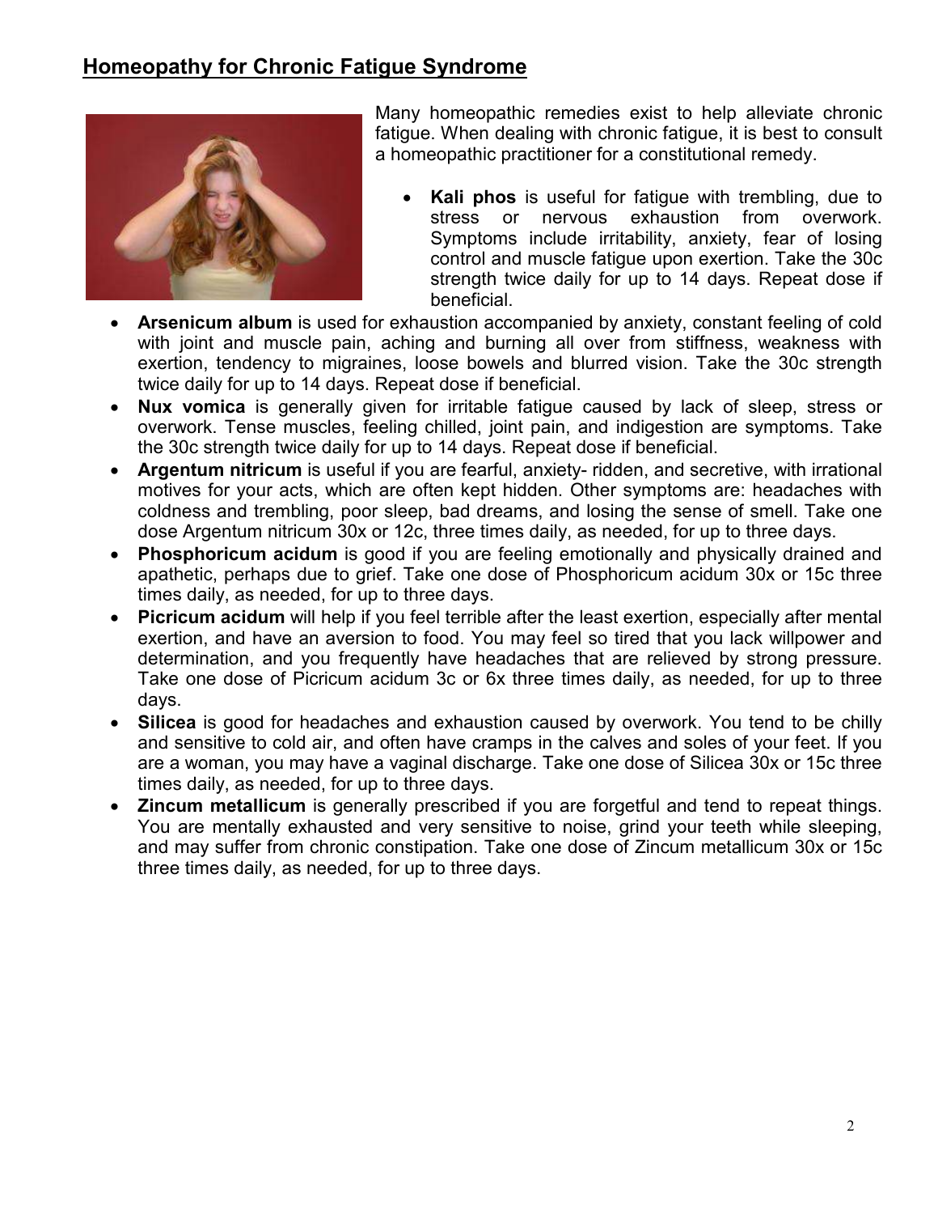## Homeopathy for Chronic Fatigue Syndrome

Many homeopathic remedies exist to help alleviate chronic fatigue. When dealing with chronic fatigue, it is best to consult a homeopathic practitioner for a constitutional remedy.

- **Kali phos** is useful for fatigue with trembling, due to stress or nervous exhaustion from overwork. Symptoms include irritability, anxiety, fear of losing control and muscle fatigue upon exertion. Take the 30c strength twice daily for up to 14 days. Repeat dose if beneficial.
- **Arsenicum album** is used for exhaustion accompanied by anxiety, constant feeling of cold with joint and muscle pain, aching and burning all over from stiffness, weakness with exertion, tendency to migraines, loose bowels and blurred vision. Take the 30c strength twice daily for up to 14 days. Repeat dose if beneficial.
- **Nux vomica** is generally given for irritable fatigue caused by lack of sleep, stress or overwork. Tense muscles, feeling chilled, joint pain, and indigestion are symptoms. Take the 30c strength twice daily for up to 14 days. Repeat dose if beneficial.
- **Argentum nitricum** is useful if you are fearful, anxiety- ridden, and secretive, with irrational motives for your acts, which are often kept hidden. Other symptoms are: headaches with coldness and trembling, poor sleep, bad dreams, and losing the sense of smell. Take one dose Argentum nitricum 30x or 12c, three times daily, as needed, for up to three days.
- **Phosphoricum acidum** is good if you are feeling emotionally and physically drained and apathetic, perhaps due to grief. Take one dose of Phosphoricum acidum 30x or 15c three times daily, as needed, for up to three days.
- **Picricum acidum** will help if you feel terrible after the least exertion, especially after mental exertion, and have an aversion to food. You may feel so tired that you lack willpower and determination, and you frequently have headaches that are relieved by strong pressure. Take one dose of Picricum acidum 3c or 6x three times daily, as needed, for up to three days.
- **Silicea** is good for headaches and exhaustion caused by overwork. You tend to be chilly and sensitive to cold air, and often have cramps in the calves and soles of your feet. If you are a woman, you may have a vaginal discharge. Take one dose of Silicea 30x or 15c three times daily, as needed, for up to three days.
- **Zincum metallicum** is generally prescribed if you are forgetful and tend to repeat things. You are mentally exhausted and very sensitive to noise, grind your teeth while sleeping, and may suffer from chronic constipation. Take one dose of Zincum metallicum 30x or 15c three times daily, as needed, for up to three days.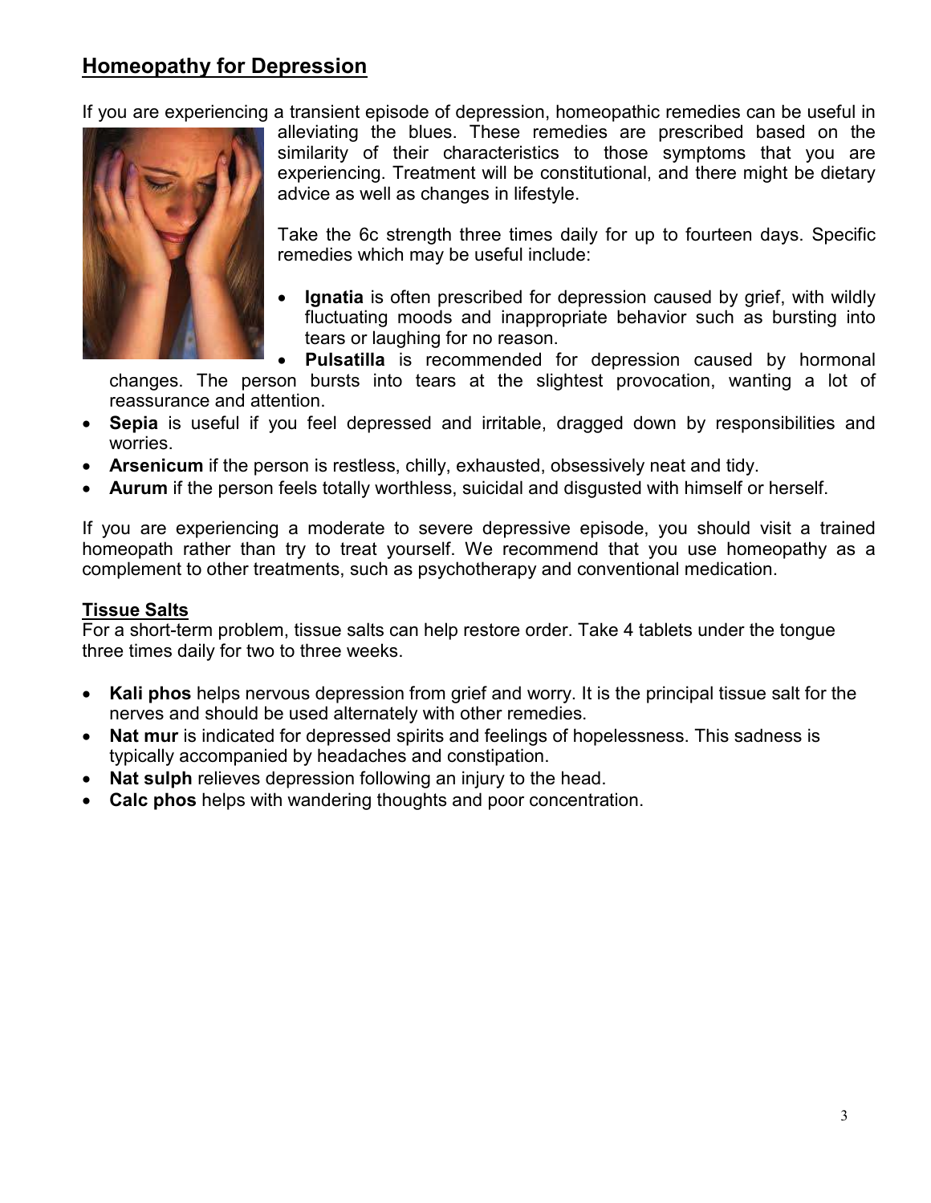## Homeopathy for Depression

If you are experiencing a transient episode of depression, homeopathic remedies can be useful in alleviating the blues. These remedies are prescribed based on the similarity of their characteristics to those symptoms that you are experiencing. Treatment will be constitutional, and there might be dietary advice as well as changes in lifestyle.

Take the 6c strength three times daily for up to fourteen days. Specific remedies which may be useful include:

- **Ignatia** is often prescribed for depression caused by grief, with wildly fluctuating moods and inappropriate behavior such as bursting into tears or laughing for no reason.
- **Pulsatilla** is recommended for depression caused by hormonal changes. The person bursts into tears at the slightest provocation, wanting a lot of reassurance and attention.
- **Sepia** is useful if you feel depressed and irritable, dragged down by responsibilities and worries.
- **Arsenicum** if the person is restless, chilly, exhausted, obsessively neat and tidy.
- **Aurum** if the person feels totally worthless, suicidal and disgusted with himself or herself.

If you are experiencing a moderate to severe depressive episode, you should visit a trained homeopath rather than try to treat yourself. We recommend that you use homeopathy as a complement to other treatments, such as psychotherapy and conventional medication.

### Tissue Salts

For a short-term problem, tissue salts can help restore order. Take 4 tablets under the tongue three times daily for two to three weeks.

- **Kali phos** helps nervous depression from grief and worry. It is the principal tissue salt for the nerves and should be used alternately with other remedies.
- **Nat mur** is indicated for depressed spirits and feelings of hopelessness. This sadness is typically accompanied by headaches and constipation.
- **Nat sulph** relieves depression following an injury to the head.
- **Calc phos** helps with wandering thoughts and poor concentration.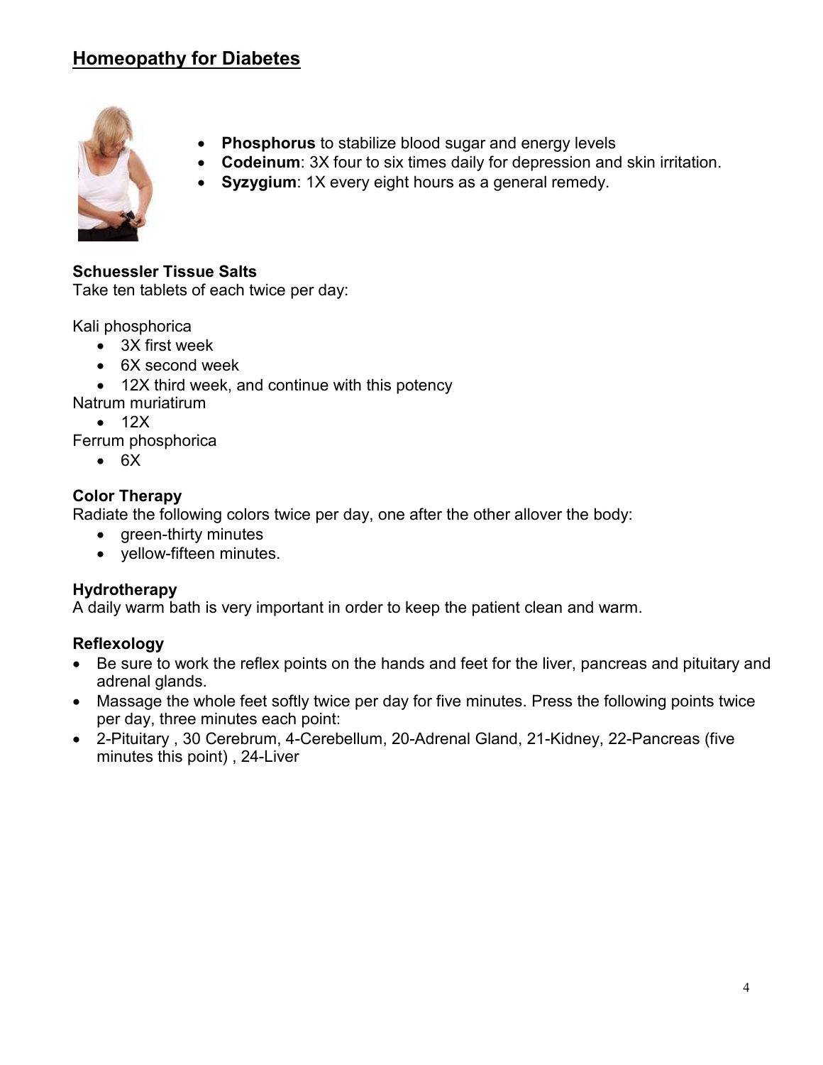## Homeopathy for Diabetes

- **Phosphorus** to stabilize blood sugar and energy levels
- **Codeinum**: 3X four to six times daily for depression and skin irritation.
- **Syzygium**: 1X every eight hours as a general remedy.

**Schuessler Tissue Salts**

Take ten tablets of each twice per day:

Kali phosphorica

- 3X first week
- 6X second week
- 12X third week, and continue with this potency

Natrum muriatirum

- 12X

Ferrum phosphorica

- 6X

**Color Therapy**

Radiate the following colors twice per day, one after the other allover the body:

- green-thirty minutes
- yellow-fifteen minutes.

**Hydrotherapy**

A daily warm bath is very important in order to keep the patient clean and warm.

**Reflexology**

- Be sure to work the reflex points on the hands and feet for the liver, pancreas and pituitary and adrenal glands.
- Massage the whole feet softly twice per day for five minutes. Press the following points twice per day, three minutes each point:
- 2-Pituitary , 30 Cerebrum, 4-Cerebellum, 20-Adrenal Gland, 21-Kidney, 22-Pancreas (five minutes this point) , 24-Liver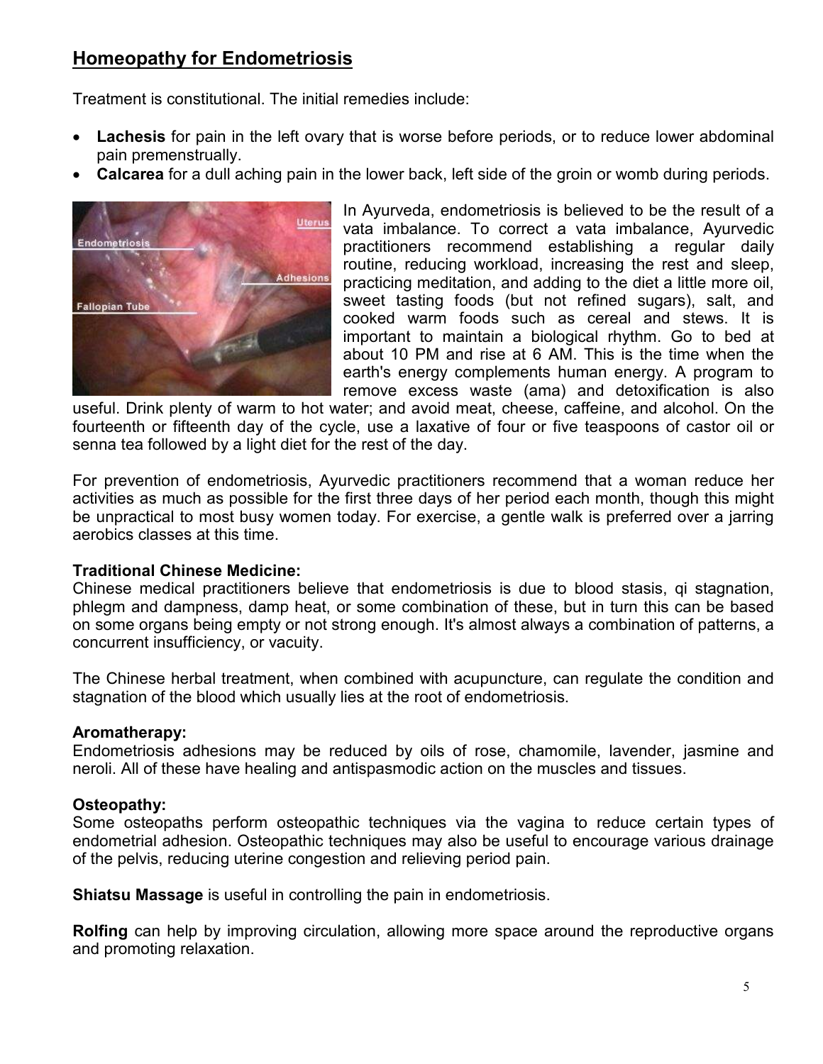## Homeopathy for Endometriosis

Treatment is constitutional. The initial remedies include:

- **Lachesis** for pain in the left ovary that is worse before periods, or to reduce lower abdominal pain premenstrually.
- **Calcarea** for a dull aching pain in the lower back, left side of the groin or womb during periods.

In Ayurveda, endometriosis is believed to be the result of a vata imbalance. To correct a vata imbalance, Ayurvedic practitioners recommend establishing a regular daily routine, reducing workload, increasing the rest and sleep, practicing meditation, and adding to the diet a little more oil, sweet tasting foods (but not refined sugars), salt, and cooked warm foods such as cereal and stews. It is important to maintain a biological rhythm. Go to bed at about 10 PM and rise at 6 AM. This is the time when the earth's energy complements human energy. A program to remove excess waste (ama) and detoxification is also useful. Drink plenty of warm to hot water; and avoid meat, cheese, caffeine, and alcohol. On the fourteenth or fifteenth day of the cycle, use a laxative of four or five teaspoons of castor oil or senna tea followed by a light diet for the rest of the day.

For prevention of endometriosis, Ayurvedic practitioners recommend that a woman reduce her activities as much as possible for the first three days of her period each month, though this might be unpractical to most busy women today. For exercise, a gentle walk is preferred over a jarring aerobics classes at this time.

**Traditional Chinese Medicine:**
Chinese medical practitioners believe that endometriosis is due to blood stasis, qi stagnation, phlegm and dampness, damp heat, or some combination of these, but in turn this can be based on some organs being empty or not strong enough. It's almost always a combination of patterns, a concurrent insufficiency, or vacuity.

The Chinese herbal treatment, when combined with acupuncture, can regulate the condition and stagnation of the blood which usually lies at the root of endometriosis.

**Aromatherapy:**
Endometriosis adhesions may be reduced by oils of rose, chamomile, lavender, jasmine and neroli. All of these have healing and antispasmodic action on the muscles and tissues.

**Osteopathy:**
Some osteopaths perform osteopathic techniques via the vagina to reduce certain types of endometrial adhesion. Osteopathic techniques may also be useful to encourage various drainage of the pelvis, reducing uterine congestion and relieving period pain.

**Shiatsu Massage** is useful in controlling the pain in endometriosis.

**Rolfing** can help by improving circulation, allowing more space around the reproductive organs and promoting relaxation.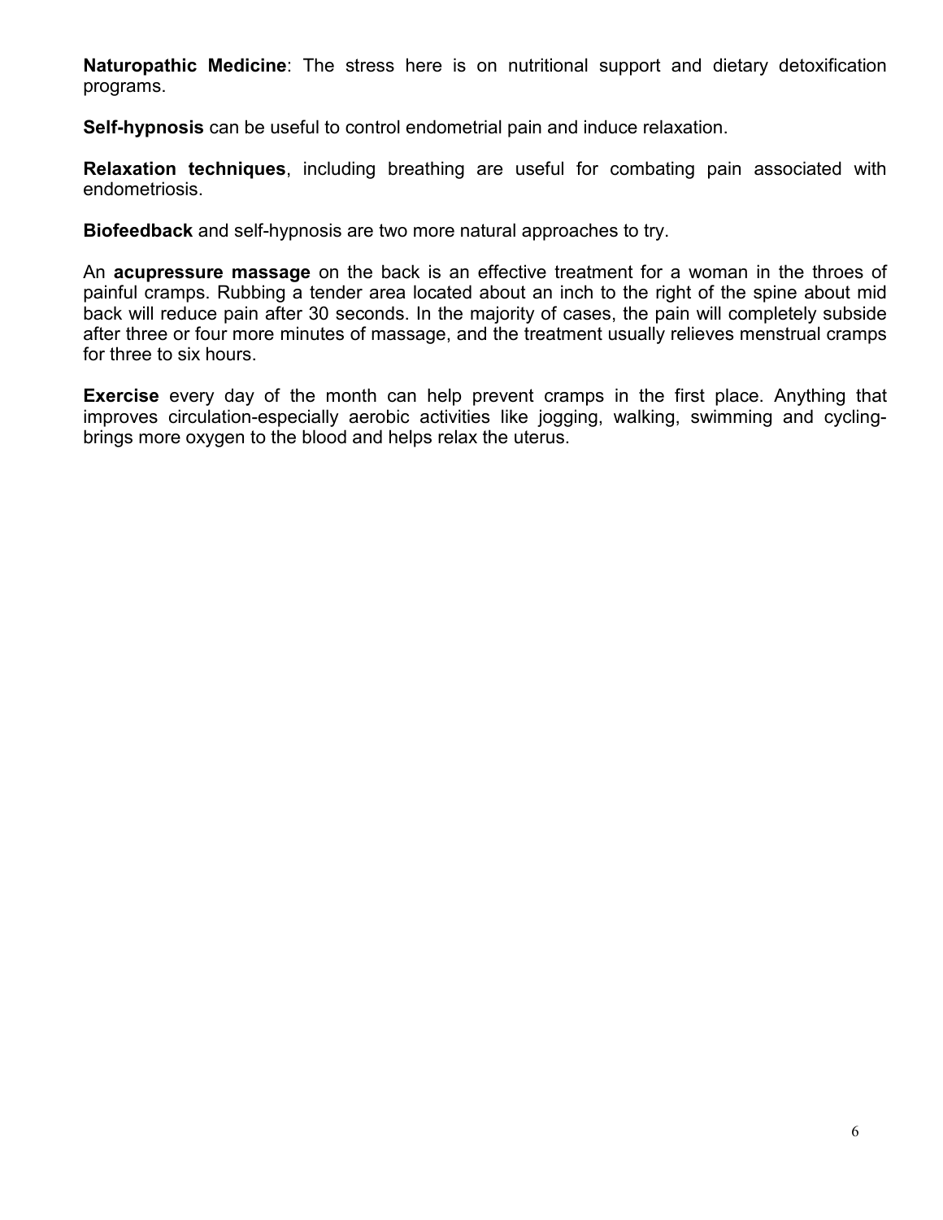**Naturopathic Medicine**: The stress here is on nutritional support and dietary detoxification programs.

**Self-hypnosis** can be useful to control endometrial pain and induce relaxation.

**Relaxation techniques**, including breathing are useful for combating pain associated with endometriosis.

**Biofeedback** and self-hypnosis are two more natural approaches to try.

An **acupressure massage** on the back is an effective treatment for a woman in the throes of painful cramps. Rubbing a tender area located about an inch to the right of the spine about mid back will reduce pain after 30 seconds. In the majority of cases, the pain will completely subside after three or four more minutes of massage, and the treatment usually relieves menstrual cramps for three to six hours.

**Exercise** every day of the month can help prevent cramps in the first place. Anything that improves circulation-especially aerobic activities like jogging, walking, swimming and cycling-brings more oxygen to the blood and helps relax the uterus.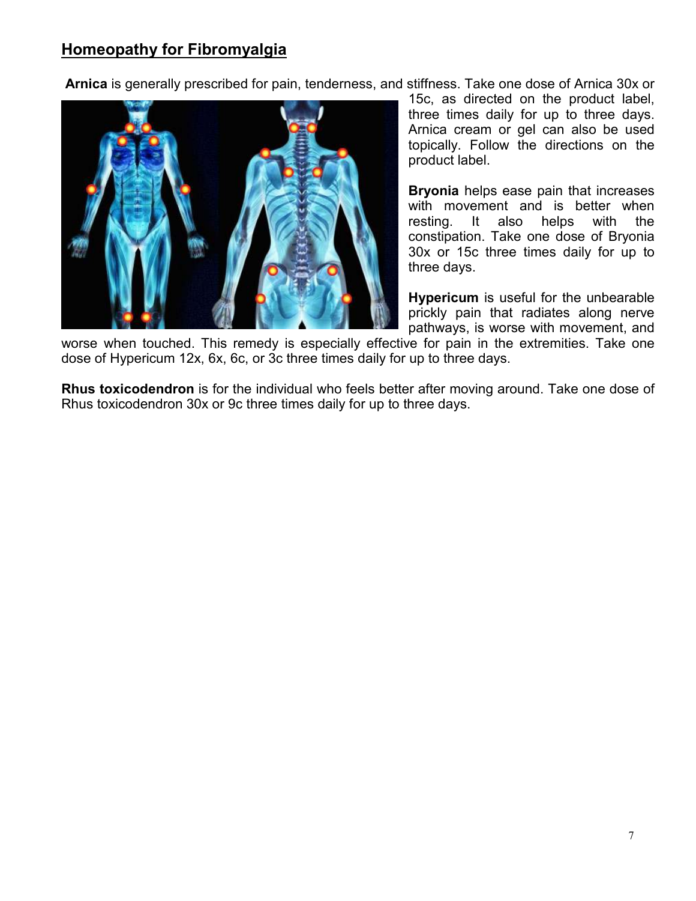## Homeopathy for Fibromyalgia

**Arnica** is generally prescribed for pain, tenderness, and stiffness. Take one dose of Arnica 30x or 15c, as directed on the product label, three times daily for up to three days. Arnica cream or gel can also be used topically. Follow the directions on the product label.

**Bryonia** helps ease pain that increases with movement and is better when resting. It also helps with the constipation. Take one dose of Bryonia 30x or 15c three times daily for up to three days.

**Hypericum** is useful for the unbearable prickly pain that radiates along nerve pathways, is worse with movement, and worse when touched. This remedy is especially effective for pain in the extremities. Take one dose of Hypericum 12x, 6x, 6c, or 3c three times daily for up to three days.

**Rhus toxicodendron** is for the individual who feels better after moving around. Take one dose of Rhus toxicodendron 30x or 9c three times daily for up to three days.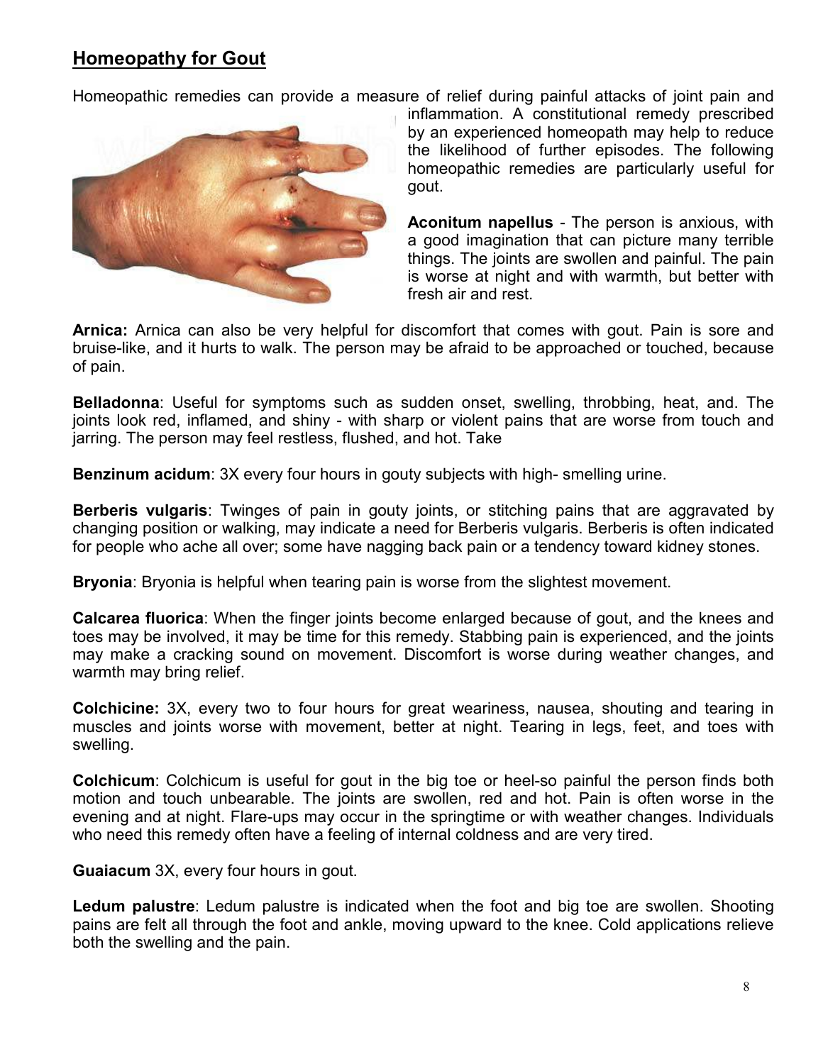## Homeopathy for Gout

Homeopathic remedies can provide a measure of relief during painful attacks of joint pain and inflammation. A constitutional remedy prescribed by an experienced homeopath may help to reduce the likelihood of further episodes. The following homeopathic remedies are particularly useful for gout.

**Aconitum napellus** - The person is anxious, with a good imagination that can picture many terrible things. The joints are swollen and painful. The pain is worse at night and with warmth, but better with fresh air and rest.

**Arnica:** Arnica can also be very helpful for discomfort that comes with gout. Pain is sore and bruise-like, and it hurts to walk. The person may be afraid to be approached or touched, because of pain.

**Belladonna**: Useful for symptoms such as sudden onset, swelling, throbbing, heat, and. The joints look red, inflamed, and shiny - with sharp or violent pains that are worse from touch and jarring. The person may feel restless, flushed, and hot. Take

**Benzinum acidum**: 3X every four hours in gouty subjects with high- smelling urine.

**Berberis vulgaris**: Twinges of pain in gouty joints, or stitching pains that are aggravated by changing position or walking, may indicate a need for Berberis vulgaris. Berberis is often indicated for people who ache all over; some have nagging back pain or a tendency toward kidney stones.

**Bryonia**: Bryonia is helpful when tearing pain is worse from the slightest movement.

**Calcarea fluorica**: When the finger joints become enlarged because of gout, and the knees and toes may be involved, it may be time for this remedy. Stabbing pain is experienced, and the joints may make a cracking sound on movement. Discomfort is worse during weather changes, and warmth may bring relief.

**Colchicine:** 3X, every two to four hours for great weariness, nausea, shouting and tearing in muscles and joints worse with movement, better at night. Tearing in legs, feet, and toes with swelling.

**Colchicum**: Colchicum is useful for gout in the big toe or heel-so painful the person finds both motion and touch unbearable. The joints are swollen, red and hot. Pain is often worse in the evening and at night. Flare-ups may occur in the springtime or with weather changes. Individuals who need this remedy often have a feeling of internal coldness and are very tired.

**Guaiacum** 3X, every four hours in gout.

**Ledum palustre**: Ledum palustre is indicated when the foot and big toe are swollen. Shooting pains are felt all through the foot and ankle, moving upward to the knee. Cold applications relieve both the swelling and the pain.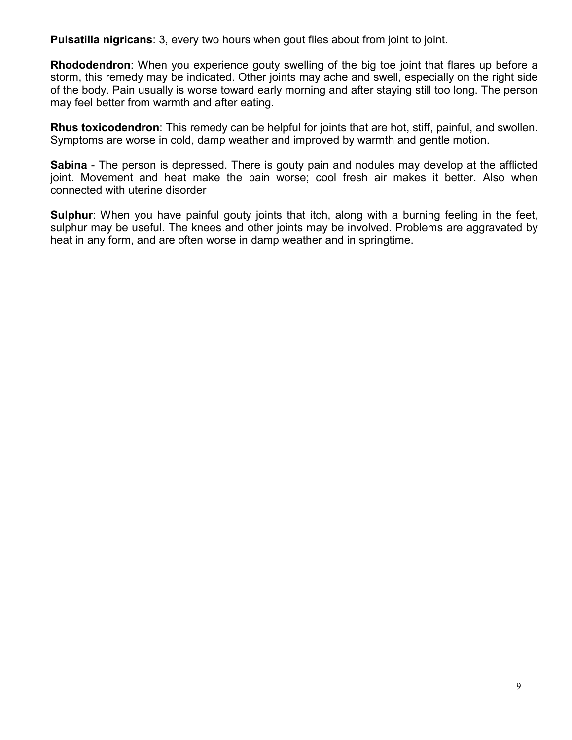**Pulsatilla nigricans**: 3, every two hours when gout flies about from joint to joint.

**Rhododendron**: When you experience gouty swelling of the big toe joint that flares up before a storm, this remedy may be indicated. Other joints may ache and swell, especially on the right side of the body. Pain usually is worse toward early morning and after staying still too long. The person may feel better from warmth and after eating.

**Rhus toxicodendron**: This remedy can be helpful for joints that are hot, stiff, painful, and swollen. Symptoms are worse in cold, damp weather and improved by warmth and gentle motion.

**Sabina** - The person is depressed. There is gouty pain and nodules may develop at the afflicted joint. Movement and heat make the pain worse; cool fresh air makes it better. Also when connected with uterine disorder

**Sulphur**: When you have painful gouty joints that itch, along with a burning feeling in the feet, sulphur may be useful. The knees and other joints may be involved. Problems are aggravated by heat in any form, and are often worse in damp weather and in springtime.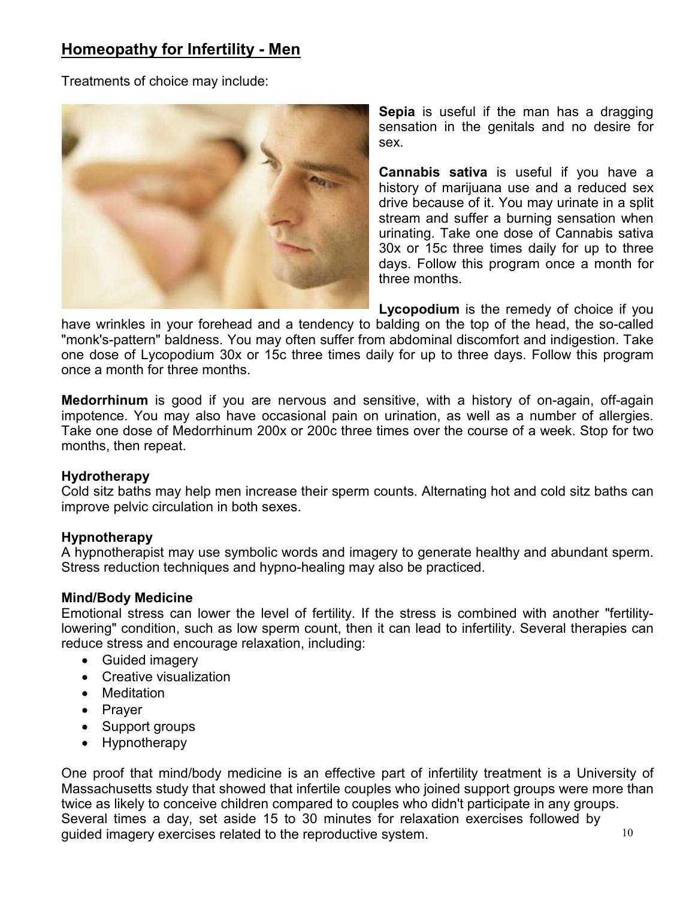# Homeopathy for Infertility - Men

Treatments of choice may include:

**Sepia** is useful if the man has a dragging sensation in the genitals and no desire for sex.

**Cannabis sativa** is useful if you have a history of marijuana use and a reduced sex drive because of it. You may urinate in a split stream and suffer a burning sensation when urinating. Take one dose of Cannabis sativa 30x or 15c three times daily for up to three days. Follow this program once a month for three months.

**Lycopodium** is the remedy of choice if you have wrinkles in your forehead and a tendency to balding on the top of the head, the so-called "monk's-pattern" baldness. You may often suffer from abdominal discomfort and indigestion. Take one dose of Lycopodium 30x or 15c three times daily for up to three days. Follow this program once a month for three months.

**Medorrhinum** is good if you are nervous and sensitive, with a history of on-again, off-again impotence. You may also have occasional pain on urination, as well as a number of allergies. Take one dose of Medorrhinum 200x or 200c three times over the course of a week. Stop for two months, then repeat.

**Hydrotherapy**
Cold sitz baths may help men increase their sperm counts. Alternating hot and cold sitz baths can improve pelvic circulation in both sexes.

**Hypnotherapy**
A hypnotherapist may use symbolic words and imagery to generate healthy and abundant sperm. Stress reduction techniques and hypno-healing may also be practiced.

**Mind/Body Medicine**
Emotional stress can lower the level of fertility. If the stress is combined with another "fertility-lowering" condition, such as low sperm count, then it can lead to infertility. Several therapies can reduce stress and encourage relaxation, including:

- Guided imagery
- Creative visualization
- Meditation
- Prayer
- Support groups
- Hypnotherapy

One proof that mind/body medicine is an effective part of infertility treatment is a University of Massachusetts study that showed that infertile couples who joined support groups were more than twice as likely to conceive children compared to couples who didn't participate in any groups.
Several times a day, set aside 15 to 30 minutes for relaxation exercises followed by guided imagery exercises related to the reproductive system.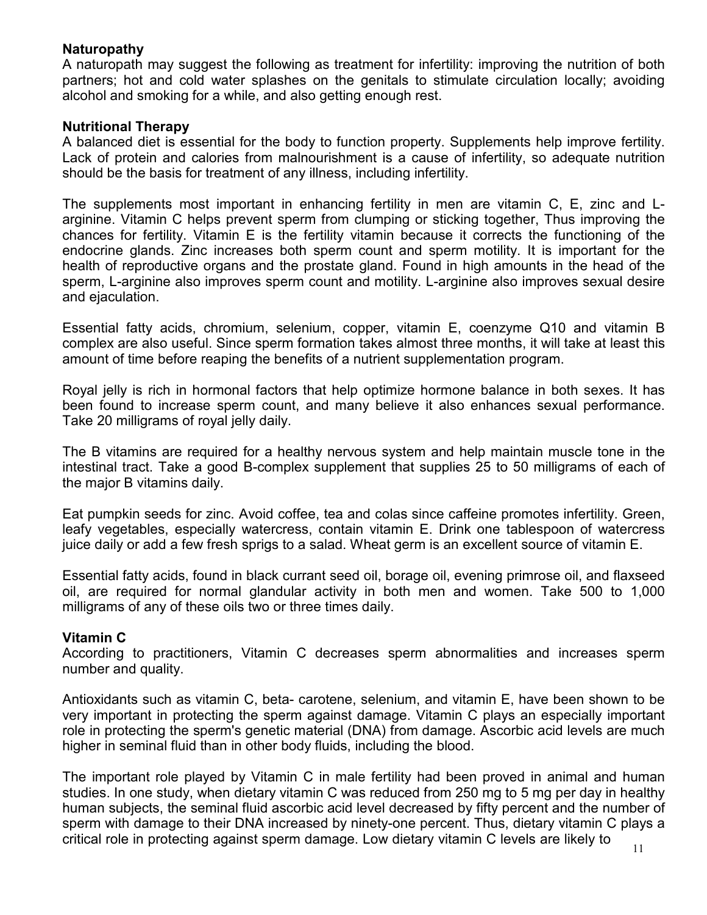**Naturopathy**

A naturopath may suggest the following as treatment for infertility: improving the nutrition of both partners; hot and cold water splashes on the genitals to stimulate circulation locally; avoiding alcohol and smoking for a while, and also getting enough rest.

**Nutritional Therapy**

A balanced diet is essential for the body to function property. Supplements help improve fertility. Lack of protein and calories from malnourishment is a cause of infertility, so adequate nutrition should be the basis for treatment of any illness, including infertility.

The supplements most important in enhancing fertility in men are vitamin C, E, zinc and L-arginine. Vitamin C helps prevent sperm from clumping or sticking together, Thus improving the chances for fertility. Vitamin E is the fertility vitamin because it corrects the functioning of the endocrine glands. Zinc increases both sperm count and sperm motility. It is important for the health of reproductive organs and the prostate gland. Found in high amounts in the head of the sperm, L-arginine also improves sperm count and motility. L-arginine also improves sexual desire and ejaculation.

Essential fatty acids, chromium, selenium, copper, vitamin E, coenzyme Q10 and vitamin B complex are also useful. Since sperm formation takes almost three months, it will take at least this amount of time before reaping the benefits of a nutrient supplementation program.

Royal jelly is rich in hormonal factors that help optimize hormone balance in both sexes. It has been found to increase sperm count, and many believe it also enhances sexual performance. Take 20 milligrams of royal jelly daily.

The B vitamins are required for a healthy nervous system and help maintain muscle tone in the intestinal tract. Take a good B-complex supplement that supplies 25 to 50 milligrams of each of the major B vitamins daily.

Eat pumpkin seeds for zinc. Avoid coffee, tea and colas since caffeine promotes infertility. Green, leafy vegetables, especially watercress, contain vitamin E. Drink one tablespoon of watercress juice daily or add a few fresh sprigs to a salad. Wheat germ is an excellent source of vitamin E.

Essential fatty acids, found in black currant seed oil, borage oil, evening primrose oil, and flaxseed oil, are required for normal glandular activity in both men and women. Take 500 to 1,000 milligrams of any of these oils two or three times daily.

**Vitamin C**

According to practitioners, Vitamin C decreases sperm abnormalities and increases sperm number and quality.

Antioxidants such as vitamin C, beta- carotene, selenium, and vitamin E, have been shown to be very important in protecting the sperm against damage. Vitamin C plays an especially important role in protecting the sperm's genetic material (DNA) from damage. Ascorbic acid levels are much higher in seminal fluid than in other body fluids, including the blood.

The important role played by Vitamin C in male fertility had been proved in animal and human studies. In one study, when dietary vitamin C was reduced from 250 mg to 5 mg per day in healthy human subjects, the seminal fluid ascorbic acid level decreased by fifty percent and the number of sperm with damage to their DNA increased by ninety-one percent. Thus, dietary vitamin C plays a critical role in protecting against sperm damage. Low dietary vitamin C levels are likely to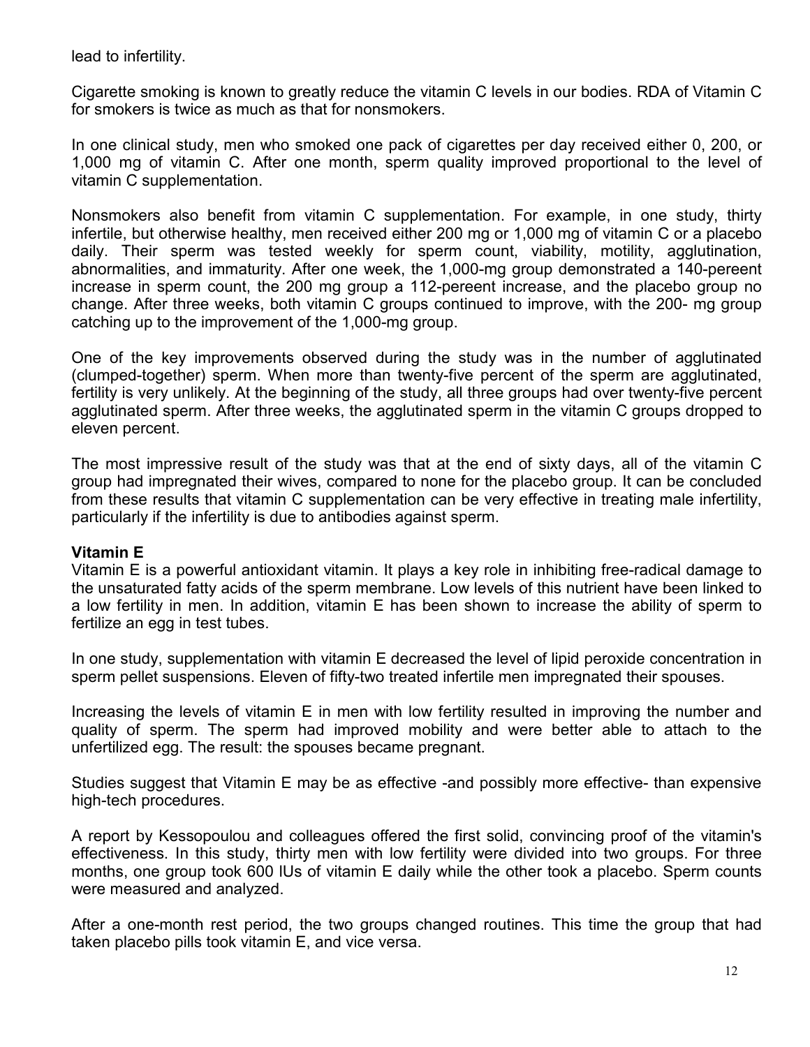lead to infertility.

Cigarette smoking is known to greatly reduce the vitamin C levels in our bodies. RDA of Vitamin C for smokers is twice as much as that for nonsmokers.

In one clinical study, men who smoked one pack of cigarettes per day received either 0, 200, or 1,000 mg of vitamin C. After one month, sperm quality improved proportional to the level of vitamin C supplementation.

Nonsmokers also benefit from vitamin C supplementation. For example, in one study, thirty infertile, but otherwise healthy, men received either 200 mg or 1,000 mg of vitamin C or a placebo daily. Their sperm was tested weekly for sperm count, viability, motility, agglutination, abnormalities, and immaturity. After one week, the 1,000-mg group demonstrated a 140-pereent increase in sperm count, the 200 mg group a 112-pereent increase, and the placebo group no change. After three weeks, both vitamin C groups continued to improve, with the 200- mg group catching up to the improvement of the 1,000-mg group.

One of the key improvements observed during the study was in the number of agglutinated (clumped-together) sperm. When more than twenty-five percent of the sperm are agglutinated, fertility is very unlikely. At the beginning of the study, all three groups had over twenty-five percent agglutinated sperm. After three weeks, the agglutinated sperm in the vitamin C groups dropped to eleven percent.

The most impressive result of the study was that at the end of sixty days, all of the vitamin C group had impregnated their wives, compared to none for the placebo group. It can be concluded from these results that vitamin C supplementation can be very effective in treating male infertility, particularly if the infertility is due to antibodies against sperm.

**Vitamin E**

Vitamin E is a powerful antioxidant vitamin. It plays a key role in inhibiting free-radical damage to the unsaturated fatty acids of the sperm membrane. Low levels of this nutrient have been linked to a low fertility in men. In addition, vitamin E has been shown to increase the ability of sperm to fertilize an egg in test tubes.

In one study, supplementation with vitamin E decreased the level of lipid peroxide concentration in sperm pellet suspensions. Eleven of fifty-two treated infertile men impregnated their spouses.

Increasing the levels of vitamin E in men with low fertility resulted in improving the number and quality of sperm. The sperm had improved mobility and were better able to attach to the unfertilized egg. The result: the spouses became pregnant.

Studies suggest that Vitamin E may be as effective -and possibly more effective- than expensive high-tech procedures.

A report by Kessopoulou and colleagues offered the first solid, convincing proof of the vitamin's effectiveness. In this study, thirty men with low fertility were divided into two groups. For three months, one group took 600 IUs of vitamin E daily while the other took a placebo. Sperm counts were measured and analyzed.

After a one-month rest period, the two groups changed routines. This time the group that had taken placebo pills took vitamin E, and vice versa.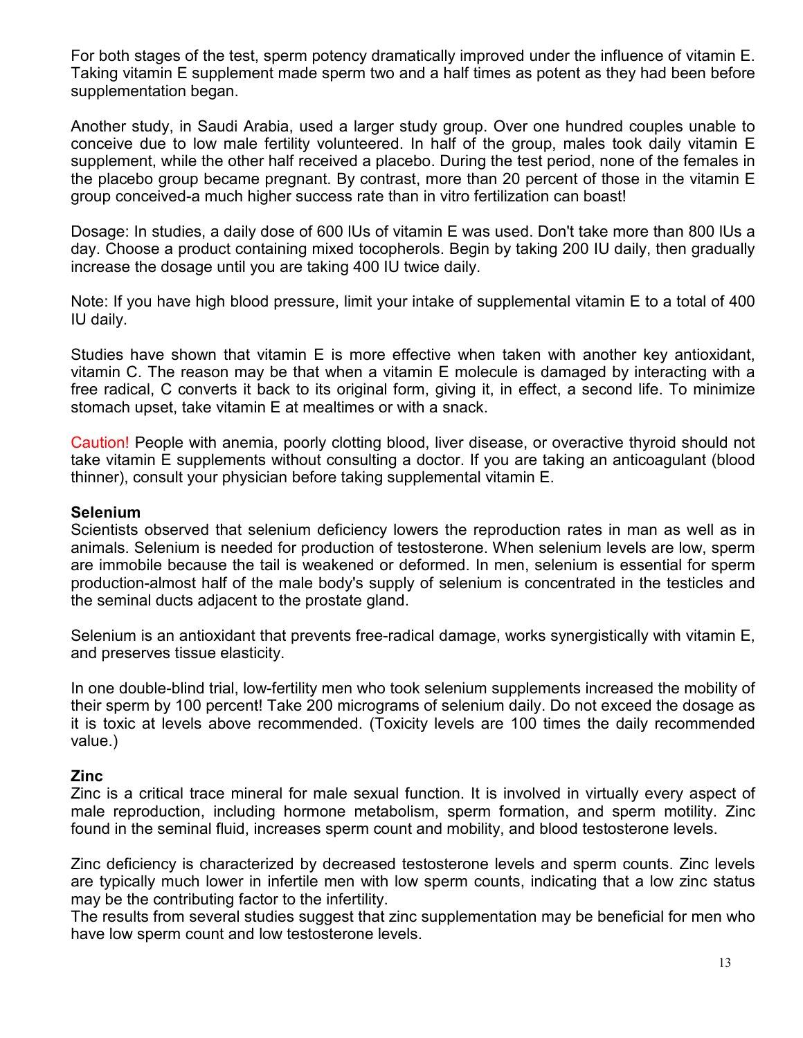For both stages of the test, sperm potency dramatically improved under the influence of vitamin E. Taking vitamin E supplement made sperm two and a half times as potent as they had been before supplementation began.

Another study, in Saudi Arabia, used a larger study group. Over one hundred couples unable to conceive due to low male fertility volunteered. In half of the group, males took daily vitamin E supplement, while the other half received a placebo. During the test period, none of the females in the placebo group became pregnant. By contrast, more than 20 percent of those in the vitamin E group conceived-a much higher success rate than in vitro fertilization can boast!

Dosage: In studies, a daily dose of 600 IUs of vitamin E was used. Don't take more than 800 IUs a day. Choose a product containing mixed tocopherols. Begin by taking 200 IU daily, then gradually increase the dosage until you are taking 400 IU twice daily.

Note: If you have high blood pressure, limit your intake of supplemental vitamin E to a total of 400 IU daily.

Studies have shown that vitamin E is more effective when taken with another key antioxidant, vitamin C. The reason may be that when a vitamin E molecule is damaged by interacting with a free radical, C converts it back to its original form, giving it, in effect, a second life. To minimize stomach upset, take vitamin E at mealtimes or with a snack.

Caution! People with anemia, poorly clotting blood, liver disease, or overactive thyroid should not take vitamin E supplements without consulting a doctor. If you are taking an anticoagulant (blood thinner), consult your physician before taking supplemental vitamin E.

**Selenium**

Scientists observed that selenium deficiency lowers the reproduction rates in man as well as in animals. Selenium is needed for production of testosterone. When selenium levels are low, sperm are immobile because the tail is weakened or deformed. In men, selenium is essential for sperm production-almost half of the male body's supply of selenium is concentrated in the testicles and the seminal ducts adjacent to the prostate gland.

Selenium is an antioxidant that prevents free-radical damage, works synergistically with vitamin E, and preserves tissue elasticity.

In one double-blind trial, low-fertility men who took selenium supplements increased the mobility of their sperm by 100 percent! Take 200 micrograms of selenium daily. Do not exceed the dosage as it is toxic at levels above recommended. (Toxicity levels are 100 times the daily recommended value.)

**Zinc**

Zinc is a critical trace mineral for male sexual function. It is involved in virtually every aspect of male reproduction, including hormone metabolism, sperm formation, and sperm motility. Zinc found in the seminal fluid, increases sperm count and mobility, and blood testosterone levels.

Zinc deficiency is characterized by decreased testosterone levels and sperm counts. Zinc levels are typically much lower in infertile men with low sperm counts, indicating that a low zinc status may be the contributing factor to the infertility.
The results from several studies suggest that zinc supplementation may be beneficial for men who have low sperm count and low testosterone levels.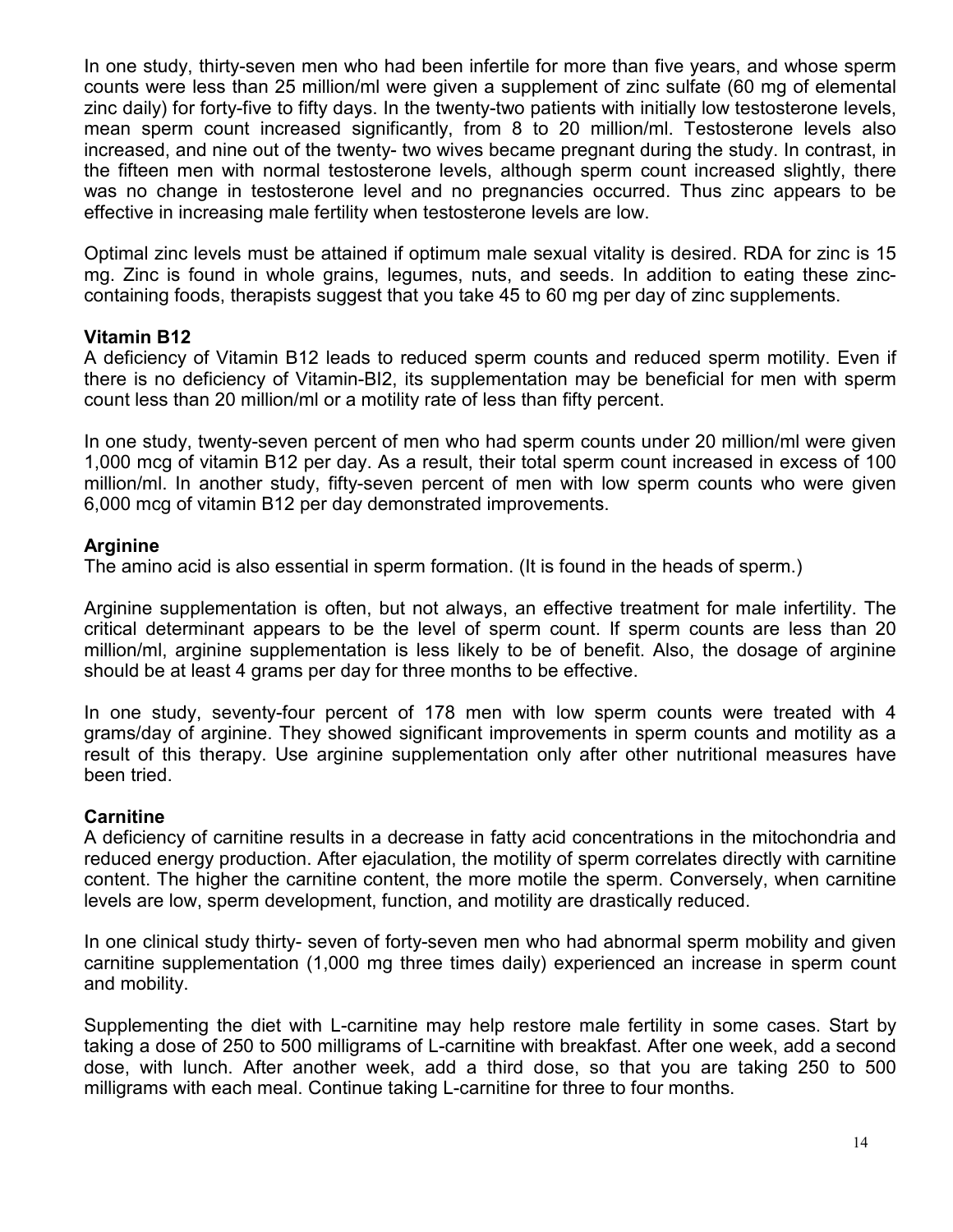In one study, thirty-seven men who had been infertile for more than five years, and whose sperm counts were less than 25 million/ml were given a supplement of zinc sulfate (60 mg of elemental zinc daily) for forty-five to fifty days. In the twenty-two patients with initially low testosterone levels, mean sperm count increased significantly, from 8 to 20 million/ml. Testosterone levels also increased, and nine out of the twenty- two wives became pregnant during the study. In contrast, in the fifteen men with normal testosterone levels, although sperm count increased slightly, there was no change in testosterone level and no pregnancies occurred. Thus zinc appears to be effective in increasing male fertility when testosterone levels are low.

Optimal zinc levels must be attained if optimum male sexual vitality is desired. RDA for zinc is 15 mg. Zinc is found in whole grains, legumes, nuts, and seeds. In addition to eating these zinc-containing foods, therapists suggest that you take 45 to 60 mg per day of zinc supplements.

**Vitamin B12**

A deficiency of Vitamin B12 leads to reduced sperm counts and reduced sperm motility. Even if there is no deficiency of Vitamin-BI2, its supplementation may be beneficial for men with sperm count less than 20 million/ml or a motility rate of less than fifty percent.

In one study, twenty-seven percent of men who had sperm counts under 20 million/ml were given 1,000 mcg of vitamin B12 per day. As a result, their total sperm count increased in excess of 100 million/ml. In another study, fifty-seven percent of men with low sperm counts who were given 6,000 mcg of vitamin B12 per day demonstrated improvements.

**Arginine**

The amino acid is also essential in sperm formation. (It is found in the heads of sperm.)

Arginine supplementation is often, but not always, an effective treatment for male infertility. The critical determinant appears to be the level of sperm count. If sperm counts are less than 20 million/ml, arginine supplementation is less likely to be of benefit. Also, the dosage of arginine should be at least 4 grams per day for three months to be effective.

In one study, seventy-four percent of 178 men with low sperm counts were treated with 4 grams/day of arginine. They showed significant improvements in sperm counts and motility as a result of this therapy. Use arginine supplementation only after other nutritional measures have been tried.

**Carnitine**

A deficiency of carnitine results in a decrease in fatty acid concentrations in the mitochondria and reduced energy production. After ejaculation, the motility of sperm correlates directly with carnitine content. The higher the carnitine content, the more motile the sperm. Conversely, when carnitine levels are low, sperm development, function, and motility are drastically reduced.

In one clinical study thirty- seven of forty-seven men who had abnormal sperm mobility and given carnitine supplementation (1,000 mg three times daily) experienced an increase in sperm count and mobility.

Supplementing the diet with L-carnitine may help restore male fertility in some cases. Start by taking a dose of 250 to 500 milligrams of L-carnitine with breakfast. After one week, add a second dose, with lunch. After another week, add a third dose, so that you are taking 250 to 500 milligrams with each meal. Continue taking L-carnitine for three to four months.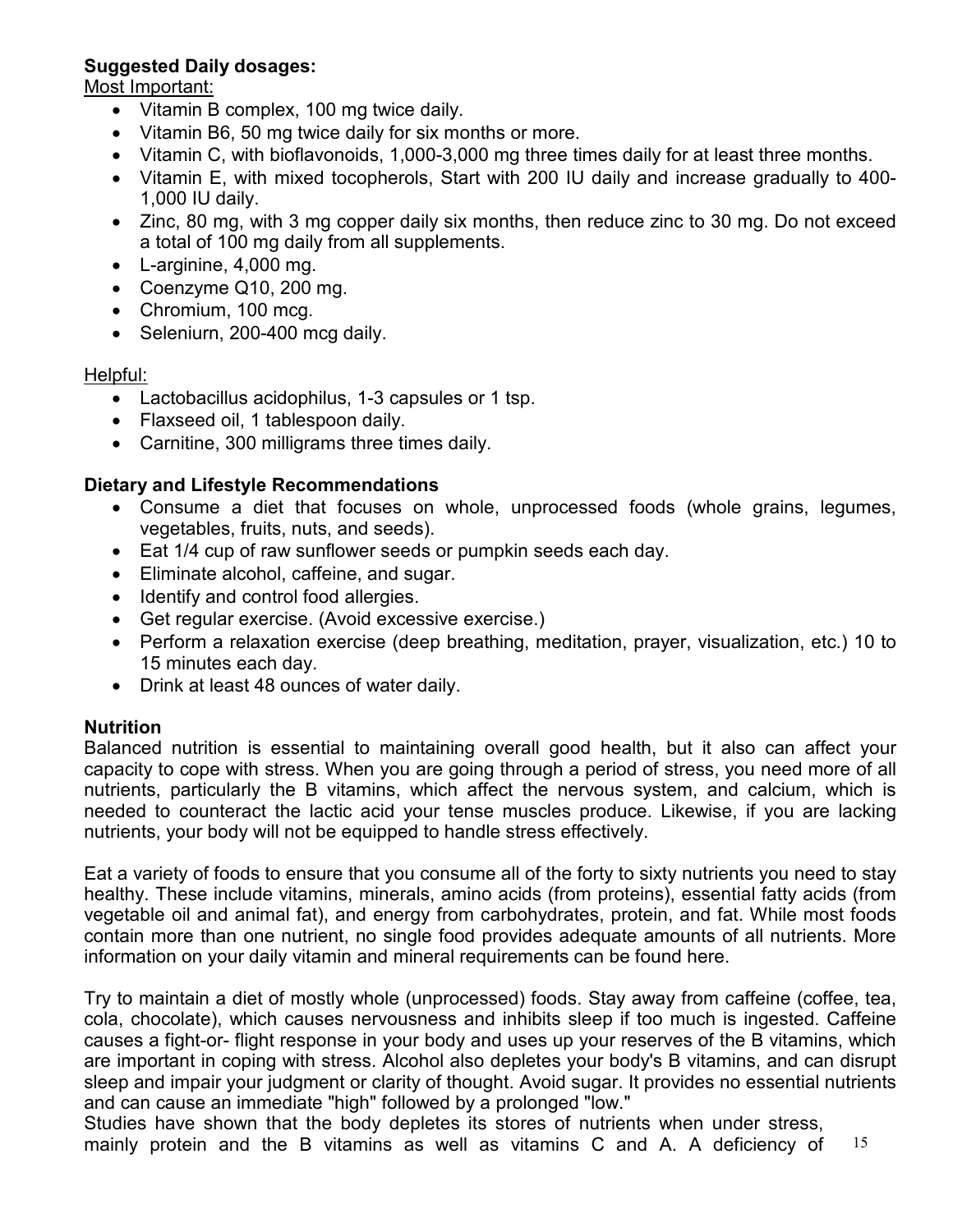**Suggested Daily dosages:**

Most Important:

- Vitamin B complex, 100 mg twice daily.
- Vitamin B6, 50 mg twice daily for six months or more.
- Vitamin C, with bioflavonoids, 1,000-3,000 mg three times daily for at least three months.
- Vitamin E, with mixed tocopherols, Start with 200 IU daily and increase gradually to 400-1,000 IU daily.
- Zinc, 80 mg, with 3 mg copper daily six months, then reduce zinc to 30 mg. Do not exceed a total of 100 mg daily from all supplements.
- L-arginine, 4,000 mg.
- Coenzyme Q10, 200 mg.
- Chromium, 100 mcg.
- Seleniurn, 200-400 mcg daily.

Helpful:

- Lactobacillus acidophilus, 1-3 capsules or 1 tsp.
- Flaxseed oil, 1 tablespoon daily.
- Carnitine, 300 milligrams three times daily.

**Dietary and Lifestyle Recommendations**

- Consume a diet that focuses on whole, unprocessed foods (whole grains, legumes, vegetables, fruits, nuts, and seeds).
- Eat 1/4 cup of raw sunflower seeds or pumpkin seeds each day.
- Eliminate alcohol, caffeine, and sugar.
- Identify and control food allergies.
- Get regular exercise. (Avoid excessive exercise.)
- Perform a relaxation exercise (deep breathing, meditation, prayer, visualization, etc.) 10 to 15 minutes each day.
- Drink at least 48 ounces of water daily.

**Nutrition**

Balanced nutrition is essential to maintaining overall good health, but it also can affect your capacity to cope with stress. When you are going through a period of stress, you need more of all nutrients, particularly the B vitamins, which affect the nervous system, and calcium, which is needed to counteract the lactic acid your tense muscles produce. Likewise, if you are lacking nutrients, your body will not be equipped to handle stress effectively.

Eat a variety of foods to ensure that you consume all of the forty to sixty nutrients you need to stay healthy. These include vitamins, minerals, amino acids (from proteins), essential fatty acids (from vegetable oil and animal fat), and energy from carbohydrates, protein, and fat. While most foods contain more than one nutrient, no single food provides adequate amounts of all nutrients. More information on your daily vitamin and mineral requirements can be found here.

Try to maintain a diet of mostly whole (unprocessed) foods. Stay away from caffeine (coffee, tea, cola, chocolate), which causes nervousness and inhibits sleep if too much is ingested. Caffeine causes a fight-or- flight response in your body and uses up your reserves of the B vitamins, which are important in coping with stress. Alcohol also depletes your body's B vitamins, and can disrupt sleep and impair your judgment or clarity of thought. Avoid sugar. It provides no essential nutrients and can cause an immediate "high" followed by a prolonged "low."

Studies have shown that the body depletes its stores of nutrients when under stress, mainly protein and the B vitamins as well as vitamins C and A. A deficiency of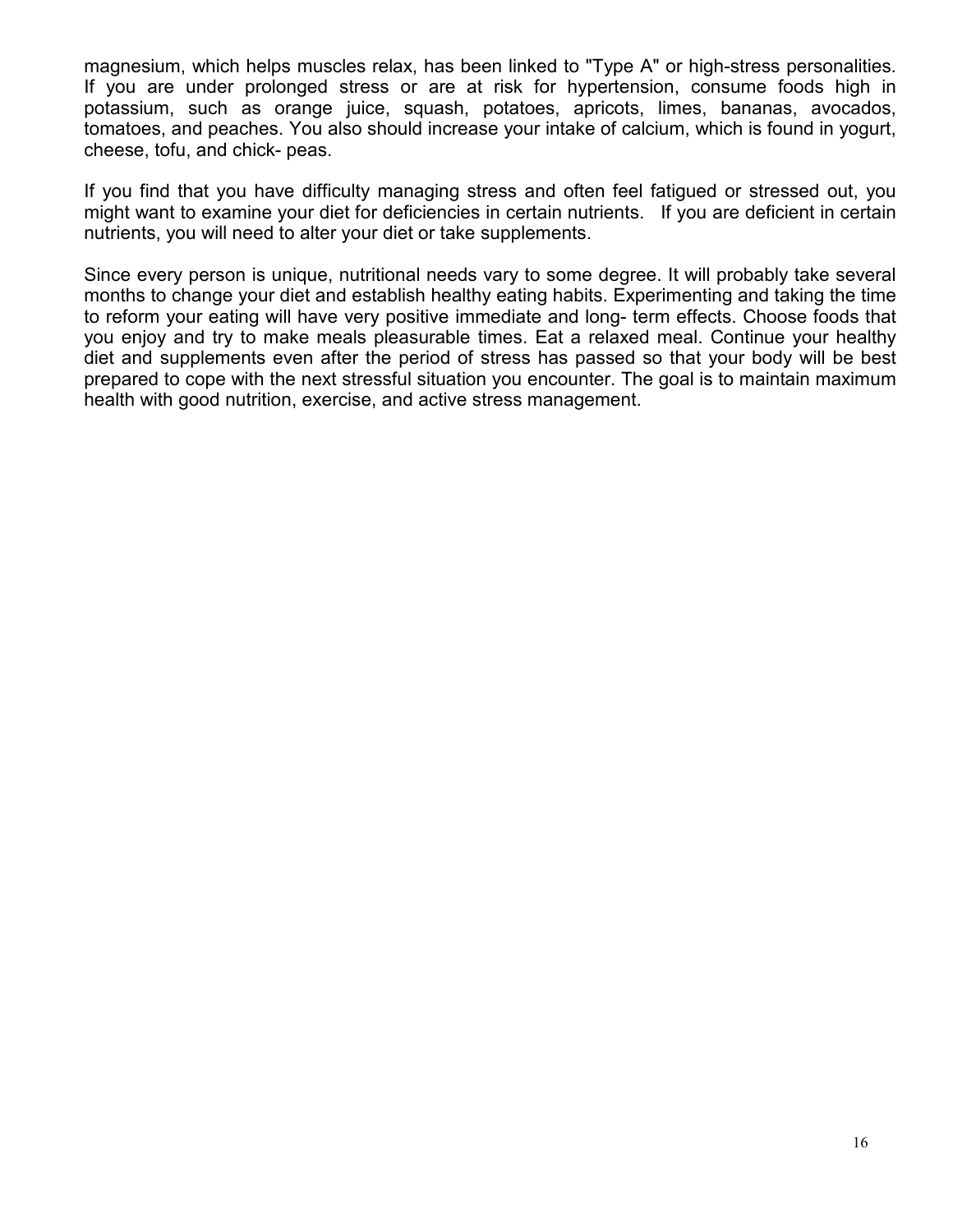magnesium, which helps muscles relax, has been linked to "Type A" or high-stress personalities. If you are under prolonged stress or are at risk for hypertension, consume foods high in potassium, such as orange juice, squash, potatoes, apricots, limes, bananas, avocados, tomatoes, and peaches. You also should increase your intake of calcium, which is found in yogurt, cheese, tofu, and chick- peas.

If you find that you have difficulty managing stress and often feel fatigued or stressed out, you might want to examine your diet for deficiencies in certain nutrients. If you are deficient in certain nutrients, you will need to alter your diet or take supplements.

Since every person is unique, nutritional needs vary to some degree. It will probably take several months to change your diet and establish healthy eating habits. Experimenting and taking the time to reform your eating will have very positive immediate and long- term effects. Choose foods that you enjoy and try to make meals pleasurable times. Eat a relaxed meal. Continue your healthy diet and supplements even after the period of stress has passed so that your body will be best prepared to cope with the next stressful situation you encounter. The goal is to maintain maximum health with good nutrition, exercise, and active stress management.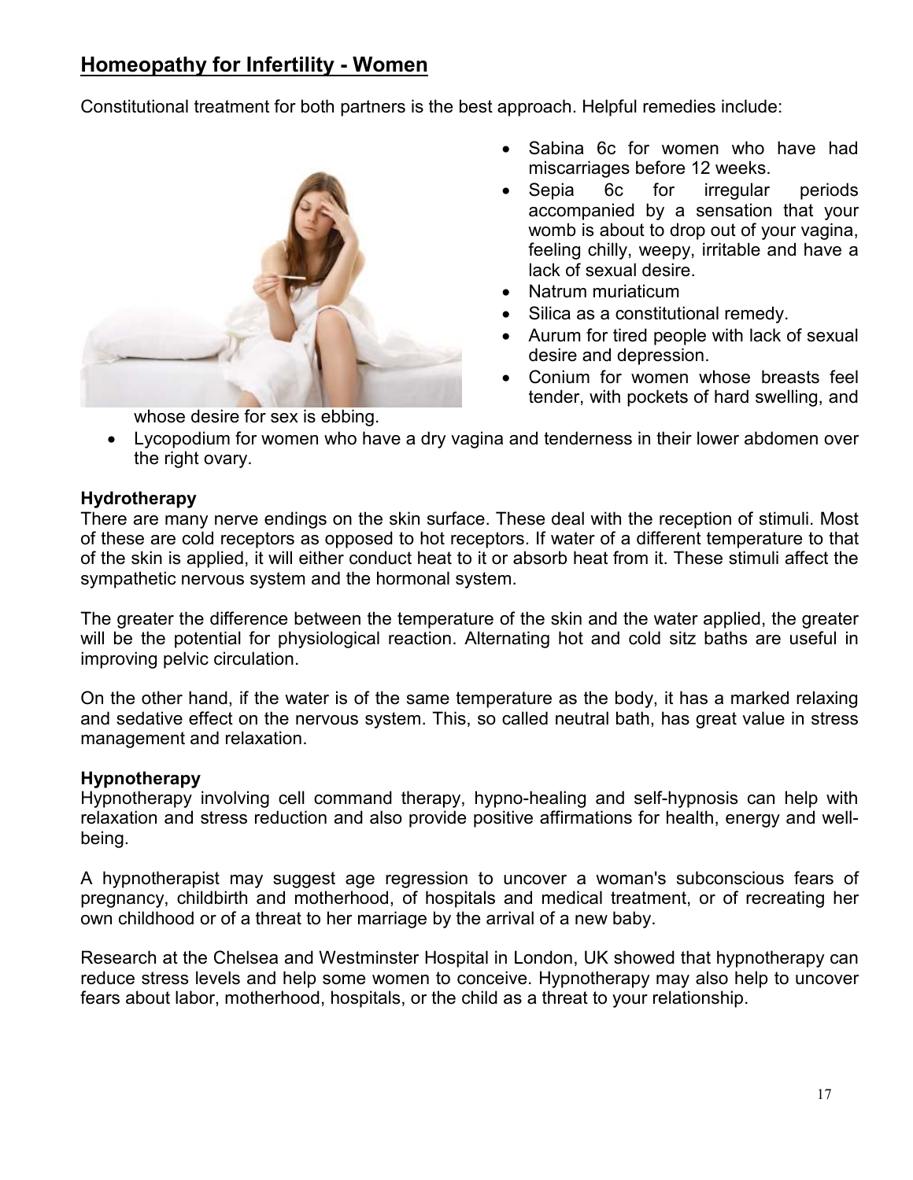## Homeopathy for Infertility - Women

Constitutional treatment for both partners is the best approach. Helpful remedies include:

- Sabina 6c for women who have had miscarriages before 12 weeks.
- Sepia 6c for irregular periods accompanied by a sensation that your womb is about to drop out of your vagina, feeling chilly, weepy, irritable and have a lack of sexual desire.
- Natrum muriaticum
- Silica as a constitutional remedy.
- Aurum for tired people with lack of sexual desire and depression.
- Conium for women whose breasts feel tender, with pockets of hard swelling, and whose desire for sex is ebbing.
- Lycopodium for women who have a dry vagina and tenderness in their lower abdomen over the right ovary.

**Hydrotherapy**

There are many nerve endings on the skin surface. These deal with the reception of stimuli. Most of these are cold receptors as opposed to hot receptors. If water of a different temperature to that of the skin is applied, it will either conduct heat to it or absorb heat from it. These stimuli affect the sympathetic nervous system and the hormonal system.

The greater the difference between the temperature of the skin and the water applied, the greater will be the potential for physiological reaction. Alternating hot and cold sitz baths are useful in improving pelvic circulation.

On the other hand, if the water is of the same temperature as the body, it has a marked relaxing and sedative effect on the nervous system. This, so called neutral bath, has great value in stress management and relaxation.

**Hypnotherapy**

Hypnotherapy involving cell command therapy, hypno-healing and self-hypnosis can help with relaxation and stress reduction and also provide positive affirmations for health, energy and well-being.

A hypnotherapist may suggest age regression to uncover a woman's subconscious fears of pregnancy, childbirth and motherhood, of hospitals and medical treatment, or of recreating her own childhood or of a threat to her marriage by the arrival of a new baby.

Research at the Chelsea and Westminster Hospital in London, UK showed that hypnotherapy can reduce stress levels and help some women to conceive. Hypnotherapy may also help to uncover fears about labor, motherhood, hospitals, or the child as a threat to your relationship.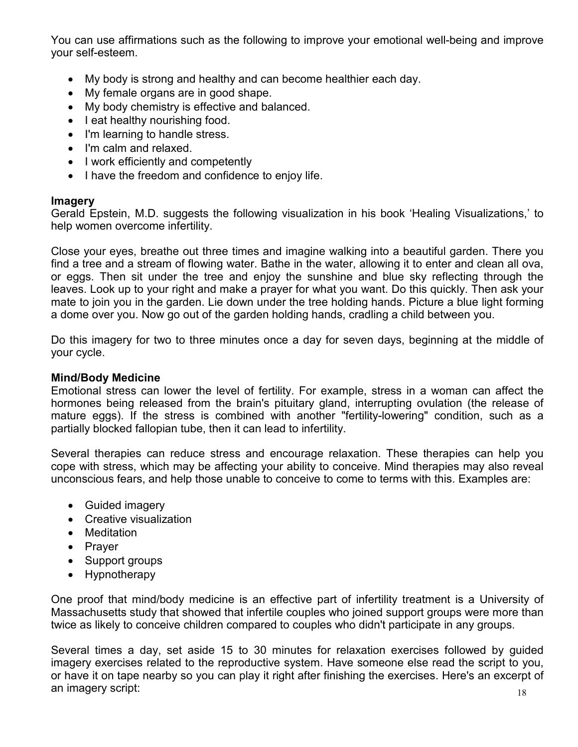You can use affirmations such as the following to improve your emotional well-being and improve your self-esteem.

- My body is strong and healthy and can become healthier each day.
- My female organs are in good shape.
- My body chemistry is effective and balanced.
- I eat healthy nourishing food.
- I'm learning to handle stress.
- I'm calm and relaxed.
- I work efficiently and competently
- I have the freedom and confidence to enjoy life.

**Imagery**

Gerald Epstein, M.D. suggests the following visualization in his book 'Healing Visualizations,' to help women overcome infertility.

Close your eyes, breathe out three times and imagine walking into a beautiful garden. There you find a tree and a stream of flowing water. Bathe in the water, allowing it to enter and clean all ova, or eggs. Then sit under the tree and enjoy the sunshine and blue sky reflecting through the leaves. Look up to your right and make a prayer for what you want. Do this quickly. Then ask your mate to join you in the garden. Lie down under the tree holding hands. Picture a blue light forming a dome over you. Now go out of the garden holding hands, cradling a child between you.

Do this imagery for two to three minutes once a day for seven days, beginning at the middle of your cycle.

**Mind/Body Medicine**

Emotional stress can lower the level of fertility. For example, stress in a woman can affect the hormones being released from the brain's pituitary gland, interrupting ovulation (the release of mature eggs). If the stress is combined with another "fertility-lowering" condition, such as a partially blocked fallopian tube, then it can lead to infertility.

Several therapies can reduce stress and encourage relaxation. These therapies can help you cope with stress, which may be affecting your ability to conceive. Mind therapies may also reveal unconscious fears, and help those unable to conceive to come to terms with this. Examples are:

- Guided imagery
- Creative visualization
- Meditation
- Prayer
- Support groups
- Hypnotherapy

One proof that mind/body medicine is an effective part of infertility treatment is a University of Massachusetts study that showed that infertile couples who joined support groups were more than twice as likely to conceive children compared to couples who didn't participate in any groups.

Several times a day, set aside 15 to 30 minutes for relaxation exercises followed by guided imagery exercises related to the reproductive system. Have someone else read the script to you, or have it on tape nearby so you can play it right after finishing the exercises. Here's an excerpt of an imagery script: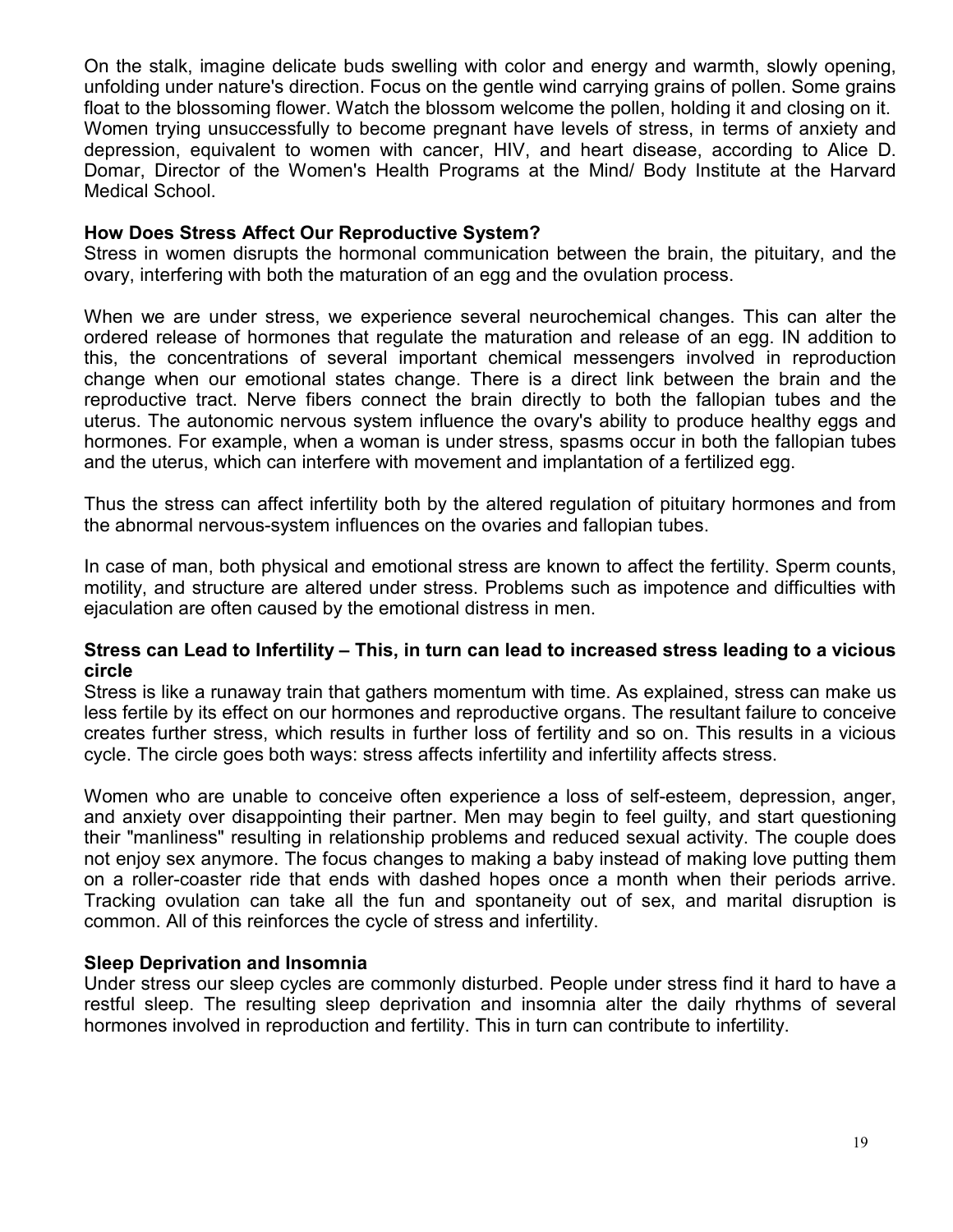On the stalk, imagine delicate buds swelling with color and energy and warmth, slowly opening, unfolding under nature's direction. Focus on the gentle wind carrying grains of pollen. Some grains float to the blossoming flower. Watch the blossom welcome the pollen, holding it and closing on it.
Women trying unsuccessfully to become pregnant have levels of stress, in terms of anxiety and depression, equivalent to women with cancer, HIV, and heart disease, according to Alice D. Domar, Director of the Women's Health Programs at the Mind/ Body Institute at the Harvard Medical School.

**How Does Stress Affect Our Reproductive System?**
Stress in women disrupts the hormonal communication between the brain, the pituitary, and the ovary, interfering with both the maturation of an egg and the ovulation process.

When we are under stress, we experience several neurochemical changes. This can alter the ordered release of hormones that regulate the maturation and release of an egg. IN addition to this, the concentrations of several important chemical messengers involved in reproduction change when our emotional states change. There is a direct link between the brain and the reproductive tract. Nerve fibers connect the brain directly to both the fallopian tubes and the uterus. The autonomic nervous system influence the ovary's ability to produce healthy eggs and hormones. For example, when a woman is under stress, spasms occur in both the fallopian tubes and the uterus, which can interfere with movement and implantation of a fertilized egg.

Thus the stress can affect infertility both by the altered regulation of pituitary hormones and from the abnormal nervous-system influences on the ovaries and fallopian tubes.

In case of man, both physical and emotional stress are known to affect the fertility. Sperm counts, motility, and structure are altered under stress. Problems such as impotence and difficulties with ejaculation are often caused by the emotional distress in men.

**Stress can Lead to Infertility – This, in turn can lead to increased stress leading to a vicious circle**
Stress is like a runaway train that gathers momentum with time. As explained, stress can make us less fertile by its effect on our hormones and reproductive organs. The resultant failure to conceive creates further stress, which results in further loss of fertility and so on. This results in a vicious cycle. The circle goes both ways: stress affects infertility and infertility affects stress.

Women who are unable to conceive often experience a loss of self-esteem, depression, anger, and anxiety over disappointing their partner. Men may begin to feel guilty, and start questioning their "manliness" resulting in relationship problems and reduced sexual activity. The couple does not enjoy sex anymore. The focus changes to making a baby instead of making love putting them on a roller-coaster ride that ends with dashed hopes once a month when their periods arrive. Tracking ovulation can take all the fun and spontaneity out of sex, and marital disruption is common. All of this reinforces the cycle of stress and infertility.

**Sleep Deprivation and Insomnia**
Under stress our sleep cycles are commonly disturbed. People under stress find it hard to have a restful sleep. The resulting sleep deprivation and insomnia alter the daily rhythms of several hormones involved in reproduction and fertility. This in turn can contribute to infertility.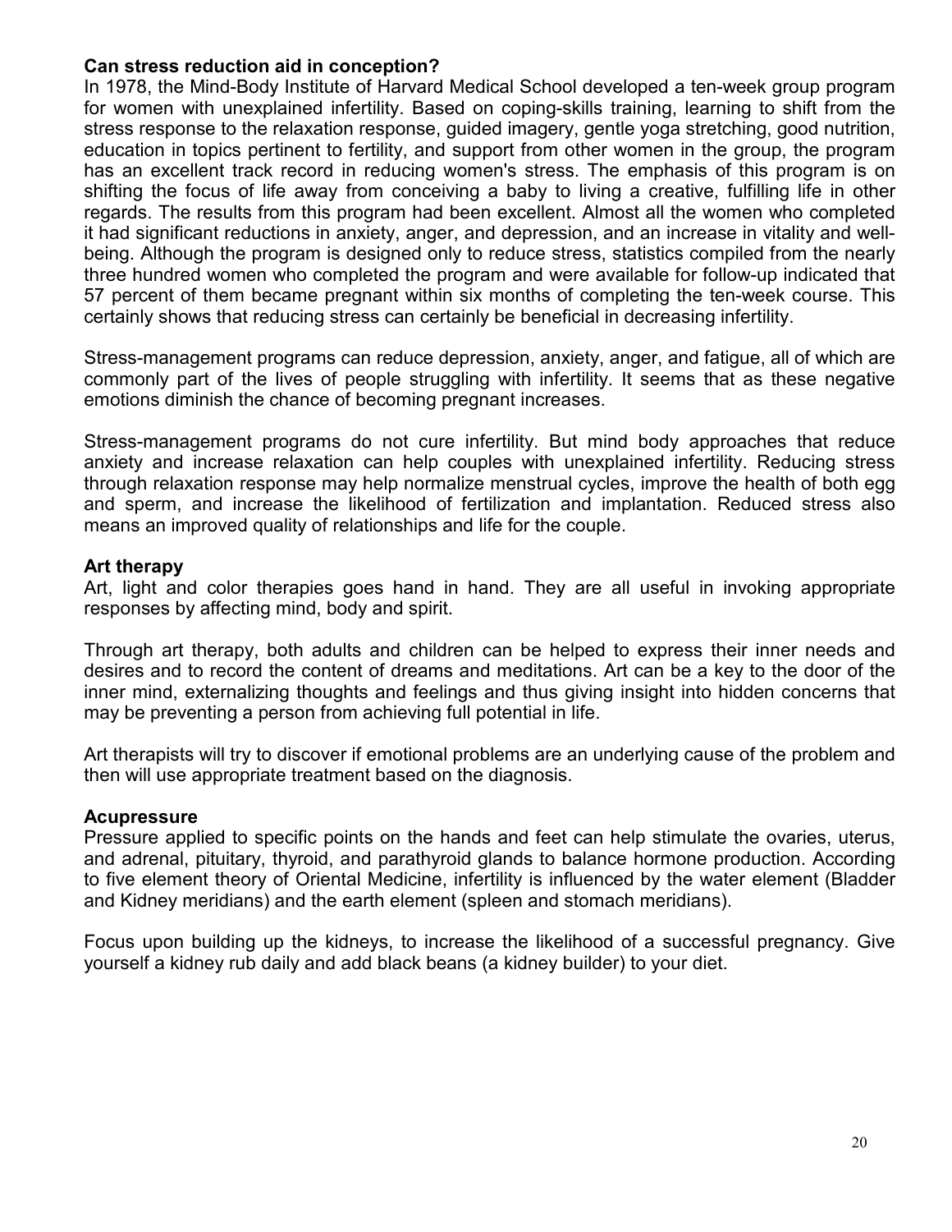**Can stress reduction aid in conception?**
In 1978, the Mind-Body Institute of Harvard Medical School developed a ten-week group program for women with unexplained infertility. Based on coping-skills training, learning to shift from the stress response to the relaxation response, guided imagery, gentle yoga stretching, good nutrition, education in topics pertinent to fertility, and support from other women in the group, the program has an excellent track record in reducing women's stress. The emphasis of this program is on shifting the focus of life away from conceiving a baby to living a creative, fulfilling life in other regards. The results from this program had been excellent. Almost all the women who completed it had significant reductions in anxiety, anger, and depression, and an increase in vitality and well-being. Although the program is designed only to reduce stress, statistics compiled from the nearly three hundred women who completed the program and were available for follow-up indicated that 57 percent of them became pregnant within six months of completing the ten-week course. This certainly shows that reducing stress can certainly be beneficial in decreasing infertility.

Stress-management programs can reduce depression, anxiety, anger, and fatigue, all of which are commonly part of the lives of people struggling with infertility. It seems that as these negative emotions diminish the chance of becoming pregnant increases.

Stress-management programs do not cure infertility. But mind body approaches that reduce anxiety and increase relaxation can help couples with unexplained infertility. Reducing stress through relaxation response may help normalize menstrual cycles, improve the health of both egg and sperm, and increase the likelihood of fertilization and implantation. Reduced stress also means an improved quality of relationships and life for the couple.

**Art therapy**
Art, light and color therapies goes hand in hand. They are all useful in invoking appropriate responses by affecting mind, body and spirit.

Through art therapy, both adults and children can be helped to express their inner needs and desires and to record the content of dreams and meditations. Art can be a key to the door of the inner mind, externalizing thoughts and feelings and thus giving insight into hidden concerns that may be preventing a person from achieving full potential in life.

Art therapists will try to discover if emotional problems are an underlying cause of the problem and then will use appropriate treatment based on the diagnosis.

**Acupressure**
Pressure applied to specific points on the hands and feet can help stimulate the ovaries, uterus, and adrenal, pituitary, thyroid, and parathyroid glands to balance hormone production. According to five element theory of Oriental Medicine, infertility is influenced by the water element (Bladder and Kidney meridians) and the earth element (spleen and stomach meridians).

Focus upon building up the kidneys, to increase the likelihood of a successful pregnancy. Give yourself a kidney rub daily and add black beans (a kidney builder) to your diet.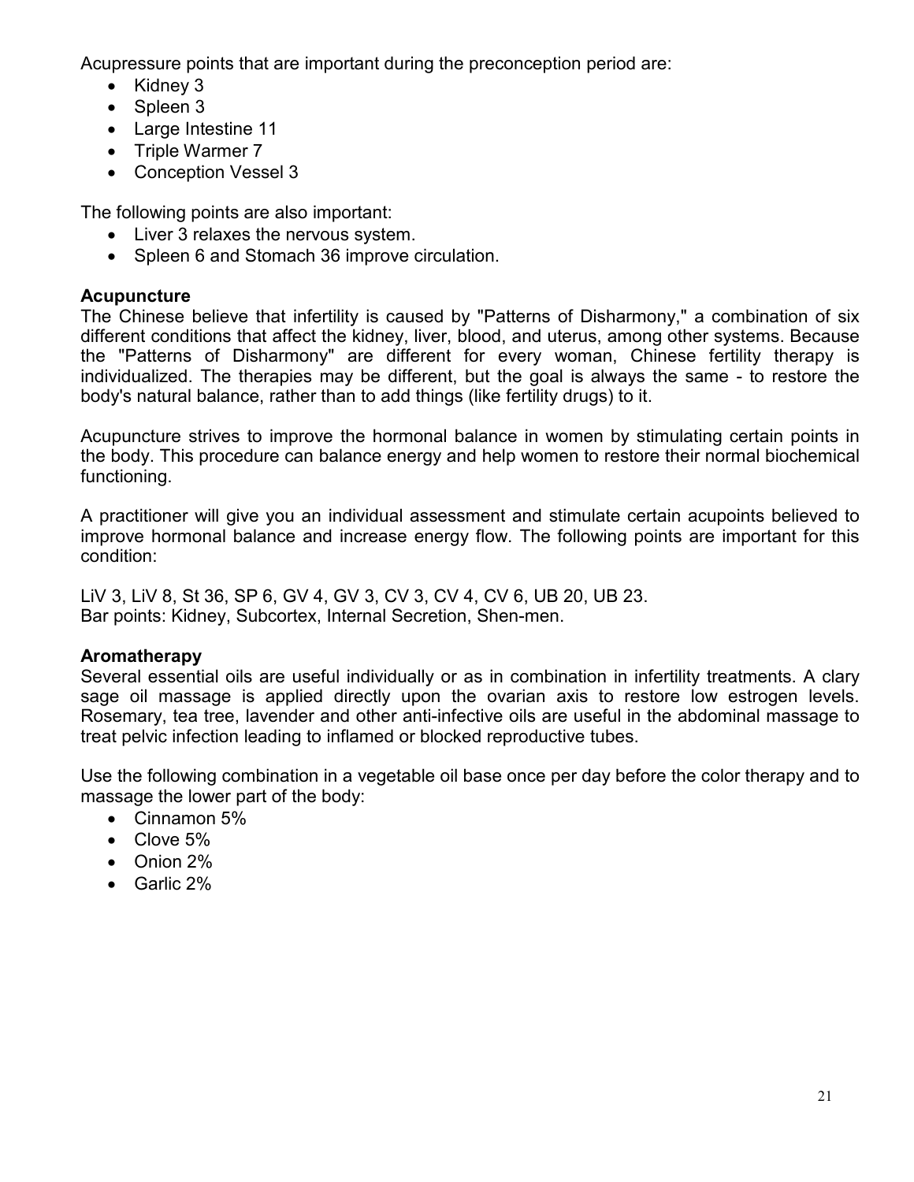Acupressure points that are important during the preconception period are:

- Kidney 3
- Spleen 3
- Large Intestine 11
- Triple Warmer 7
- Conception Vessel 3

The following points are also important:

- Liver 3 relaxes the nervous system.
- Spleen 6 and Stomach 36 improve circulation.

**Acupuncture**

The Chinese believe that infertility is caused by "Patterns of Disharmony," a combination of six different conditions that affect the kidney, liver, blood, and uterus, among other systems. Because the "Patterns of Disharmony" are different for every woman, Chinese fertility therapy is individualized. The therapies may be different, but the goal is always the same - to restore the body's natural balance, rather than to add things (like fertility drugs) to it.

Acupuncture strives to improve the hormonal balance in women by stimulating certain points in the body. This procedure can balance energy and help women to restore their normal biochemical functioning.

A practitioner will give you an individual assessment and stimulate certain acupoints believed to improve hormonal balance and increase energy flow. The following points are important for this condition:

LiV 3, LiV 8, St 36, SP 6, GV 4, GV 3, CV 3, CV 4, CV 6, UB 20, UB 23.
Bar points: Kidney, Subcortex, Internal Secretion, Shen-men.

**Aromatherapy**

Several essential oils are useful individually or as in combination in infertility treatments. A clary sage oil massage is applied directly upon the ovarian axis to restore low estrogen levels. Rosemary, tea tree, lavender and other anti-infective oils are useful in the abdominal massage to treat pelvic infection leading to inflamed or blocked reproductive tubes.

Use the following combination in a vegetable oil base once per day before the color therapy and to massage the lower part of the body:

- Cinnamon 5%
- Clove 5%
- Onion 2%
- Garlic 2%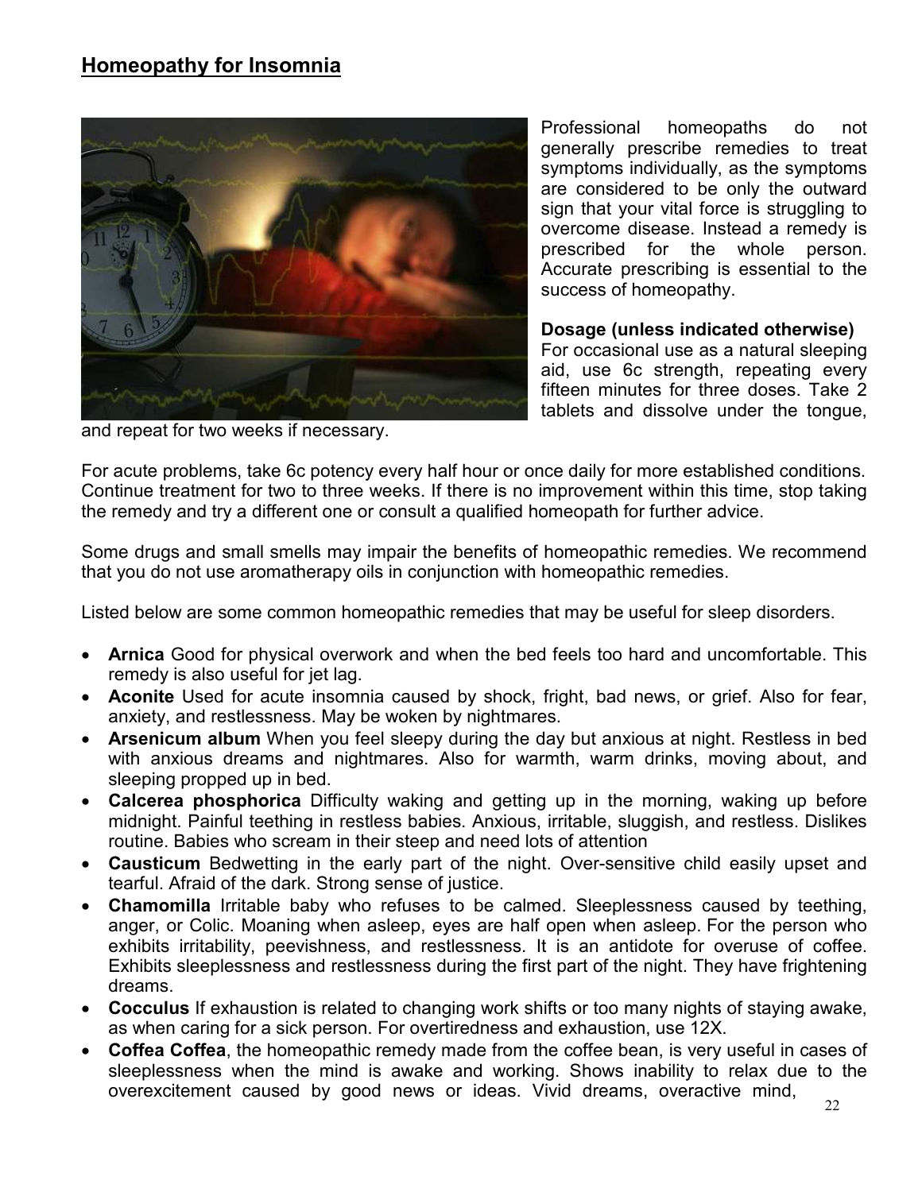## Homeopathy for Insomnia

Professional homeopaths do not generally prescribe remedies to treat symptoms individually, as the symptoms are considered to be only the outward sign that your vital force is struggling to overcome disease. Instead a remedy is prescribed for the whole person. Accurate prescribing is essential to the success of homeopathy.

**Dosage (unless indicated otherwise)**
For occasional use as a natural sleeping aid, use 6c strength, repeating every fifteen minutes for three doses. Take 2 tablets and dissolve under the tongue, and repeat for two weeks if necessary.

For acute problems, take 6c potency every half hour or once daily for more established conditions. Continue treatment for two to three weeks. If there is no improvement within this time, stop taking the remedy and try a different one or consult a qualified homeopath for further advice.

Some drugs and small smells may impair the benefits of homeopathic remedies. We recommend that you do not use aromatherapy oils in conjunction with homeopathic remedies.

Listed below are some common homeopathic remedies that may be useful for sleep disorders.

- **Arnica** Good for physical overwork and when the bed feels too hard and uncomfortable. This remedy is also useful for jet lag.
- **Aconite** Used for acute insomnia caused by shock, fright, bad news, or grief. Also for fear, anxiety, and restlessness. May be woken by nightmares.
- **Arsenicum album** When you feel sleepy during the day but anxious at night. Restless in bed with anxious dreams and nightmares. Also for warmth, warm drinks, moving about, and sleeping propped up in bed.
- **Calcerea phosphorica** Difficulty waking and getting up in the morning, waking up before midnight. Painful teething in restless babies. Anxious, irritable, sluggish, and restless. Dislikes routine. Babies who scream in their steep and need lots of attention
- **Causticum** Bedwetting in the early part of the night. Over-sensitive child easily upset and tearful. Afraid of the dark. Strong sense of justice.
- **Chamomilla** Irritable baby who refuses to be calmed. Sleeplessness caused by teething, anger, or Colic. Moaning when asleep, eyes are half open when asleep. For the person who exhibits irritability, peevishness, and restlessness. It is an antidote for overuse of coffee. Exhibits sleeplessness and restlessness during the first part of the night. They have frightening dreams.
- **Cocculus** If exhaustion is related to changing work shifts or too many nights of staying awake, as when caring for a sick person. For overtiredness and exhaustion, use 12X.
- **Coffea Coffea**, the homeopathic remedy made from the coffee bean, is very useful in cases of sleeplessness when the mind is awake and working. Shows inability to relax due to the overexcitement caused by good news or ideas. Vivid dreams, overactive mind,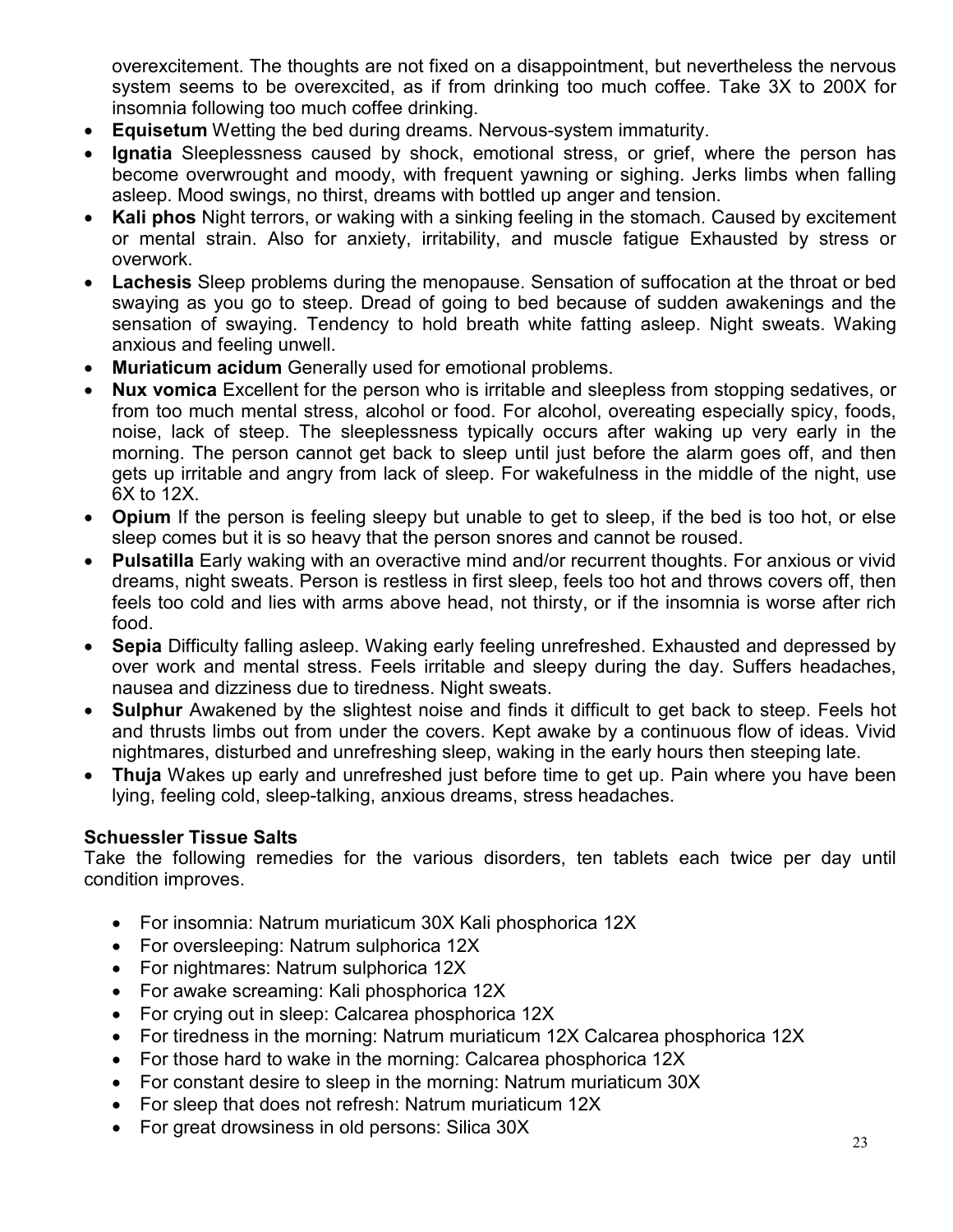overexcitement. The thoughts are not fixed on a disappointment, but nevertheless the nervous system seems to be overexcited, as if from drinking too much coffee. Take 3X to 200X for insomnia following too much coffee drinking.

- **Equisetum** Wetting the bed during dreams. Nervous-system immaturity.
- **Ignatia** Sleeplessness caused by shock, emotional stress, or grief, where the person has become overwrought and moody, with frequent yawning or sighing. Jerks limbs when falling asleep. Mood swings, no thirst, dreams with bottled up anger and tension.
- **Kali phos** Night terrors, or waking with a sinking feeling in the stomach. Caused by excitement or mental strain. Also for anxiety, irritability, and muscle fatigue Exhausted by stress or overwork.
- **Lachesis** Sleep problems during the menopause. Sensation of suffocation at the throat or bed swaying as you go to steep. Dread of going to bed because of sudden awakenings and the sensation of swaying. Tendency to hold breath white fatting asleep. Night sweats. Waking anxious and feeling unwell.
- **Muriaticum acidum** Generally used for emotional problems.
- **Nux vomica** Excellent for the person who is irritable and sleepless from stopping sedatives, or from too much mental stress, alcohol or food. For alcohol, overeating especially spicy, foods, noise, lack of steep. The sleeplessness typically occurs after waking up very early in the morning. The person cannot get back to sleep until just before the alarm goes off, and then gets up irritable and angry from lack of sleep. For wakefulness in the middle of the night, use 6X to 12X.
- **Opium** If the person is feeling sleepy but unable to get to sleep, if the bed is too hot, or else sleep comes but it is so heavy that the person snores and cannot be roused.
- **Pulsatilla** Early waking with an overactive mind and/or recurrent thoughts. For anxious or vivid dreams, night sweats. Person is restless in first sleep, feels too hot and throws covers off, then feels too cold and lies with arms above head, not thirsty, or if the insomnia is worse after rich food.
- **Sepia** Difficulty falling asleep. Waking early feeling unrefreshed. Exhausted and depressed by over work and mental stress. Feels irritable and sleepy during the day. Suffers headaches, nausea and dizziness due to tiredness. Night sweats.
- **Sulphur** Awakened by the slightest noise and finds it difficult to get back to steep. Feels hot and thrusts limbs out from under the covers. Kept awake by a continuous flow of ideas. Vivid nightmares, disturbed and unrefreshing sleep, waking in the early hours then steeping late.
- **Thuja** Wakes up early and unrefreshed just before time to get up. Pain where you have been lying, feeling cold, sleep-talking, anxious dreams, stress headaches.

**Schuessler Tissue Salts**

Take the following remedies for the various disorders, ten tablets each twice per day until condition improves.

- For insomnia: Natrum muriaticum 30X Kali phosphorica 12X
- For oversleeping: Natrum sulphorica 12X
- For nightmares: Natrum sulphorica 12X
- For awake screaming: Kali phosphorica 12X
- For crying out in sleep: Calcarea phosphorica 12X
- For tiredness in the morning: Natrum muriaticum 12X Calcarea phosphorica 12X
- For those hard to wake in the morning: Calcarea phosphorica 12X
- For constant desire to sleep in the morning: Natrum muriaticum 30X
- For sleep that does not refresh: Natrum muriaticum 12X
- For great drowsiness in old persons: Silica 30X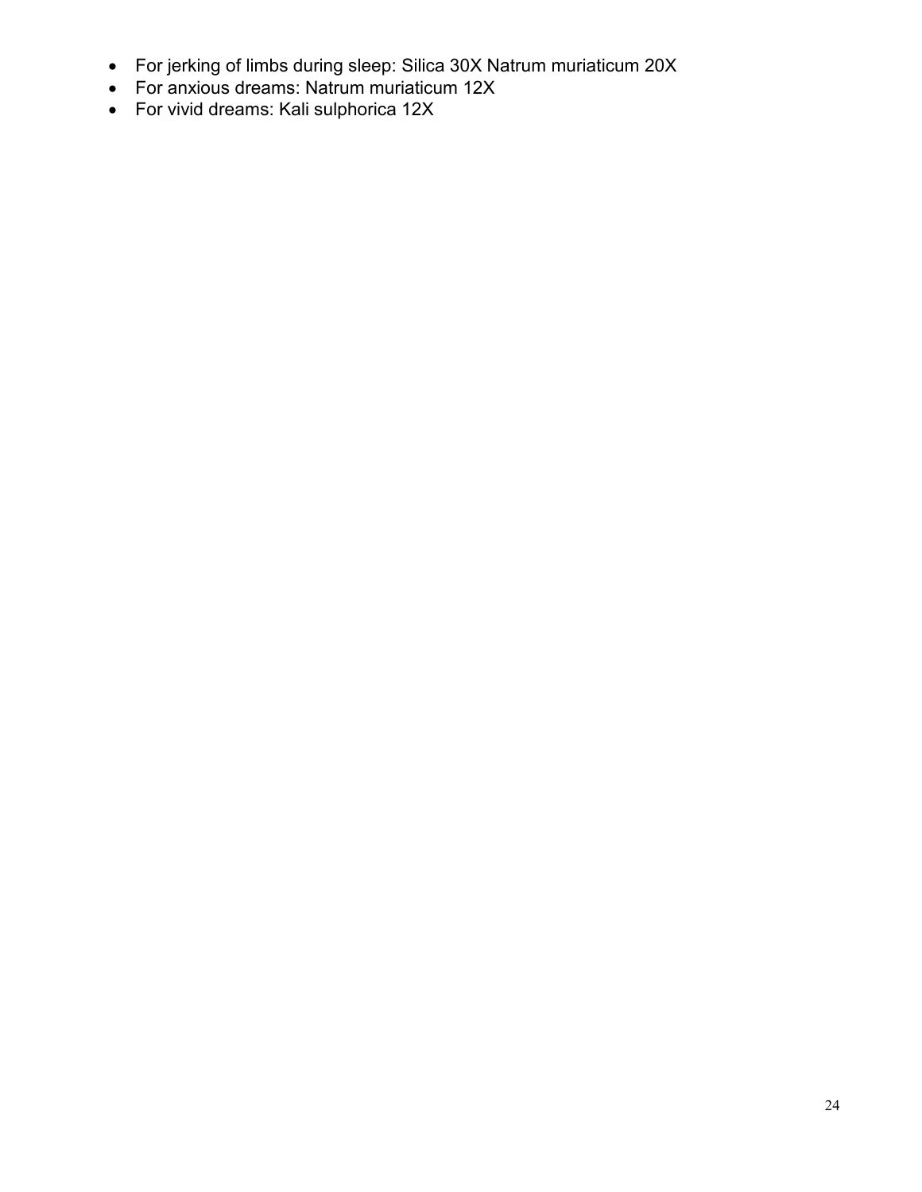- For jerking of limbs during sleep: Silica 30X Natrum muriaticum 20X
- For anxious dreams: Natrum muriaticum 12X
- For vivid dreams: Kali sulphorica 12X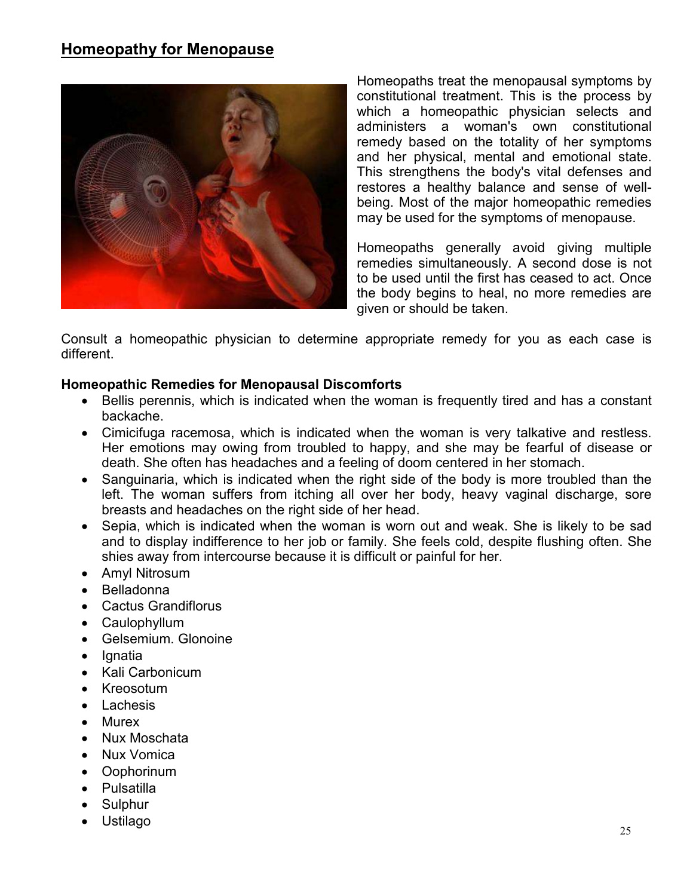## Homeopathy for Menopause

Homeopaths treat the menopausal symptoms by constitutional treatment. This is the process by which a homeopathic physician selects and administers a woman's own constitutional remedy based on the totality of her symptoms and her physical, mental and emotional state. This strengthens the body's vital defenses and restores a healthy balance and sense of well-being. Most of the major homeopathic remedies may be used for the symptoms of menopause.

Homeopaths generally avoid giving multiple remedies simultaneously. A second dose is not to be used until the first has ceased to act. Once the body begins to heal, no more remedies are given or should be taken.

Consult a homeopathic physician to determine appropriate remedy for you as each case is different.

**Homeopathic Remedies for Menopausal Discomforts**

- Bellis perennis, which is indicated when the woman is frequently tired and has a constant backache.
- Cimicifuga racemosa, which is indicated when the woman is very talkative and restless. Her emotions may owing from troubled to happy, and she may be fearful of disease or death. She often has headaches and a feeling of doom centered in her stomach.
- Sanguinaria, which is indicated when the right side of the body is more troubled than the left. The woman suffers from itching all over her body, heavy vaginal discharge, sore breasts and headaches on the right side of her head.
- Sepia, which is indicated when the woman is worn out and weak. She is likely to be sad and to display indifference to her job or family. She feels cold, despite flushing often. She shies away from intercourse because it is difficult or painful for her.
- Amyl Nitrosum
- Belladonna
- Cactus Grandiflorus
- Caulophyllum
- Gelsemium. Glonoine
- Ignatia
- Kali Carbonicum
- Kreosotum
- Lachesis
- Murex
- Nux Moschata
- Nux Vomica
- Oophorinum
- Pulsatilla
- Sulphur
- Ustilago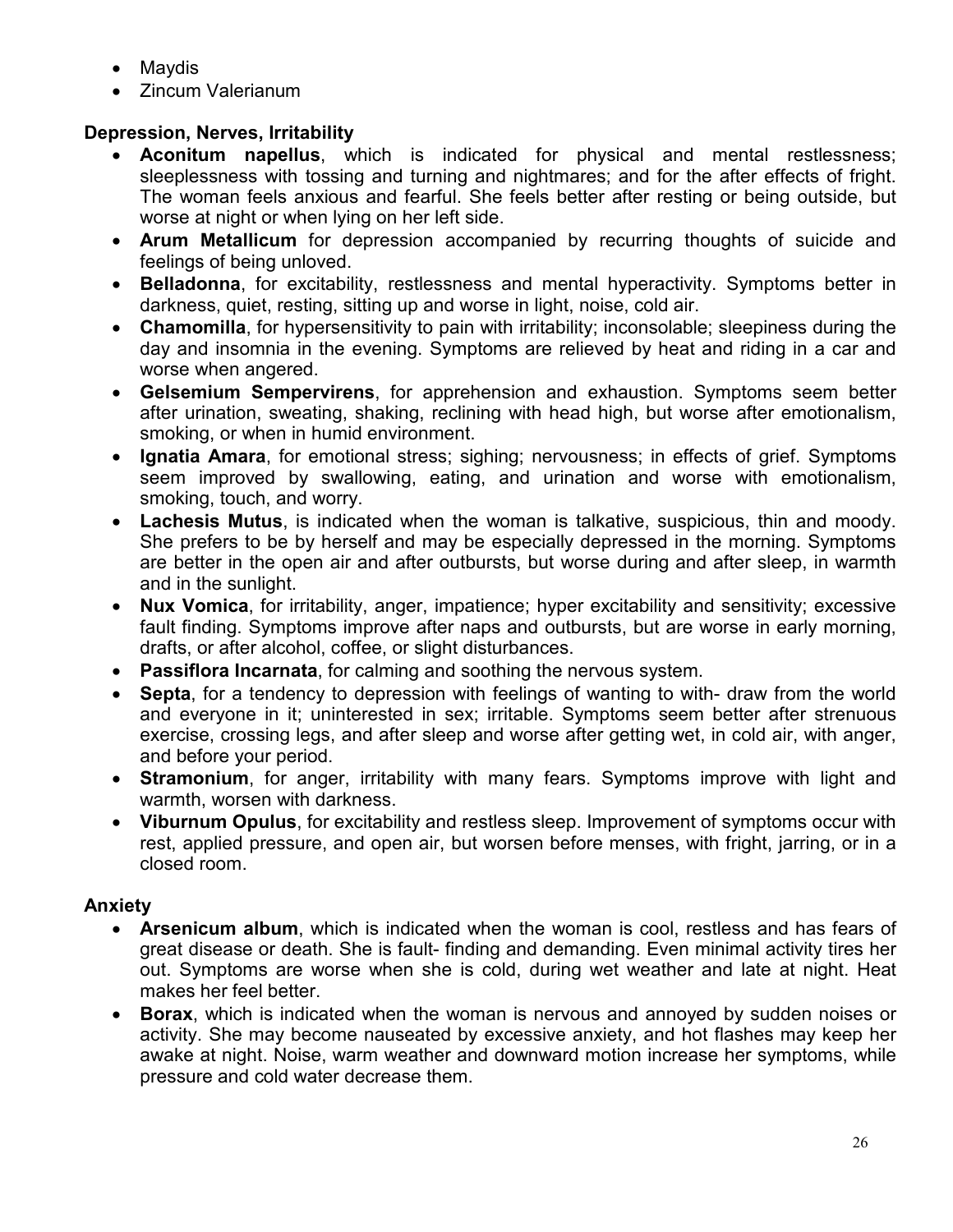- Maydis
- Zincum Valerianum

### Depression, Nerves, Irritability

- **Aconitum napellus**, which is indicated for physical and mental restlessness; sleeplessness with tossing and turning and nightmares; and for the after effects of fright. The woman feels anxious and fearful. She feels better after resting or being outside, but worse at night or when lying on her left side.
- **Arum Metallicum** for depression accompanied by recurring thoughts of suicide and feelings of being unloved.
- **Belladonna**, for excitability, restlessness and mental hyperactivity. Symptoms better in darkness, quiet, resting, sitting up and worse in light, noise, cold air.
- **Chamomilla**, for hypersensitivity to pain with irritability; inconsolable; sleepiness during the day and insomnia in the evening. Symptoms are relieved by heat and riding in a car and worse when angered.
- **Gelsemium Sempervirens**, for apprehension and exhaustion. Symptoms seem better after urination, sweating, shaking, reclining with head high, but worse after emotionalism, smoking, or when in humid environment.
- **Ignatia Amara**, for emotional stress; sighing; nervousness; in effects of grief. Symptoms seem improved by swallowing, eating, and urination and worse with emotionalism, smoking, touch, and worry.
- **Lachesis Mutus**, is indicated when the woman is talkative, suspicious, thin and moody. She prefers to be by herself and may be especially depressed in the morning. Symptoms are better in the open air and after outbursts, but worse during and after sleep, in warmth and in the sunlight.
- **Nux Vomica**, for irritability, anger, impatience; hyper excitability and sensitivity; excessive fault finding. Symptoms improve after naps and outbursts, but are worse in early morning, drafts, or after alcohol, coffee, or slight disturbances.
- **Passiflora Incarnata**, for calming and soothing the nervous system.
- **Septa**, for a tendency to depression with feelings of wanting to with- draw from the world and everyone in it; uninterested in sex; irritable. Symptoms seem better after strenuous exercise, crossing legs, and after sleep and worse after getting wet, in cold air, with anger, and before your period.
- **Stramonium**, for anger, irritability with many fears. Symptoms improve with light and warmth, worsen with darkness.
- **Viburnum Opulus**, for excitability and restless sleep. Improvement of symptoms occur with rest, applied pressure, and open air, but worsen before menses, with fright, jarring, or in a closed room.

### Anxiety

- **Arsenicum album**, which is indicated when the woman is cool, restless and has fears of great disease or death. She is fault- finding and demanding. Even minimal activity tires her out. Symptoms are worse when she is cold, during wet weather and late at night. Heat makes her feel better.
- **Borax**, which is indicated when the woman is nervous and annoyed by sudden noises or activity. She may become nauseated by excessive anxiety, and hot flashes may keep her awake at night. Noise, warm weather and downward motion increase her symptoms, while pressure and cold water decrease them.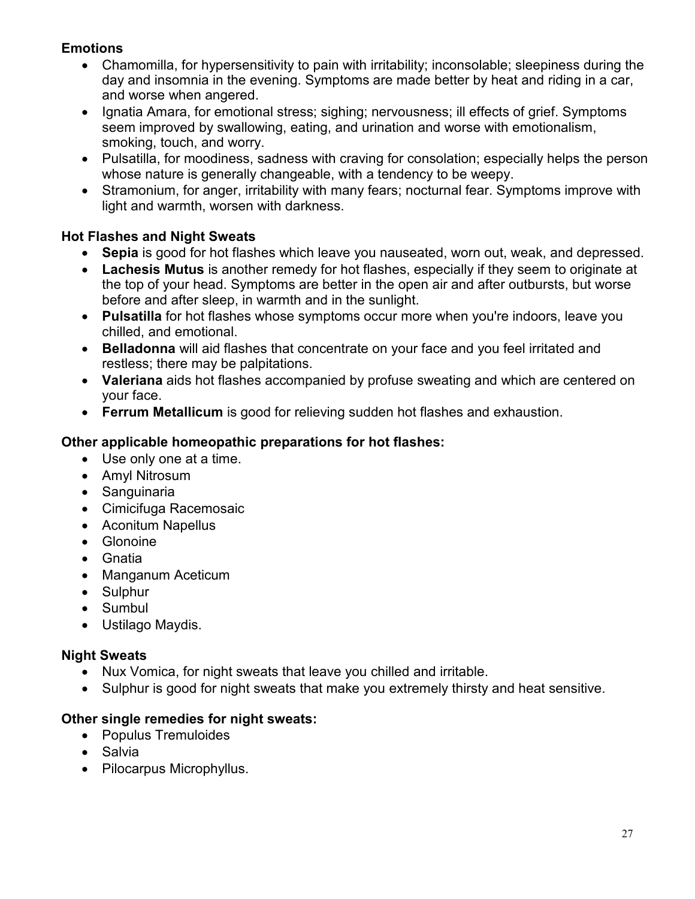### Emotions

- Chamomilla, for hypersensitivity to pain with irritability; inconsolable; sleepiness during the day and insomnia in the evening. Symptoms are made better by heat and riding in a car, and worse when angered.
- Ignatia Amara, for emotional stress; sighing; nervousness; ill effects of grief. Symptoms seem improved by swallowing, eating, and urination and worse with emotionalism, smoking, touch, and worry.
- Pulsatilla, for moodiness, sadness with craving for consolation; especially helps the person whose nature is generally changeable, with a tendency to be weepy.
- Stramonium, for anger, irritability with many fears; nocturnal fear. Symptoms improve with light and warmth, worsen with darkness.

### Hot Flashes and Night Sweats

- **Sepia** is good for hot flashes which leave you nauseated, worn out, weak, and depressed.
- **Lachesis Mutus** is another remedy for hot flashes, especially if they seem to originate at the top of your head. Symptoms are better in the open air and after outbursts, but worse before and after sleep, in warmth and in the sunlight.
- **Pulsatilla** for hot flashes whose symptoms occur more when you're indoors, leave you chilled, and emotional.
- **Belladonna** will aid flashes that concentrate on your face and you feel irritated and restless; there may be palpitations.
- **Valeriana** aids hot flashes accompanied by profuse sweating and which are centered on your face.
- **Ferrum Metallicum** is good for relieving sudden hot flashes and exhaustion.

### Other applicable homeopathic preparations for hot flashes:

- Use only one at a time.
- Amyl Nitrosum
- Sanguinaria
- Cimicifuga Racemosaic
- Aconitum Napellus
- Glonoine
- Gnatia
- Manganum Aceticum
- Sulphur
- Sumbul
- Ustilago Maydis.

### Night Sweats

- Nux Vomica, for night sweats that leave you chilled and irritable.
- Sulphur is good for night sweats that make you extremely thirsty and heat sensitive.

### Other single remedies for night sweats:

- Populus Tremuloides
- Salvia
- Pilocarpus Microphyllus.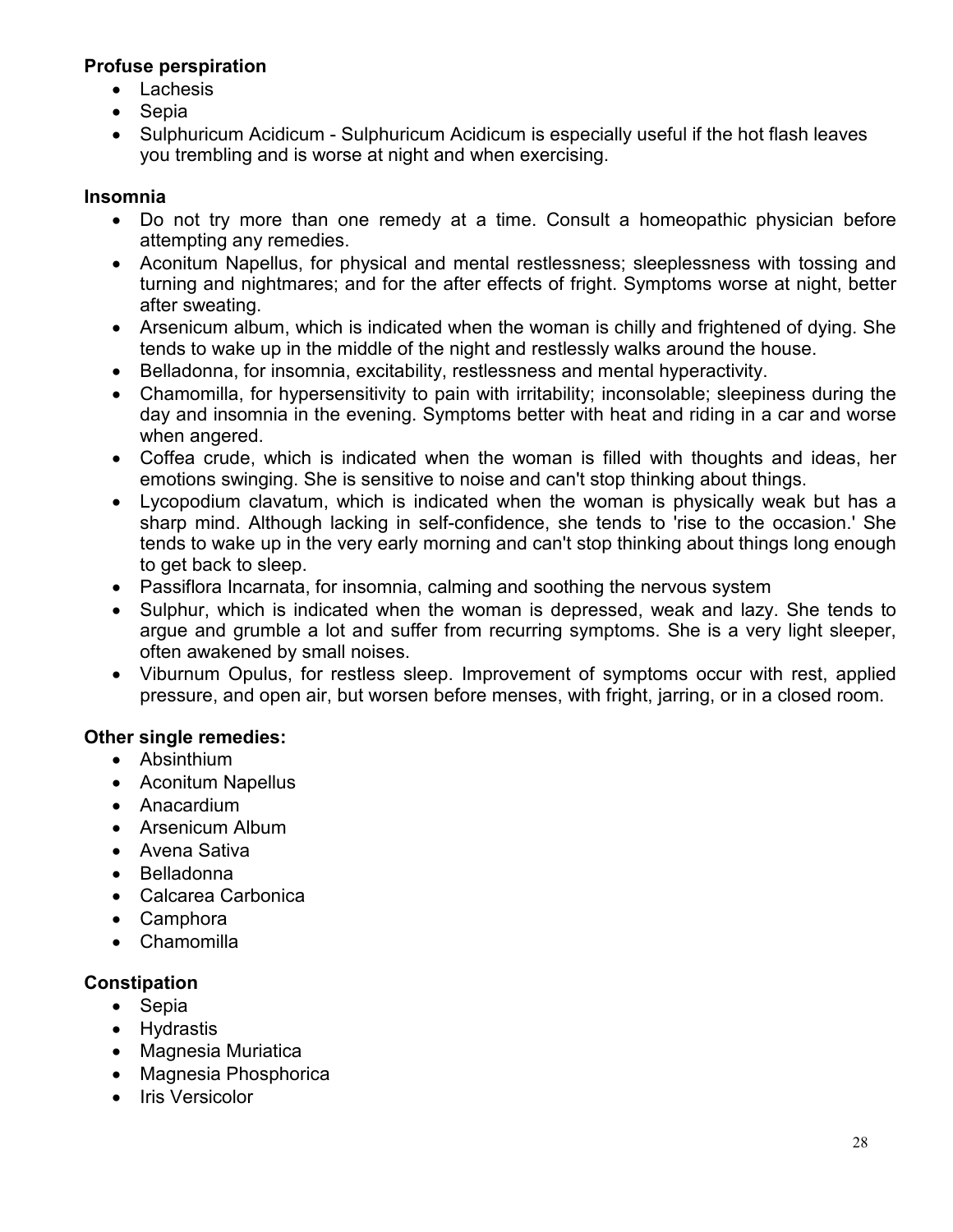**Profuse perspiration**

- Lachesis
- Sepia
- Sulphuricum Acidicum - Sulphuricum Acidicum is especially useful if the hot flash leaves you trembling and is worse at night and when exercising.

**Insomnia**

- Do not try more than one remedy at a time. Consult a homeopathic physician before attempting any remedies.
- Aconitum Napellus, for physical and mental restlessness; sleeplessness with tossing and turning and nightmares; and for the after effects of fright. Symptoms worse at night, better after sweating.
- Arsenicum album, which is indicated when the woman is chilly and frightened of dying. She tends to wake up in the middle of the night and restlessly walks around the house.
- Belladonna, for insomnia, excitability, restlessness and mental hyperactivity.
- Chamomilla, for hypersensitivity to pain with irritability; inconsolable; sleepiness during the day and insomnia in the evening. Symptoms better with heat and riding in a car and worse when angered.
- Coffea crude, which is indicated when the woman is filled with thoughts and ideas, her emotions swinging. She is sensitive to noise and can't stop thinking about things.
- Lycopodium clavatum, which is indicated when the woman is physically weak but has a sharp mind. Although lacking in self-confidence, she tends to 'rise to the occasion.' She tends to wake up in the very early morning and can't stop thinking about things long enough to get back to sleep.
- Passiflora Incarnata, for insomnia, calming and soothing the nervous system
- Sulphur, which is indicated when the woman is depressed, weak and lazy. She tends to argue and grumble a lot and suffer from recurring symptoms. She is a very light sleeper, often awakened by small noises.
- Viburnum Opulus, for restless sleep. Improvement of symptoms occur with rest, applied pressure, and open air, but worsen before menses, with fright, jarring, or in a closed room.

**Other single remedies:**

- Absinthium
- Aconitum Napellus
- Anacardium
- Arsenicum Album
- Avena Sativa
- Belladonna
- Calcarea Carbonica
- Camphora
- Chamomilla

**Constipation**

- Sepia
- Hydrastis
- Magnesia Muriatica
- Magnesia Phosphorica
- Iris Versicolor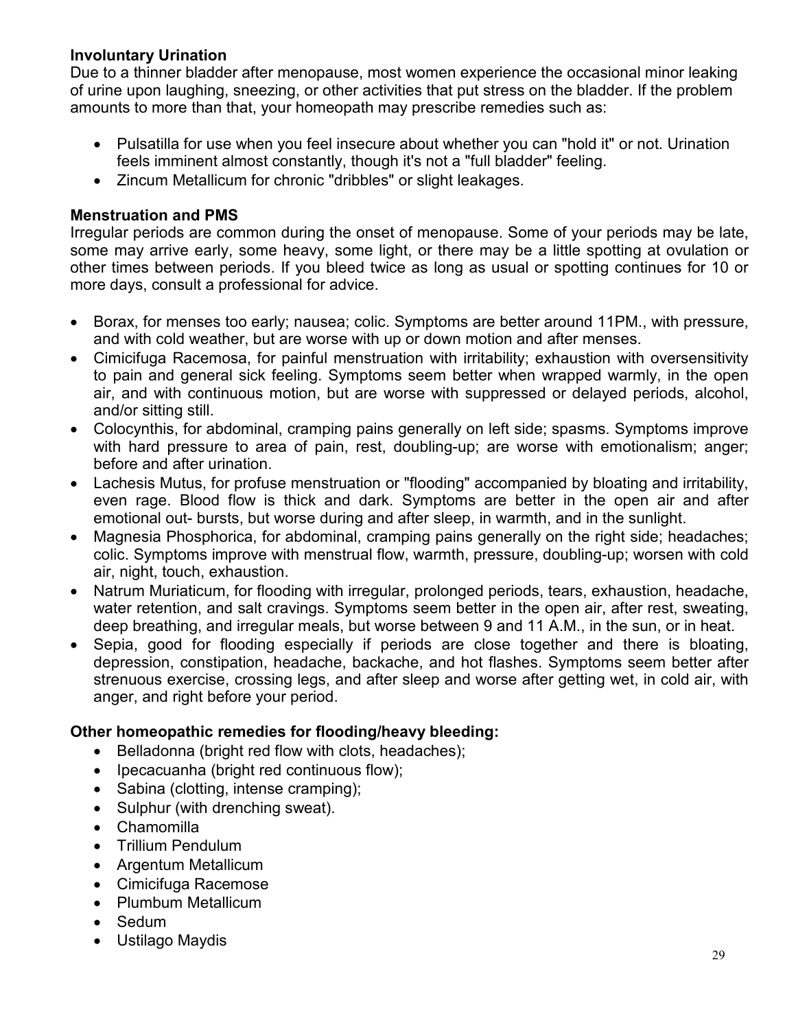**Involuntary Urination**
Due to a thinner bladder after menopause, most women experience the occasional minor leaking of urine upon laughing, sneezing, or other activities that put stress on the bladder. If the problem amounts to more than that, your homeopath may prescribe remedies such as:

- Pulsatilla for use when you feel insecure about whether you can "hold it" or not. Urination feels imminent almost constantly, though it's not a "full bladder" feeling.
- Zincum Metallicum for chronic "dribbles" or slight leakages.

**Menstruation and PMS**
Irregular periods are common during the onset of menopause. Some of your periods may be late, some may arrive early, some heavy, some light, or there may be a little spotting at ovulation or other times between periods. If you bleed twice as long as usual or spotting continues for 10 or more days, consult a professional for advice.

- Borax, for menses too early; nausea; colic. Symptoms are better around 11PM., with pressure, and with cold weather, but are worse with up or down motion and after menses.
- Cimicifuga Racemosa, for painful menstruation with irritability; exhaustion with oversensitivity to pain and general sick feeling. Symptoms seem better when wrapped warmly, in the open air, and with continuous motion, but are worse with suppressed or delayed periods, alcohol, and/or sitting still.
- Colocynthis, for abdominal, cramping pains generally on left side; spasms. Symptoms improve with hard pressure to area of pain, rest, doubling-up; are worse with emotionalism; anger; before and after urination.
- Lachesis Mutus, for profuse menstruation or "flooding" accompanied by bloating and irritability, even rage. Blood flow is thick and dark. Symptoms are better in the open air and after emotional out- bursts, but worse during and after sleep, in warmth, and in the sunlight.
- Magnesia Phosphorica, for abdominal, cramping pains generally on the right side; headaches; colic. Symptoms improve with menstrual flow, warmth, pressure, doubling-up; worsen with cold air, night, touch, exhaustion.
- Natrum Muriaticum, for flooding with irregular, prolonged periods, tears, exhaustion, headache, water retention, and salt cravings. Symptoms seem better in the open air, after rest, sweating, deep breathing, and irregular meals, but worse between 9 and 11 A.M., in the sun, or in heat.
- Sepia, good for flooding especially if periods are close together and there is bloating, depression, constipation, headache, backache, and hot flashes. Symptoms seem better after strenuous exercise, crossing legs, and after sleep and worse after getting wet, in cold air, with anger, and right before your period.

**Other homeopathic remedies for flooding/heavy bleeding:**

- Belladonna (bright red flow with clots, headaches);
- Ipecacuanha (bright red continuous flow);
- Sabina (clotting, intense cramping);
- Sulphur (with drenching sweat).
- Chamomilla
- Trillium Pendulum
- Argentum Metallicum
- Cimicifuga Racemose
- Plumbum Metallicum
- Sedum
- Ustilago Maydis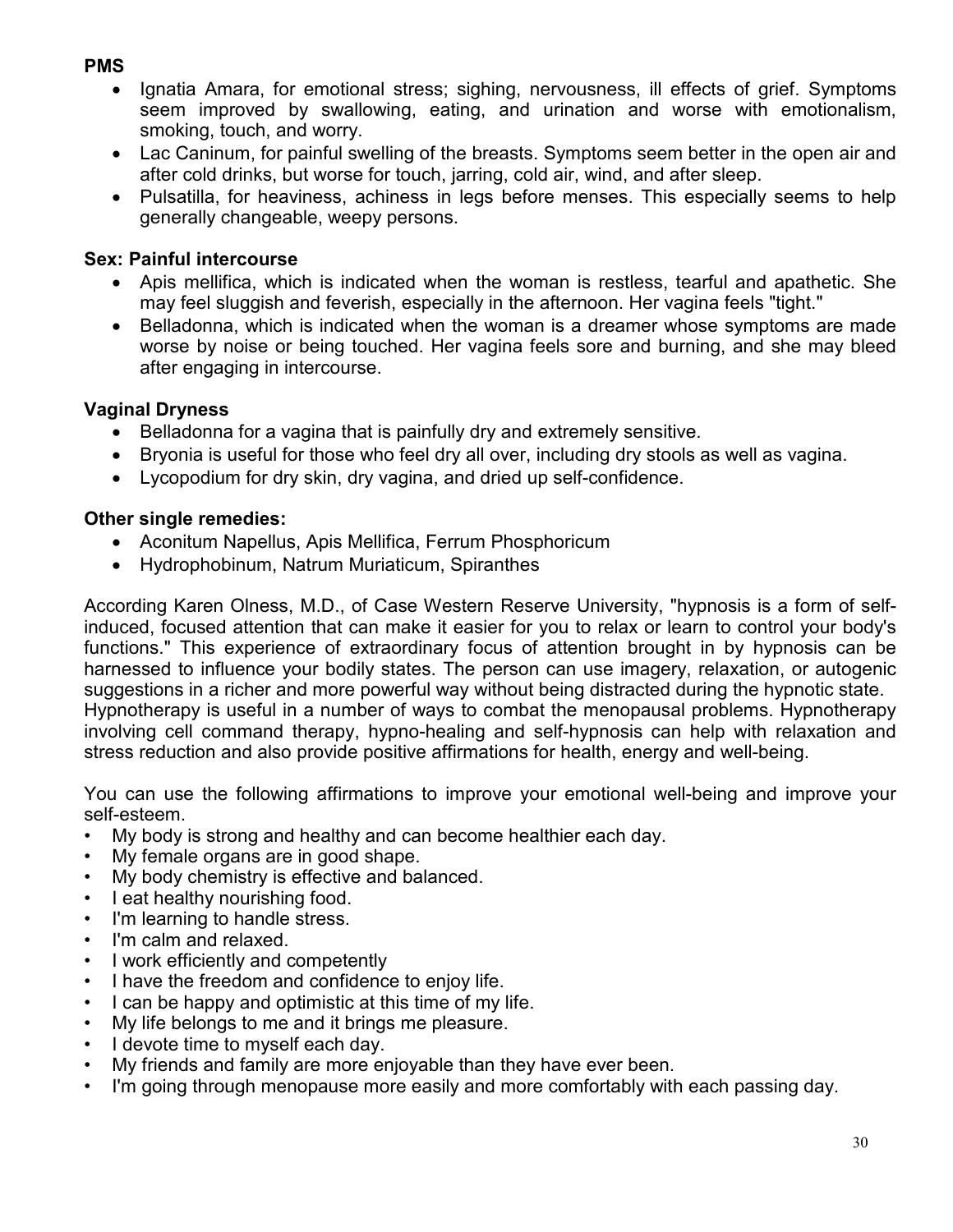**PMS**

- Ignatia Amara, for emotional stress; sighing, nervousness, ill effects of grief. Symptoms seem improved by swallowing, eating, and urination and worse with emotionalism, smoking, touch, and worry.
- Lac Caninum, for painful swelling of the breasts. Symptoms seem better in the open air and after cold drinks, but worse for touch, jarring, cold air, wind, and after sleep.
- Pulsatilla, for heaviness, achiness in legs before menses. This especially seems to help generally changeable, weepy persons.

**Sex: Painful intercourse**

- Apis mellifica, which is indicated when the woman is restless, tearful and apathetic. She may feel sluggish and feverish, especially in the afternoon. Her vagina feels "tight."
- Belladonna, which is indicated when the woman is a dreamer whose symptoms are made worse by noise or being touched. Her vagina feels sore and burning, and she may bleed after engaging in intercourse.

**Vaginal Dryness**

- Belladonna for a vagina that is painfully dry and extremely sensitive.
- Bryonia is useful for those who feel dry all over, including dry stools as well as vagina.
- Lycopodium for dry skin, dry vagina, and dried up self-confidence.

**Other single remedies:**

- Aconitum Napellus, Apis Mellifica, Ferrum Phosphoricum
- Hydrophobinum, Natrum Muriaticum, Spiranthes

According Karen Olness, M.D., of Case Western Reserve University, "hypnosis is a form of self-induced, focused attention that can make it easier for you to relax or learn to control your body's functions." This experience of extraordinary focus of attention brought in by hypnosis can be harnessed to influence your bodily states. The person can use imagery, relaxation, or autogenic suggestions in a richer and more powerful way without being distracted during the hypnotic state.
Hypnotherapy is useful in a number of ways to combat the menopausal problems. Hypnotherapy involving cell command therapy, hypno-healing and self-hypnosis can help with relaxation and stress reduction and also provide positive affirmations for health, energy and well-being.

You can use the following affirmations to improve your emotional well-being and improve your self-esteem.

- My body is strong and healthy and can become healthier each day.
- My female organs are in good shape.
- My body chemistry is effective and balanced.
- I eat healthy nourishing food.
- I'm learning to handle stress.
- I'm calm and relaxed.
- I work efficiently and competently
- I have the freedom and confidence to enjoy life.
- I can be happy and optimistic at this time of my life.
- My life belongs to me and it brings me pleasure.
- I devote time to myself each day.
- My friends and family are more enjoyable than they have ever been.
- I'm going through menopause more easily and more comfortably with each passing day.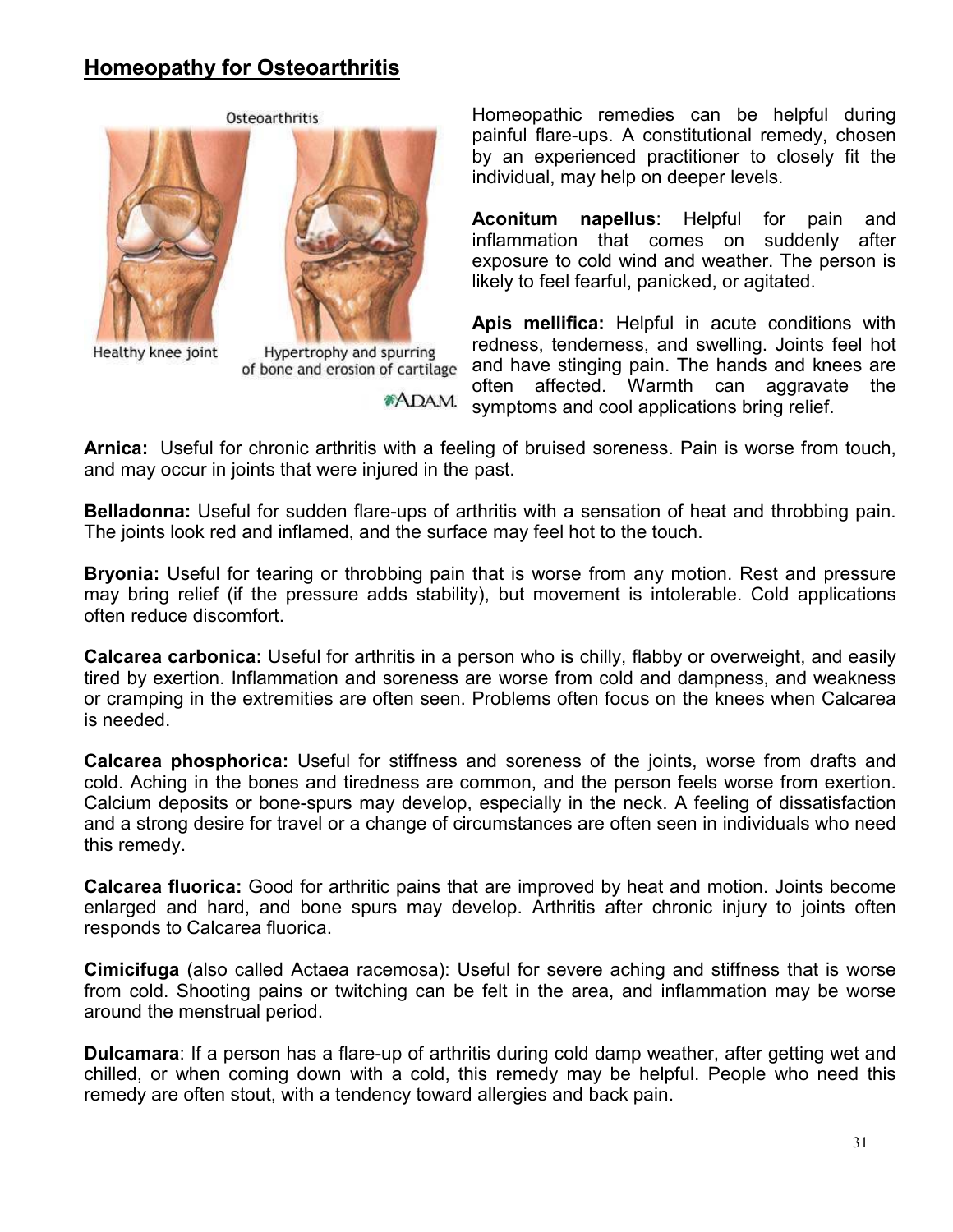## Homeopathy for Osteoarthritis

Homeopathic remedies can be helpful during painful flare-ups. A constitutional remedy, chosen by an experienced practitioner to closely fit the individual, may help on deeper levels.

**Aconitum napellus**: Helpful for pain and inflammation that comes on suddenly after exposure to cold wind and weather. The person is likely to feel fearful, panicked, or agitated.

**Apis mellifica:** Helpful in acute conditions with redness, tenderness, and swelling. Joints feel hot and have stinging pain. The hands and knees are often affected. Warmth can aggravate the symptoms and cool applications bring relief.

**Arnica:** Useful for chronic arthritis with a feeling of bruised soreness. Pain is worse from touch, and may occur in joints that were injured in the past.

**Belladonna:** Useful for sudden flare-ups of arthritis with a sensation of heat and throbbing pain. The joints look red and inflamed, and the surface may feel hot to the touch.

**Bryonia:** Useful for tearing or throbbing pain that is worse from any motion. Rest and pressure may bring relief (if the pressure adds stability), but movement is intolerable. Cold applications often reduce discomfort.

**Calcarea carbonica:** Useful for arthritis in a person who is chilly, flabby or overweight, and easily tired by exertion. Inflammation and soreness are worse from cold and dampness, and weakness or cramping in the extremities are often seen. Problems often focus on the knees when Calcarea is needed.

**Calcarea phosphorica:** Useful for stiffness and soreness of the joints, worse from drafts and cold. Aching in the bones and tiredness are common, and the person feels worse from exertion. Calcium deposits or bone-spurs may develop, especially in the neck. A feeling of dissatisfaction and a strong desire for travel or a change of circumstances are often seen in individuals who need this remedy.

**Calcarea fluorica:** Good for arthritic pains that are improved by heat and motion. Joints become enlarged and hard, and bone spurs may develop. Arthritis after chronic injury to joints often responds to Calcarea fluorica.

**Cimicifuga** (also called Actaea racemosa): Useful for severe aching and stiffness that is worse from cold. Shooting pains or twitching can be felt in the area, and inflammation may be worse around the menstrual period.

**Dulcamara**: If a person has a flare-up of arthritis during cold damp weather, after getting wet and chilled, or when coming down with a cold, this remedy may be helpful. People who need this remedy are often stout, with a tendency toward allergies and back pain.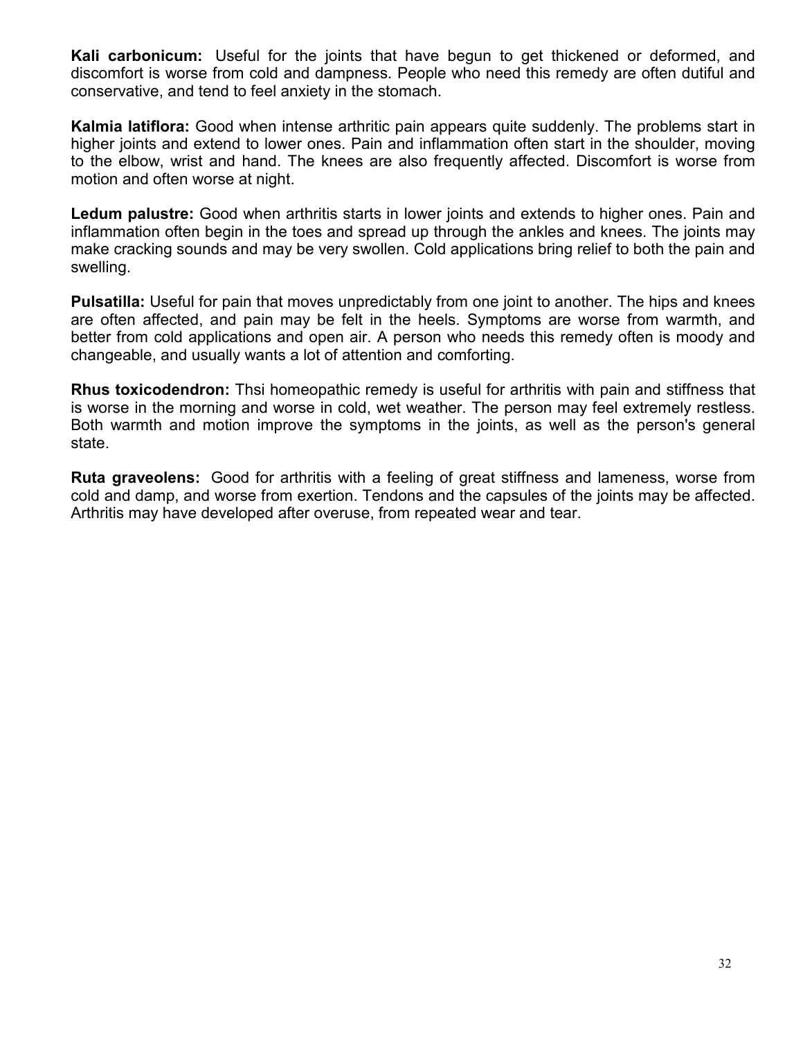**Kali carbonicum:** Useful for the joints that have begun to get thickened or deformed, and discomfort is worse from cold and dampness. People who need this remedy are often dutiful and conservative, and tend to feel anxiety in the stomach.

**Kalmia latiflora:** Good when intense arthritic pain appears quite suddenly. The problems start in higher joints and extend to lower ones. Pain and inflammation often start in the shoulder, moving to the elbow, wrist and hand. The knees are also frequently affected. Discomfort is worse from motion and often worse at night.

**Ledum palustre:** Good when arthritis starts in lower joints and extends to higher ones. Pain and inflammation often begin in the toes and spread up through the ankles and knees. The joints may make cracking sounds and may be very swollen. Cold applications bring relief to both the pain and swelling.

**Pulsatilla:** Useful for pain that moves unpredictably from one joint to another. The hips and knees are often affected, and pain may be felt in the heels. Symptoms are worse from warmth, and better from cold applications and open air. A person who needs this remedy often is moody and changeable, and usually wants a lot of attention and comforting.

**Rhus toxicodendron:** Thsi homeopathic remedy is useful for arthritis with pain and stiffness that is worse in the morning and worse in cold, wet weather. The person may feel extremely restless. Both warmth and motion improve the symptoms in the joints, as well as the person's general state.

**Ruta graveolens:** Good for arthritis with a feeling of great stiffness and lameness, worse from cold and damp, and worse from exertion. Tendons and the capsules of the joints may be affected. Arthritis may have developed after overuse, from repeated wear and tear.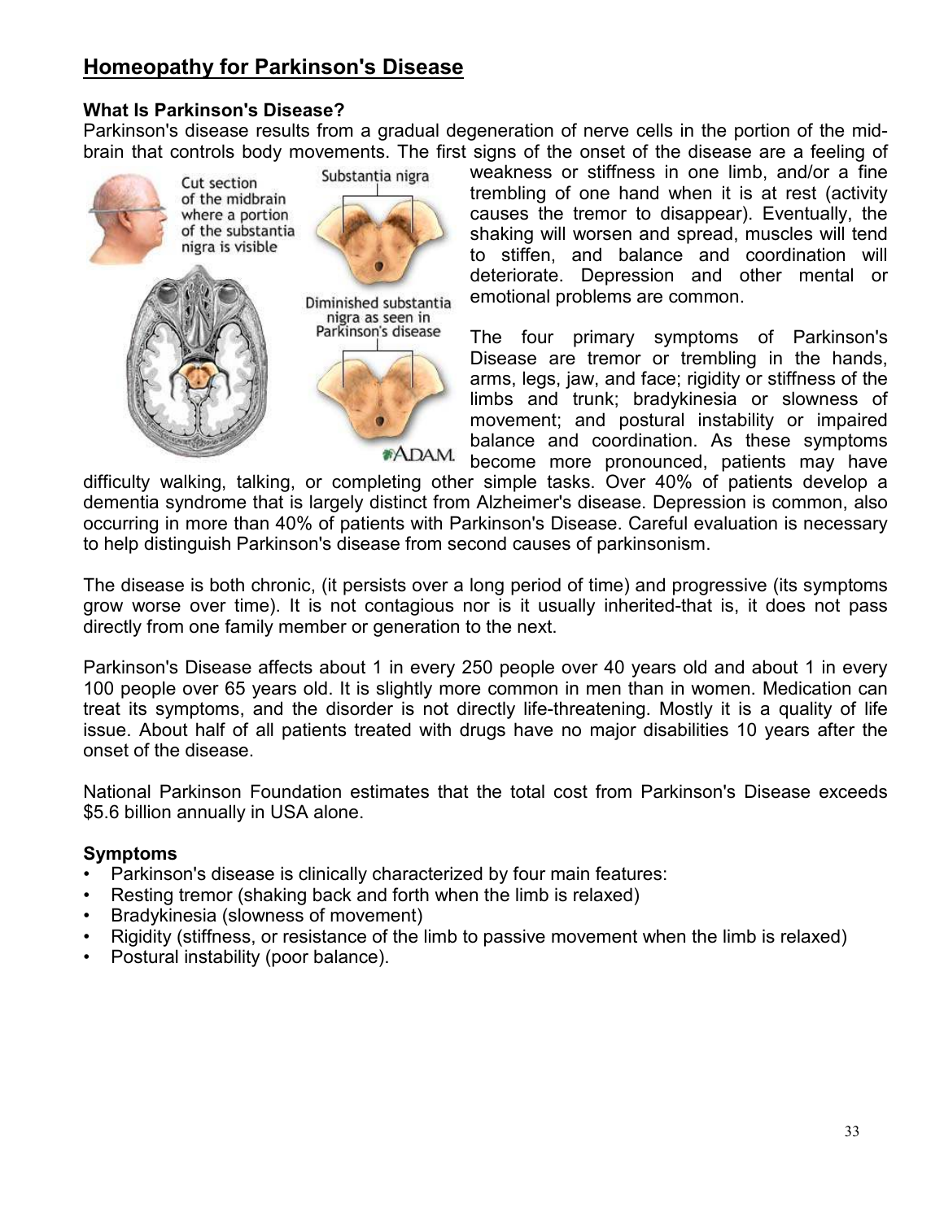# Homeopathy for Parkinson's Disease

### What Is Parkinson's Disease?

Parkinson's disease results from a gradual degeneration of nerve cells in the portion of the mid-brain that controls body movements. The first signs of the onset of the disease are a feeling of weakness or stiffness in one limb, and/or a fine trembling of one hand when it is at rest (activity causes the tremor to disappear). Eventually, the shaking will worsen and spread, muscles will tend to stiffen, and balance and coordination will deteriorate. Depression and other mental or emotional problems are common.

The four primary symptoms of Parkinson's Disease are tremor or trembling in the hands, arms, legs, jaw, and face; rigidity or stiffness of the limbs and trunk; bradykinesia or slowness of movement; and postural instability or impaired balance and coordination. As these symptoms become more pronounced, patients may have difficulty walking, talking, or completing other simple tasks. Over 40% of patients develop a dementia syndrome that is largely distinct from Alzheimer's disease. Depression is common, also occurring in more than 40% of patients with Parkinson's Disease. Careful evaluation is necessary to help distinguish Parkinson's disease from second causes of parkinsonism.

The disease is both chronic, (it persists over a long period of time) and progressive (its symptoms grow worse over time). It is not contagious nor is it usually inherited-that is, it does not pass directly from one family member or generation to the next.

Parkinson's Disease affects about 1 in every 250 people over 40 years old and about 1 in every 100 people over 65 years old. It is slightly more common in men than in women. Medication can treat its symptoms, and the disorder is not directly life-threatening. Mostly it is a quality of life issue. About half of all patients treated with drugs have no major disabilities 10 years after the onset of the disease.

National Parkinson Foundation estimates that the total cost from Parkinson's Disease exceeds $5.6 billion annually in USA alone.

### Symptoms

- Parkinson's disease is clinically characterized by four main features:
- Resting tremor (shaking back and forth when the limb is relaxed)
- Bradykinesia (slowness of movement)
- Rigidity (stiffness, or resistance of the limb to passive movement when the limb is relaxed)
- Postural instability (poor balance).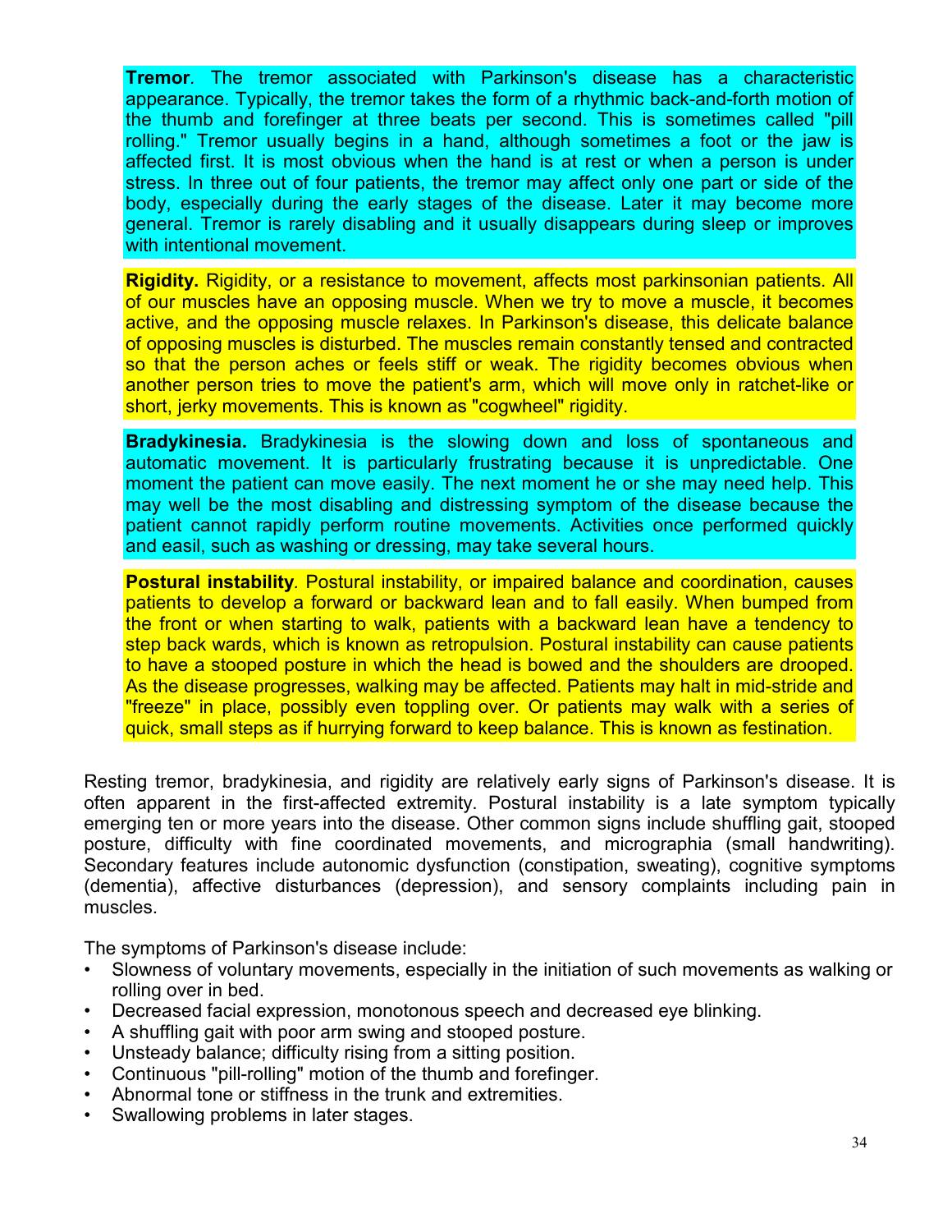**Tremor**. The tremor associated with Parkinson's disease has a characteristic appearance. Typically, the tremor takes the form of a rhythmic back-and-forth motion of the thumb and forefinger at three beats per second. This is sometimes called "pill rolling." Tremor usually begins in a hand, although sometimes a foot or the jaw is affected first. It is most obvious when the hand is at rest or when a person is under stress. In three out of four patients, the tremor may affect only one part or side of the body, especially during the early stages of the disease. Later it may become more general. Tremor is rarely disabling and it usually disappears during sleep or improves with intentional movement.

**Rigidity.** Rigidity, or a resistance to movement, affects most parkinsonian patients. All of our muscles have an opposing muscle. When we try to move a muscle, it becomes active, and the opposing muscle relaxes. In Parkinson's disease, this delicate balance of opposing muscles is disturbed. The muscles remain constantly tensed and contracted so that the person aches or feels stiff or weak. The rigidity becomes obvious when another person tries to move the patient's arm, which will move only in ratchet-like or short, jerky movements. This is known as "cogwheel" rigidity.

**Bradykinesia.** Bradykinesia is the slowing down and loss of spontaneous and automatic movement. It is particularly frustrating because it is unpredictable. One moment the patient can move easily. The next moment he or she may need help. This may well be the most disabling and distressing symptom of the disease because the patient cannot rapidly perform routine movements. Activities once performed quickly and easil, such as washing or dressing, may take several hours.

**Postural instability**. Postural instability, or impaired balance and coordination, causes patients to develop a forward or backward lean and to fall easily. When bumped from the front or when starting to walk, patients with a backward lean have a tendency to step back wards, which is known as retropulsion. Postural instability can cause patients to have a stooped posture in which the head is bowed and the shoulders are drooped. As the disease progresses, walking may be affected. Patients may halt in mid-stride and "freeze" in place, possibly even toppling over. Or patients may walk with a series of quick, small steps as if hurrying forward to keep balance. This is known as festination.

Resting tremor, bradykinesia, and rigidity are relatively early signs of Parkinson's disease. It is often apparent in the first-affected extremity. Postural instability is a late symptom typically emerging ten or more years into the disease. Other common signs include shuffling gait, stooped posture, difficulty with fine coordinated movements, and micrographia (small handwriting). Secondary features include autonomic dysfunction (constipation, sweating), cognitive symptoms (dementia), affective disturbances (depression), and sensory complaints including pain in muscles.

The symptoms of Parkinson's disease include:

- Slowness of voluntary movements, especially in the initiation of such movements as walking or rolling over in bed.
- Decreased facial expression, monotonous speech and decreased eye blinking.
- A shuffling gait with poor arm swing and stooped posture.
- Unsteady balance; difficulty rising from a sitting position.
- Continuous "pill-rolling" motion of the thumb and forefinger.
- Abnormal tone or stiffness in the trunk and extremities.
- Swallowing problems in later stages.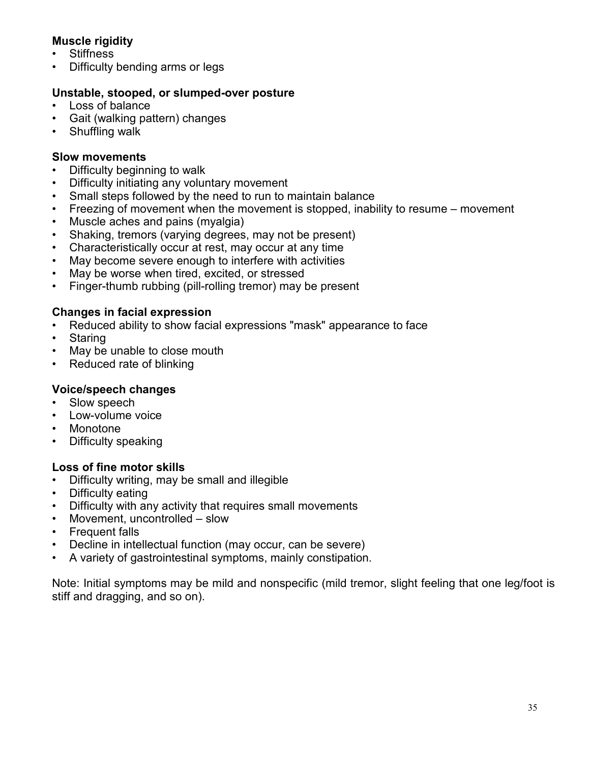**Muscle rigidity**
- Stiffness
- Difficulty bending arms or legs

**Unstable, stooped, or slumped-over posture**
- Loss of balance
- Gait (walking pattern) changes
- Shuffling walk

**Slow movements**
- Difficulty beginning to walk
- Difficulty initiating any voluntary movement
- Small steps followed by the need to run to maintain balance
- Freezing of movement when the movement is stopped, inability to resume – movement
- Muscle aches and pains (myalgia)
- Shaking, tremors (varying degrees, may not be present)
- Characteristically occur at rest, may occur at any time
- May become severe enough to interfere with activities
- May be worse when tired, excited, or stressed
- Finger-thumb rubbing (pill-rolling tremor) may be present

**Changes in facial expression**
- Reduced ability to show facial expressions "mask" appearance to face
- Staring
- May be unable to close mouth
- Reduced rate of blinking

**Voice/speech changes**
- Slow speech
- Low-volume voice
- Monotone
- Difficulty speaking

**Loss of fine motor skills**
- Difficulty writing, may be small and illegible
- Difficulty eating
- Difficulty with any activity that requires small movements
- Movement, uncontrolled – slow
- Frequent falls
- Decline in intellectual function (may occur, can be severe)
- A variety of gastrointestinal symptoms, mainly constipation.

Note: Initial symptoms may be mild and nonspecific (mild tremor, slight feeling that one leg/foot is stiff and dragging, and so on).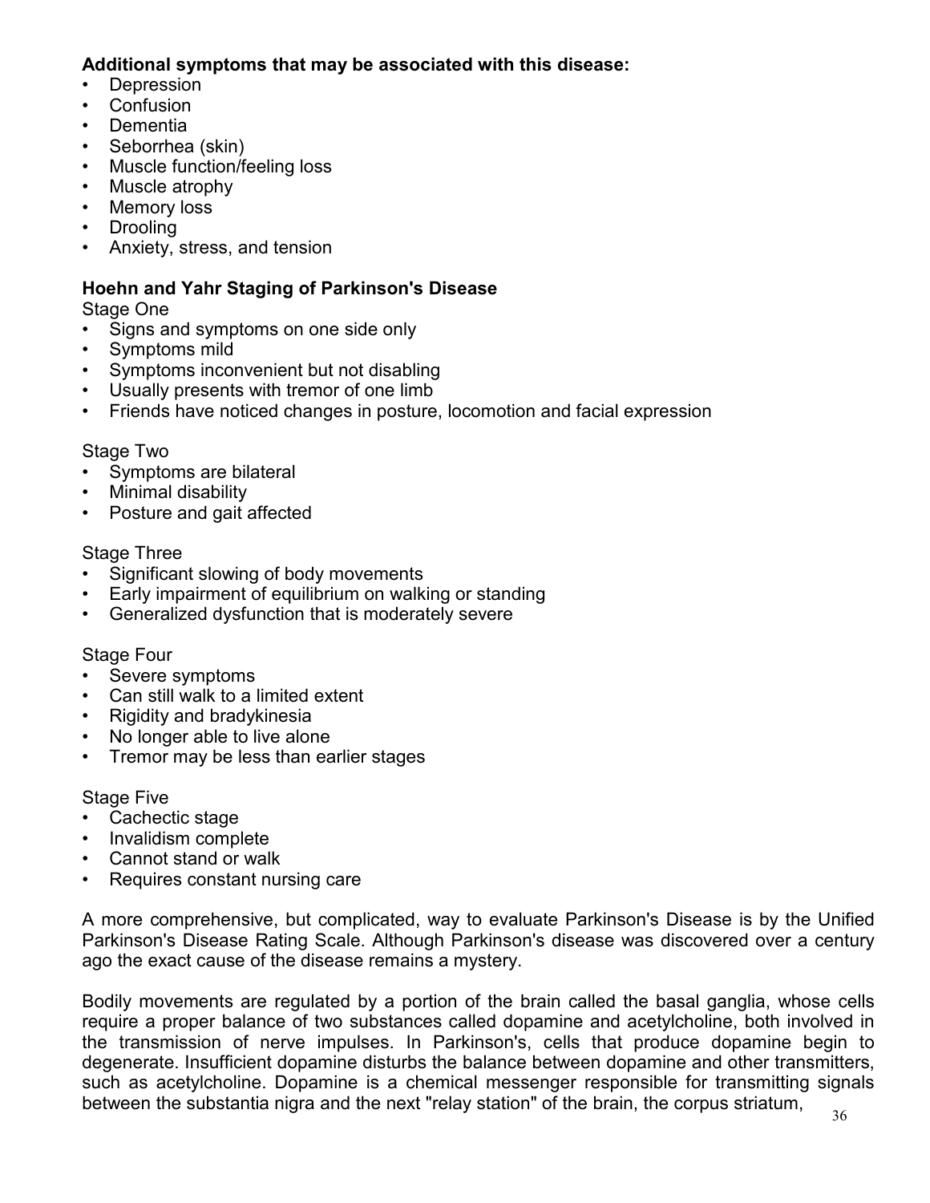**Additional symptoms that may be associated with this disease:**

- Depression
- Confusion
- Dementia
- Seborrhea (skin)
- Muscle function/feeling loss
- Muscle atrophy
- Memory loss
- Drooling
- Anxiety, stress, and tension

**Hoehn and Yahr Staging of Parkinson's Disease**

Stage One

- Signs and symptoms on one side only
- Symptoms mild
- Symptoms inconvenient but not disabling
- Usually presents with tremor of one limb
- Friends have noticed changes in posture, locomotion and facial expression

Stage Two

- Symptoms are bilateral
- Minimal disability
- Posture and gait affected

Stage Three

- Significant slowing of body movements
- Early impairment of equilibrium on walking or standing
- Generalized dysfunction that is moderately severe

Stage Four

- Severe symptoms
- Can still walk to a limited extent
- Rigidity and bradykinesia
- No longer able to live alone
- Tremor may be less than earlier stages

Stage Five

- Cachectic stage
- Invalidism complete
- Cannot stand or walk
- Requires constant nursing care

A more comprehensive, but complicated, way to evaluate Parkinson's Disease is by the Unified Parkinson's Disease Rating Scale. Although Parkinson's disease was discovered over a century ago the exact cause of the disease remains a mystery.

Bodily movements are regulated by a portion of the brain called the basal ganglia, whose cells require a proper balance of two substances called dopamine and acetylcholine, both involved in the transmission of nerve impulses. In Parkinson's, cells that produce dopamine begin to degenerate. Insufficient dopamine disturbs the balance between dopamine and other transmitters, such as acetylcholine. Dopamine is a chemical messenger responsible for transmitting signals between the substantia nigra and the next "relay station" of the brain, the corpus striatum,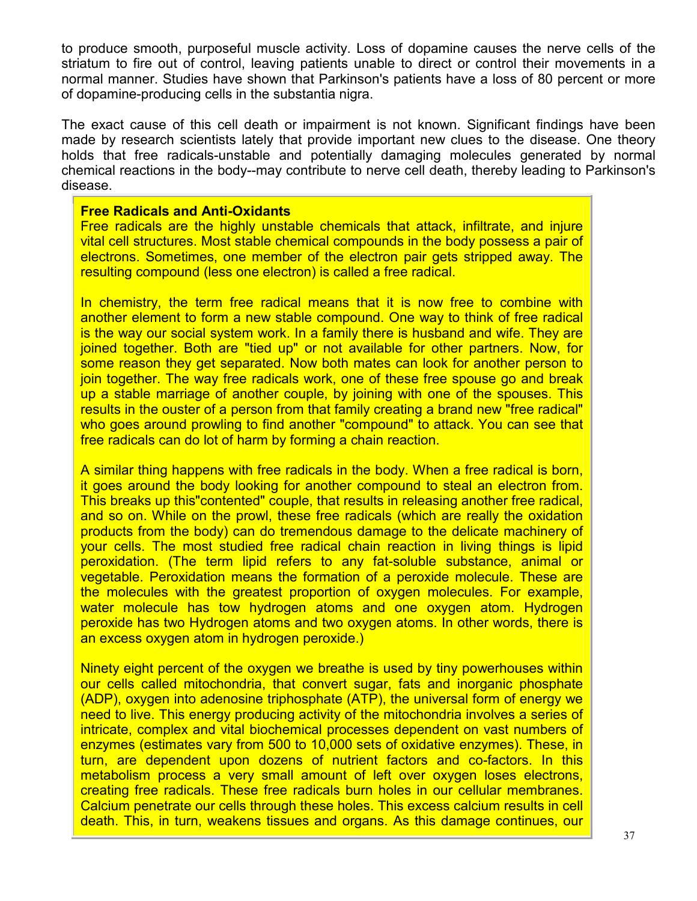to produce smooth, purposeful muscle activity. Loss of dopamine causes the nerve cells of the striatum to fire out of control, leaving patients unable to direct or control their movements in a normal manner. Studies have shown that Parkinson's patients have a loss of 80 percent or more of dopamine-producing cells in the substantia nigra.

The exact cause of this cell death or impairment is not known. Significant findings have been made by research scientists lately that provide important new clues to the disease. One theory holds that free radicals-unstable and potentially damaging molecules generated by normal chemical reactions in the body--may contribute to nerve cell death, thereby leading to Parkinson's disease.

**Free Radicals and Anti-Oxidants**

Free radicals are the highly unstable chemicals that attack, infiltrate, and injure vital cell structures. Most stable chemical compounds in the body possess a pair of electrons. Sometimes, one member of the electron pair gets stripped away. The resulting compound (less one electron) is called a free radical.

In chemistry, the term free radical means that it is now free to combine with another element to form a new stable compound. One way to think of free radical is the way our social system work. In a family there is husband and wife. They are joined together. Both are "tied up" or not available for other partners. Now, for some reason they get separated. Now both mates can look for another person to join together. The way free radicals work, one of these free spouse go and break up a stable marriage of another couple, by joining with one of the spouses. This results in the ouster of a person from that family creating a brand new "free radical" who goes around prowling to find another "compound" to attack. You can see that free radicals can do lot of harm by forming a chain reaction.

A similar thing happens with free radicals in the body. When a free radical is born, it goes around the body looking for another compound to steal an electron from. This breaks up this"contented" couple, that results in releasing another free radical, and so on. While on the prowl, these free radicals (which are really the oxidation products from the body) can do tremendous damage to the delicate machinery of your cells. The most studied free radical chain reaction in living things is lipid peroxidation. (The term lipid refers to any fat-soluble substance, animal or vegetable. Peroxidation means the formation of a peroxide molecule. These are the molecules with the greatest proportion of oxygen molecules. For example, water molecule has tow hydrogen atoms and one oxygen atom. Hydrogen peroxide has two Hydrogen atoms and two oxygen atoms. In other words, there is an excess oxygen atom in hydrogen peroxide.)

Ninety eight percent of the oxygen we breathe is used by tiny powerhouses within our cells called mitochondria, that convert sugar, fats and inorganic phosphate (ADP), oxygen into adenosine triphosphate (ATP), the universal form of energy we need to live. This energy producing activity of the mitochondria involves a series of intricate, complex and vital biochemical processes dependent on vast numbers of enzymes (estimates vary from 500 to 10,000 sets of oxidative enzymes). These, in turn, are dependent upon dozens of nutrient factors and co-factors. In this metabolism process a very small amount of left over oxygen loses electrons, creating free radicals. These free radicals burn holes in our cellular membranes. Calcium penetrate our cells through these holes. This excess calcium results in cell death. This, in turn, weakens tissues and organs. As this damage continues, our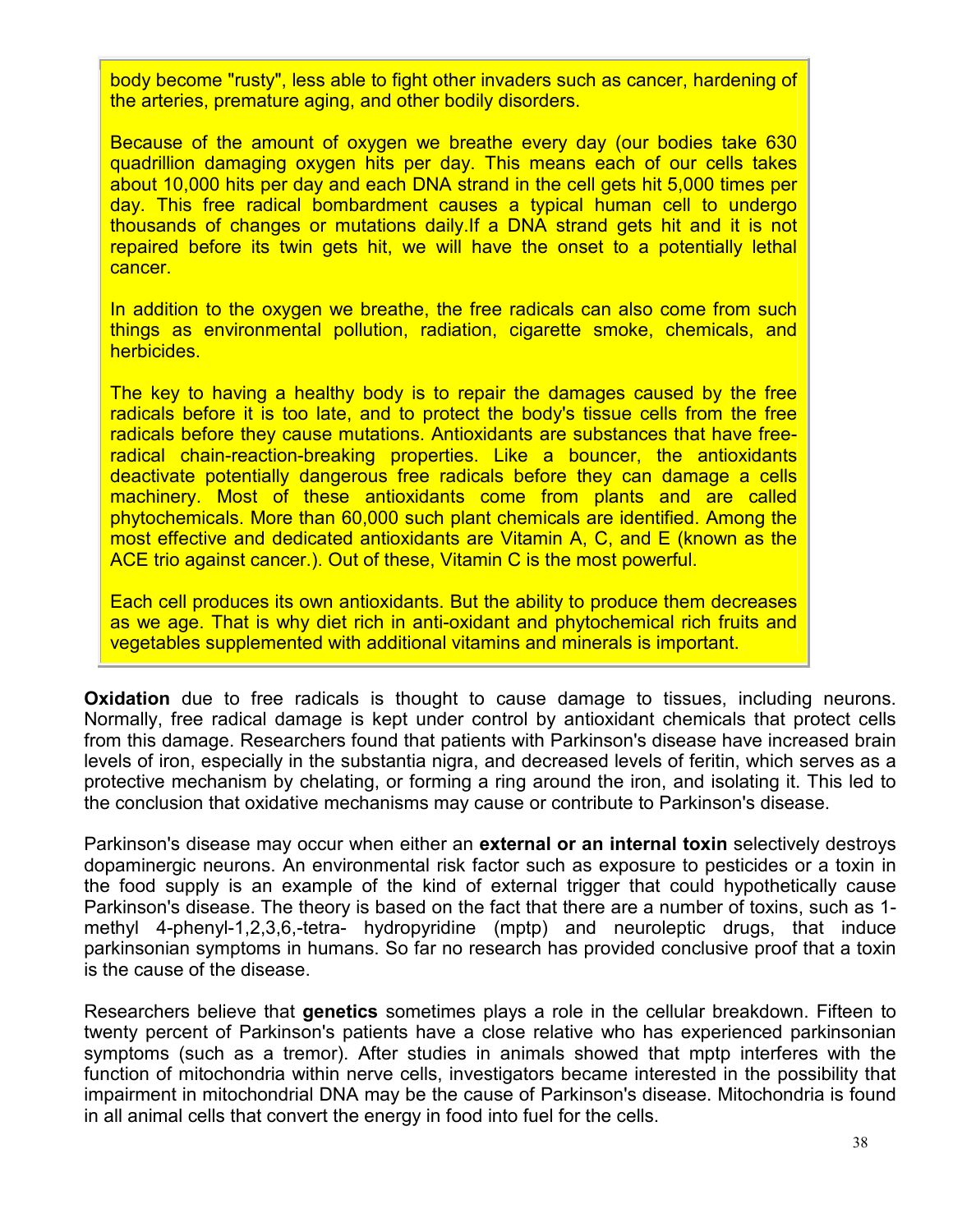body become "rusty", less able to fight other invaders such as cancer, hardening of the arteries, premature aging, and other bodily disorders.

Because of the amount of oxygen we breathe every day (our bodies take 630 quadrillion damaging oxygen hits per day. This means each of our cells takes about 10,000 hits per day and each DNA strand in the cell gets hit 5,000 times per day. This free radical bombardment causes a typical human cell to undergo thousands of changes or mutations daily.If a DNA strand gets hit and it is not repaired before its twin gets hit, we will have the onset to a potentially lethal cancer.

In addition to the oxygen we breathe, the free radicals can also come from such things as environmental pollution, radiation, cigarette smoke, chemicals, and herbicides.

The key to having a healthy body is to repair the damages caused by the free radicals before it is too late, and to protect the body's tissue cells from the free radicals before they cause mutations. Antioxidants are substances that have free-radical chain-reaction-breaking properties. Like a bouncer, the antioxidants deactivate potentially dangerous free radicals before they can damage a cells machinery. Most of these antioxidants come from plants and are called phytochemicals. More than 60,000 such plant chemicals are identified. Among the most effective and dedicated antioxidants are Vitamin A, C, and E (known as the ACE trio against cancer.). Out of these, Vitamin C is the most powerful.

Each cell produces its own antioxidants. But the ability to produce them decreases as we age. That is why diet rich in anti-oxidant and phytochemical rich fruits and vegetables supplemented with additional vitamins and minerals is important.

**Oxidation** due to free radicals is thought to cause damage to tissues, including neurons. Normally, free radical damage is kept under control by antioxidant chemicals that protect cells from this damage. Researchers found that patients with Parkinson's disease have increased brain levels of iron, especially in the substantia nigra, and decreased levels of feritin, which serves as a protective mechanism by chelating, or forming a ring around the iron, and isolating it. This led to the conclusion that oxidative mechanisms may cause or contribute to Parkinson's disease.

Parkinson's disease may occur when either an **external or an internal toxin** selectively destroys dopaminergic neurons. An environmental risk factor such as exposure to pesticides or a toxin in the food supply is an example of the kind of external trigger that could hypothetically cause Parkinson's disease. The theory is based on the fact that there are a number of toxins, such as 1-methyl 4-phenyl-1,2,3,6,-tetra- hydropyridine (mptp) and neuroleptic drugs, that induce parkinsonian symptoms in humans. So far no research has provided conclusive proof that a toxin is the cause of the disease.

Researchers believe that **genetics** sometimes plays a role in the cellular breakdown. Fifteen to twenty percent of Parkinson's patients have a close relative who has experienced parkinsonian symptoms (such as a tremor). After studies in animals showed that mptp interferes with the function of mitochondria within nerve cells, investigators became interested in the possibility that impairment in mitochondrial DNA may be the cause of Parkinson's disease. Mitochondria is found in all animal cells that convert the energy in food into fuel for the cells.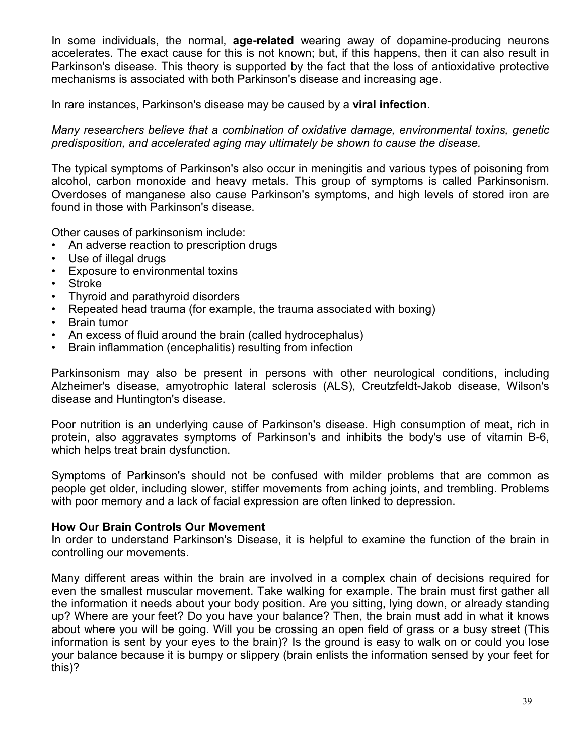In some individuals, the normal, **age-related** wearing away of dopamine-producing neurons accelerates. The exact cause for this is not known; but, if this happens, then it can also result in Parkinson's disease. This theory is supported by the fact that the loss of antioxidative protective mechanisms is associated with both Parkinson's disease and increasing age.

In rare instances, Parkinson's disease may be caused by a **viral infection**.

*Many researchers believe that a combination of oxidative damage, environmental toxins, genetic predisposition, and accelerated aging may ultimately be shown to cause the disease.*

The typical symptoms of Parkinson's also occur in meningitis and various types of poisoning from alcohol, carbon monoxide and heavy metals. This group of symptoms is called Parkinsonism. Overdoses of manganese also cause Parkinson's symptoms, and high levels of stored iron are found in those with Parkinson's disease.

Other causes of parkinsonism include:

- An adverse reaction to prescription drugs
- Use of illegal drugs
- Exposure to environmental toxins
- Stroke
- Thyroid and parathyroid disorders
- Repeated head trauma (for example, the trauma associated with boxing)
- Brain tumor
- An excess of fluid around the brain (called hydrocephalus)
- Brain inflammation (encephalitis) resulting from infection

Parkinsonism may also be present in persons with other neurological conditions, including Alzheimer's disease, amyotrophic lateral sclerosis (ALS), Creutzfeldt-Jakob disease, Wilson's disease and Huntington's disease.

Poor nutrition is an underlying cause of Parkinson's disease. High consumption of meat, rich in protein, also aggravates symptoms of Parkinson's and inhibits the body's use of vitamin B-6, which helps treat brain dysfunction.

Symptoms of Parkinson's should not be confused with milder problems that are common as people get older, including slower, stiffer movements from aching joints, and trembling. Problems with poor memory and a lack of facial expression are often linked to depression.

**How Our Brain Controls Our Movement**

In order to understand Parkinson's Disease, it is helpful to examine the function of the brain in controlling our movements.

Many different areas within the brain are involved in a complex chain of decisions required for even the smallest muscular movement. Take walking for example. The brain must first gather all the information it needs about your body position. Are you sitting, lying down, or already standing up? Where are your feet? Do you have your balance? Then, the brain must add in what it knows about where you will be going. Will you be crossing an open field of grass or a busy street (This information is sent by your eyes to the brain)? Is the ground is easy to walk on or could you lose your balance because it is bumpy or slippery (brain enlists the information sensed by your feet for this)?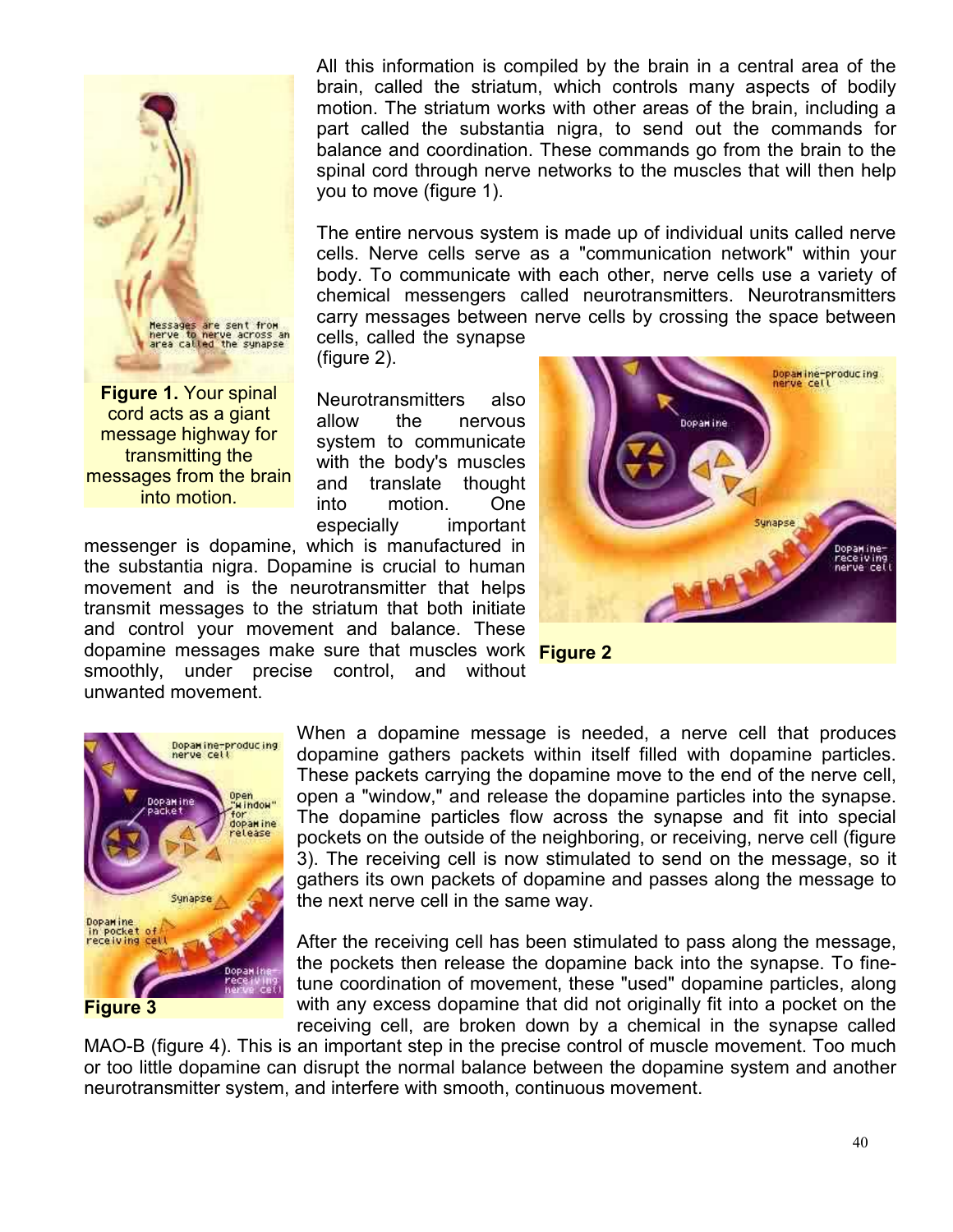All this information is compiled by the brain in a central area of the brain, called the striatum, which controls many aspects of bodily motion. The striatum works with other areas of the brain, including a part called the substantia nigra, to send out the commands for balance and coordination. These commands go from the brain to the spinal cord through nerve networks to the muscles that will then help you to move (figure 1).

**Figure 1.** Your spinal cord acts as a giant message highway for transmitting the messages from the brain into motion.

The entire nervous system is made up of individual units called nerve cells. Nerve cells serve as a "communication network" within your body. To communicate with each other, nerve cells use a variety of chemical messengers called neurotransmitters. Neurotransmitters carry messages between nerve cells by crossing the space between cells, called the synapse (figure 2).

Neurotransmitters also allow the nervous system to communicate with the body's muscles and translate thought into motion. One especially important messenger is dopamine, which is manufactured in the substantia nigra. Dopamine is crucial to human movement and is the neurotransmitter that helps transmit messages to the striatum that both initiate and control your movement and balance. These dopamine messages make sure that muscles work smoothly, under precise control, and without unwanted movement.

**Figure 2**

When a dopamine message is needed, a nerve cell that produces dopamine gathers packets within itself filled with dopamine particles. These packets carrying the dopamine move to the end of the nerve cell, open a "window," and release the dopamine particles into the synapse. The dopamine particles flow across the synapse and fit into special pockets on the outside of the neighboring, or receiving, nerve cell (figure 3). The receiving cell is now stimulated to send on the message, so it gathers its own packets of dopamine and passes along the message to the next nerve cell in the same way.

**Figure 3**

After the receiving cell has been stimulated to pass along the message, the pockets then release the dopamine back into the synapse. To fine-tune coordination of movement, these "used" dopamine particles, along with any excess dopamine that did not originally fit into a pocket on the receiving cell, are broken down by a chemical in the synapse called MAO-B (figure 4). This is an important step in the precise control of muscle movement. Too much or too little dopamine can disrupt the normal balance between the dopamine system and another neurotransmitter system, and interfere with smooth, continuous movement.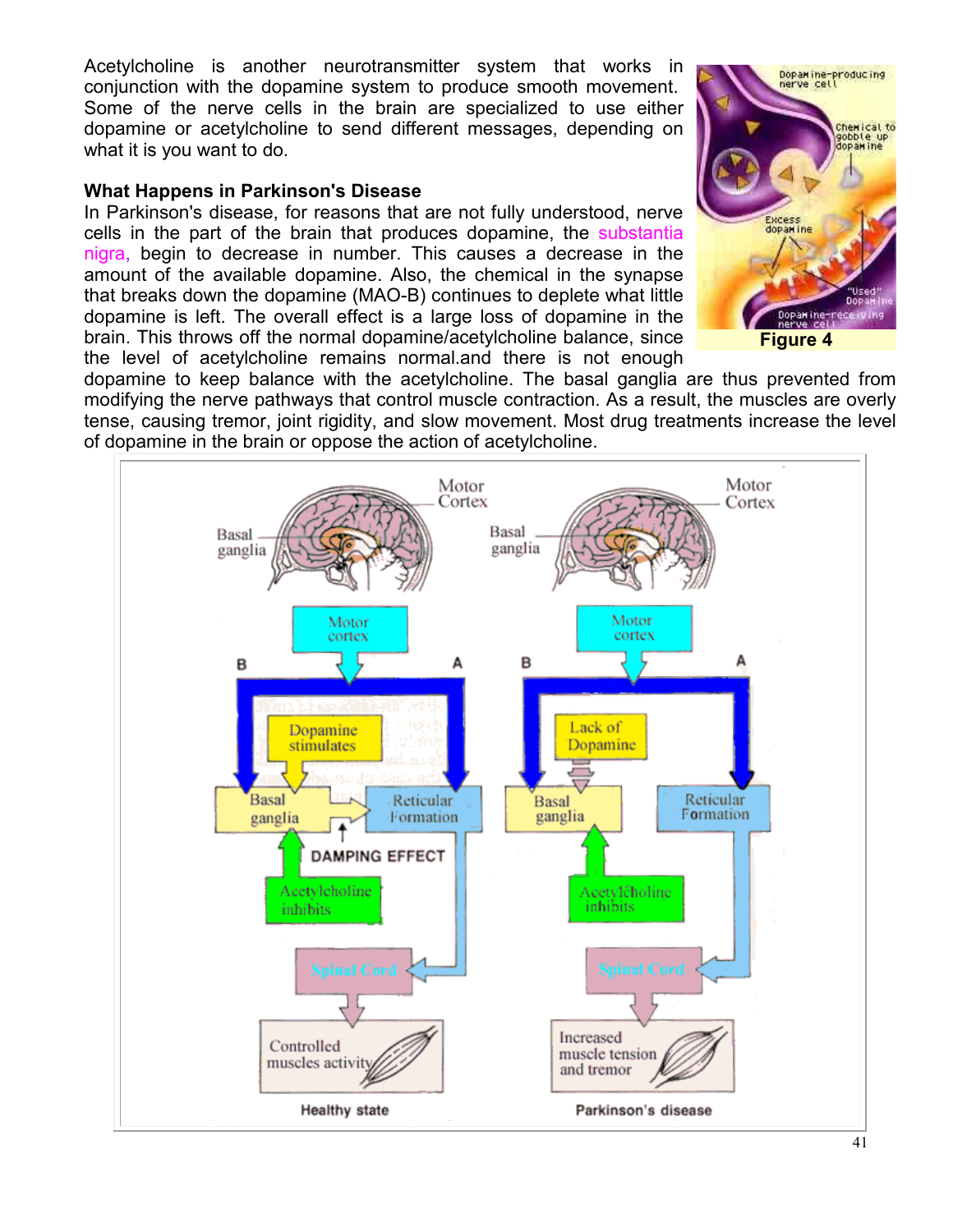Acetylcholine is another neurotransmitter system that works in conjunction with the dopamine system to produce smooth movement. Some of the nerve cells in the brain are specialized to use either dopamine or acetylcholine to send different messages, depending on what it is you want to do.

**What Happens in Parkinson's Disease**

In Parkinson's disease, for reasons that are not fully understood, nerve cells in the part of the brain that produces dopamine, the substantia nigra, begin to decrease in number. This causes a decrease in the amount of the available dopamine. Also, the chemical in the synapse that breaks down the dopamine (MAO-B) continues to deplete what little dopamine is left. The overall effect is a large loss of dopamine in the brain. This throws off the normal dopamine/acetylcholine balance, since the level of acetylcholine remains normal.and there is not enough dopamine to keep balance with the acetylcholine. The basal ganglia are thus prevented from modifying the nerve pathways that control muscle contraction. As a result, the muscles are overly tense, causing tremor, joint rigidity, and slow movement. Most drug treatments increase the level of dopamine in the brain or oppose the action of acetylcholine.

**Figure 4**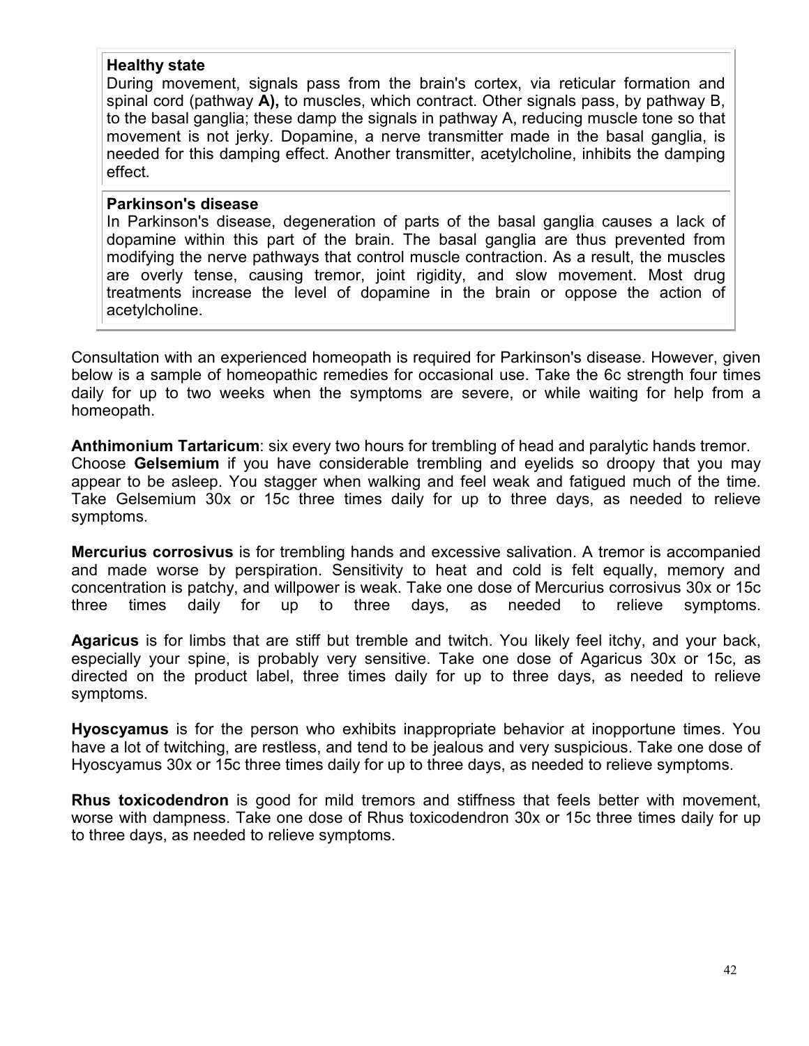**Healthy state**
During movement, signals pass from the brain's cortex, via reticular formation and spinal cord (pathway **A),** to muscles, which contract. Other signals pass, by pathway B, to the basal ganglia; these damp the signals in pathway A, reducing muscle tone so that movement is not jerky. Dopamine, a nerve transmitter made in the basal ganglia, is needed for this damping effect. Another transmitter, acetylcholine, inhibits the damping effect.

**Parkinson's disease**
In Parkinson's disease, degeneration of parts of the basal ganglia causes a lack of dopamine within this part of the brain. The basal ganglia are thus prevented from modifying the nerve pathways that control muscle contraction. As a result, the muscles are overly tense, causing tremor, joint rigidity, and slow movement. Most drug treatments increase the level of dopamine in the brain or oppose the action of acetylcholine.

Consultation with an experienced homeopath is required for Parkinson's disease. However, given below is a sample of homeopathic remedies for occasional use. Take the 6c strength four times daily for up to two weeks when the symptoms are severe, or while waiting for help from a homeopath.

**Anthimonium Tartaricum**: six every two hours for trembling of head and paralytic hands tremor.
Choose **Gelsemium** if you have considerable trembling and eyelids so droopy that you may appear to be asleep. You stagger when walking and feel weak and fatigued much of the time. Take Gelsemium 30x or 15c three times daily for up to three days, as needed to relieve symptoms.

**Mercurius corrosivus** is for trembling hands and excessive salivation. A tremor is accompanied and made worse by perspiration. Sensitivity to heat and cold is felt equally, memory and concentration is patchy, and willpower is weak. Take one dose of Mercurius corrosivus 30x or 15c three times daily for up to three days, as needed to relieve symptoms.

**Agaricus** is for limbs that are stiff but tremble and twitch. You likely feel itchy, and your back, especially your spine, is probably very sensitive. Take one dose of Agaricus 30x or 15c, as directed on the product label, three times daily for up to three days, as needed to relieve symptoms.

**Hyoscyamus** is for the person who exhibits inappropriate behavior at inopportune times. You have a lot of twitching, are restless, and tend to be jealous and very suspicious. Take one dose of Hyoscyamus 30x or 15c three times daily for up to three days, as needed to relieve symptoms.

**Rhus toxicodendron** is good for mild tremors and stiffness that feels better with movement, worse with dampness. Take one dose of Rhus toxicodendron 30x or 15c three times daily for up to three days, as needed to relieve symptoms.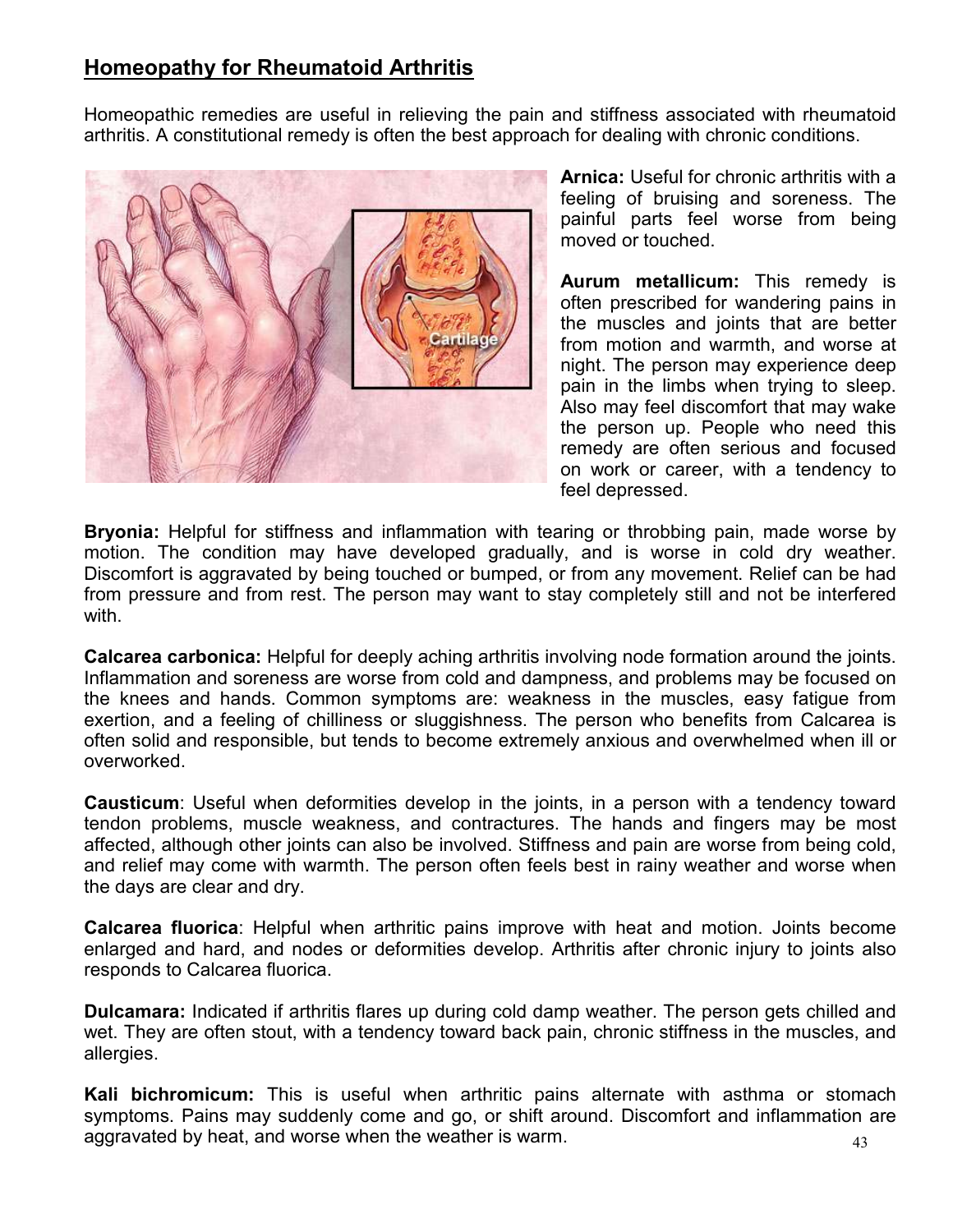## Homeopathy for Rheumatoid Arthritis

Homeopathic remedies are useful in relieving the pain and stiffness associated with rheumatoid arthritis. A constitutional remedy is often the best approach for dealing with chronic conditions.

**Arnica:** Useful for chronic arthritis with a feeling of bruising and soreness. The painful parts feel worse from being moved or touched.

**Aurum metallicum:** This remedy is often prescribed for wandering pains in the muscles and joints that are better from motion and warmth, and worse at night. The person may experience deep pain in the limbs when trying to sleep. Also may feel discomfort that may wake the person up. People who need this remedy are often serious and focused on work or career, with a tendency to feel depressed.

**Bryonia:** Helpful for stiffness and inflammation with tearing or throbbing pain, made worse by motion. The condition may have developed gradually, and is worse in cold dry weather. Discomfort is aggravated by being touched or bumped, or from any movement. Relief can be had from pressure and from rest. The person may want to stay completely still and not be interfered with.

**Calcarea carbonica:** Helpful for deeply aching arthritis involving node formation around the joints. Inflammation and soreness are worse from cold and dampness, and problems may be focused on the knees and hands. Common symptoms are: weakness in the muscles, easy fatigue from exertion, and a feeling of chilliness or sluggishness. The person who benefits from Calcarea is often solid and responsible, but tends to become extremely anxious and overwhelmed when ill or overworked.

**Causticum**: Useful when deformities develop in the joints, in a person with a tendency toward tendon problems, muscle weakness, and contractures. The hands and fingers may be most affected, although other joints can also be involved. Stiffness and pain are worse from being cold, and relief may come with warmth. The person often feels best in rainy weather and worse when the days are clear and dry.

**Calcarea fluorica**: Helpful when arthritic pains improve with heat and motion. Joints become enlarged and hard, and nodes or deformities develop. Arthritis after chronic injury to joints also responds to Calcarea fluorica.

**Dulcamara:** Indicated if arthritis flares up during cold damp weather. The person gets chilled and wet. They are often stout, with a tendency toward back pain, chronic stiffness in the muscles, and allergies.

**Kali bichromicum:** This is useful when arthritic pains alternate with asthma or stomach symptoms. Pains may suddenly come and go, or shift around. Discomfort and inflammation are aggravated by heat, and worse when the weather is warm.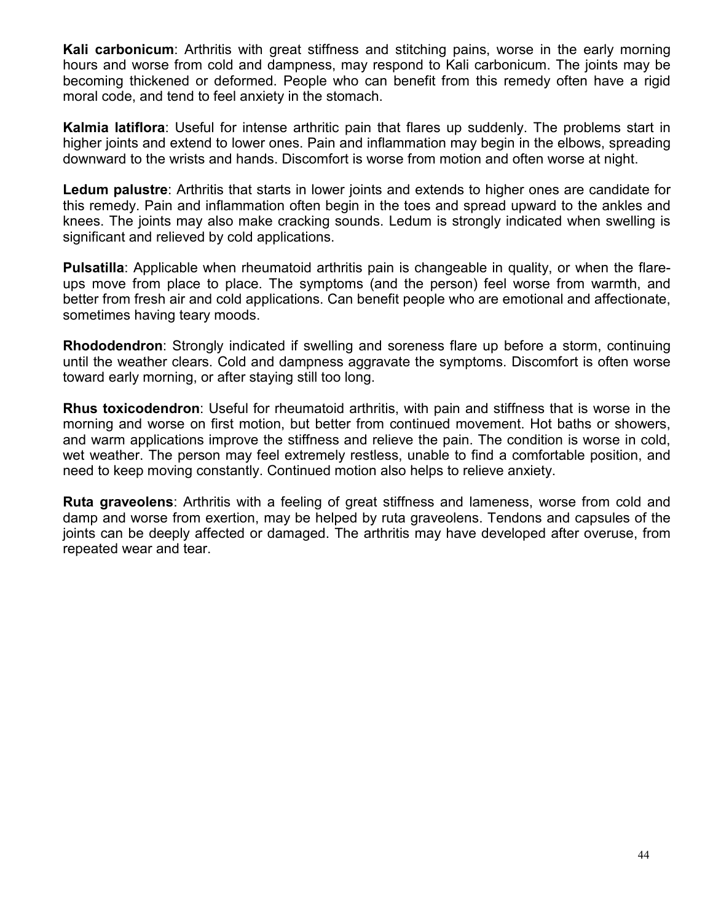**Kali carbonicum**: Arthritis with great stiffness and stitching pains, worse in the early morning hours and worse from cold and dampness, may respond to Kali carbonicum. The joints may be becoming thickened or deformed. People who can benefit from this remedy often have a rigid moral code, and tend to feel anxiety in the stomach.

**Kalmia latiflora**: Useful for intense arthritic pain that flares up suddenly. The problems start in higher joints and extend to lower ones. Pain and inflammation may begin in the elbows, spreading downward to the wrists and hands. Discomfort is worse from motion and often worse at night.

**Ledum palustre**: Arthritis that starts in lower joints and extends to higher ones are candidate for this remedy. Pain and inflammation often begin in the toes and spread upward to the ankles and knees. The joints may also make cracking sounds. Ledum is strongly indicated when swelling is significant and relieved by cold applications.

**Pulsatilla**: Applicable when rheumatoid arthritis pain is changeable in quality, or when the flare-ups move from place to place. The symptoms (and the person) feel worse from warmth, and better from fresh air and cold applications. Can benefit people who are emotional and affectionate, sometimes having teary moods.

**Rhododendron**: Strongly indicated if swelling and soreness flare up before a storm, continuing until the weather clears. Cold and dampness aggravate the symptoms. Discomfort is often worse toward early morning, or after staying still too long.

**Rhus toxicodendron**: Useful for rheumatoid arthritis, with pain and stiffness that is worse in the morning and worse on first motion, but better from continued movement. Hot baths or showers, and warm applications improve the stiffness and relieve the pain. The condition is worse in cold, wet weather. The person may feel extremely restless, unable to find a comfortable position, and need to keep moving constantly. Continued motion also helps to relieve anxiety.

**Ruta graveolens**: Arthritis with a feeling of great stiffness and lameness, worse from cold and damp and worse from exertion, may be helped by ruta graveolens. Tendons and capsules of the joints can be deeply affected or damaged. The arthritis may have developed after overuse, from repeated wear and tear.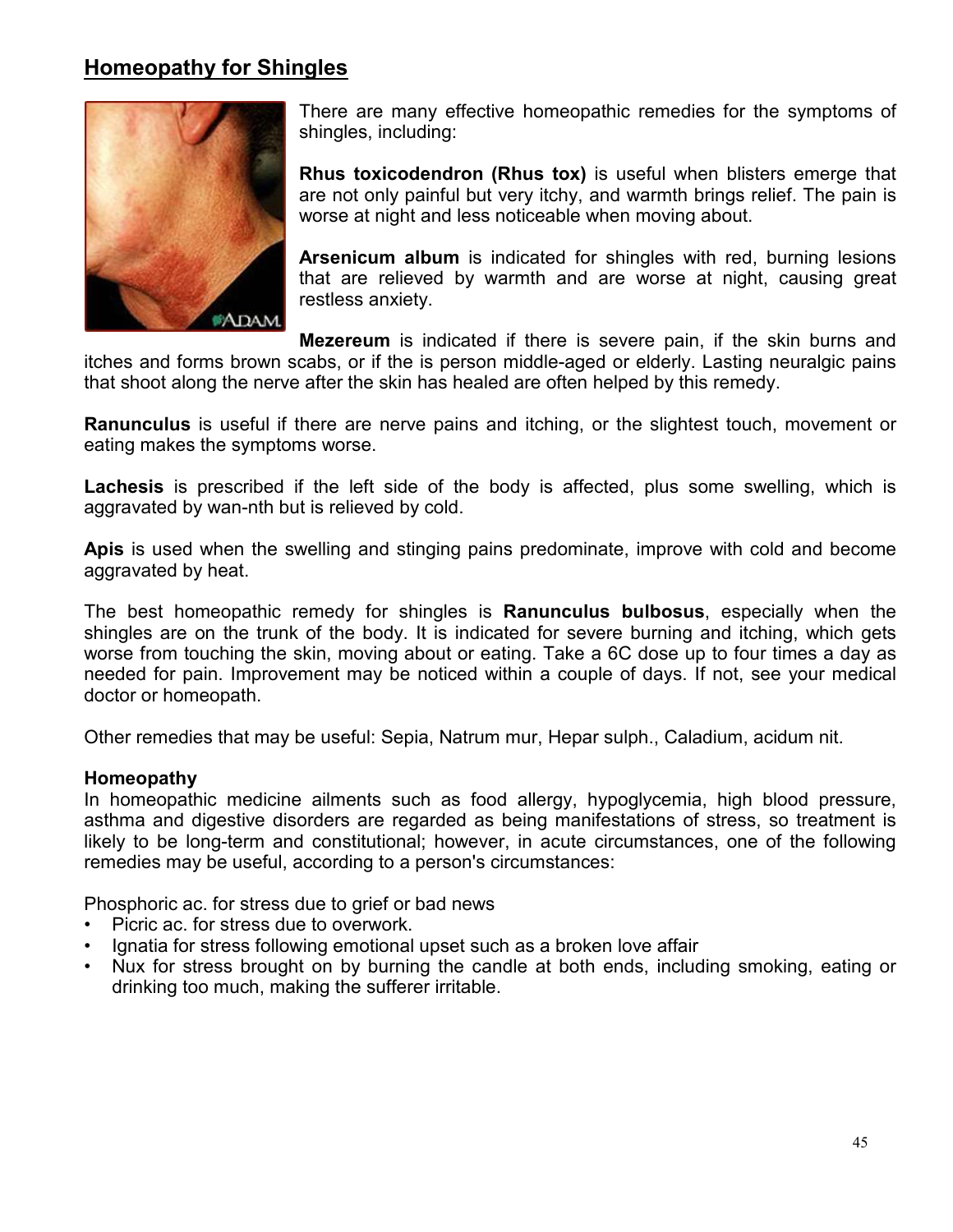## Homeopathy for Shingles

There are many effective homeopathic remedies for the symptoms of shingles, including:

**Rhus toxicodendron (Rhus tox)** is useful when blisters emerge that are not only painful but very itchy, and warmth brings relief. The pain is worse at night and less noticeable when moving about.

**Arsenicum album** is indicated for shingles with red, burning lesions that are relieved by warmth and are worse at night, causing great restless anxiety.

**Mezereum** is indicated if there is severe pain, if the skin burns and itches and forms brown scabs, or if the is person middle-aged or elderly. Lasting neuralgic pains that shoot along the nerve after the skin has healed are often helped by this remedy.

**Ranunculus** is useful if there are nerve pains and itching, or the slightest touch, movement or eating makes the symptoms worse.

**Lachesis** is prescribed if the left side of the body is affected, plus some swelling, which is aggravated by wan-nth but is relieved by cold.

**Apis** is used when the swelling and stinging pains predominate, improve with cold and become aggravated by heat.

The best homeopathic remedy for shingles is **Ranunculus bulbosus**, especially when the shingles are on the trunk of the body. It is indicated for severe burning and itching, which gets worse from touching the skin, moving about or eating. Take a 6C dose up to four times a day as needed for pain. Improvement may be noticed within a couple of days. If not, see your medical doctor or homeopath.

Other remedies that may be useful: Sepia, Natrum mur, Hepar sulph., Caladium, acidum nit.

**Homeopathy**

In homeopathic medicine ailments such as food allergy, hypoglycemia, high blood pressure, asthma and digestive disorders are regarded as being manifestations of stress, so treatment is likely to be long-term and constitutional; however, in acute circumstances, one of the following remedies may be useful, according to a person's circumstances:

Phosphoric ac. for stress due to grief or bad news

- Picric ac. for stress due to overwork.
- Ignatia for stress following emotional upset such as a broken love affair
- Nux for stress brought on by burning the candle at both ends, including smoking, eating or drinking too much, making the sufferer irritable.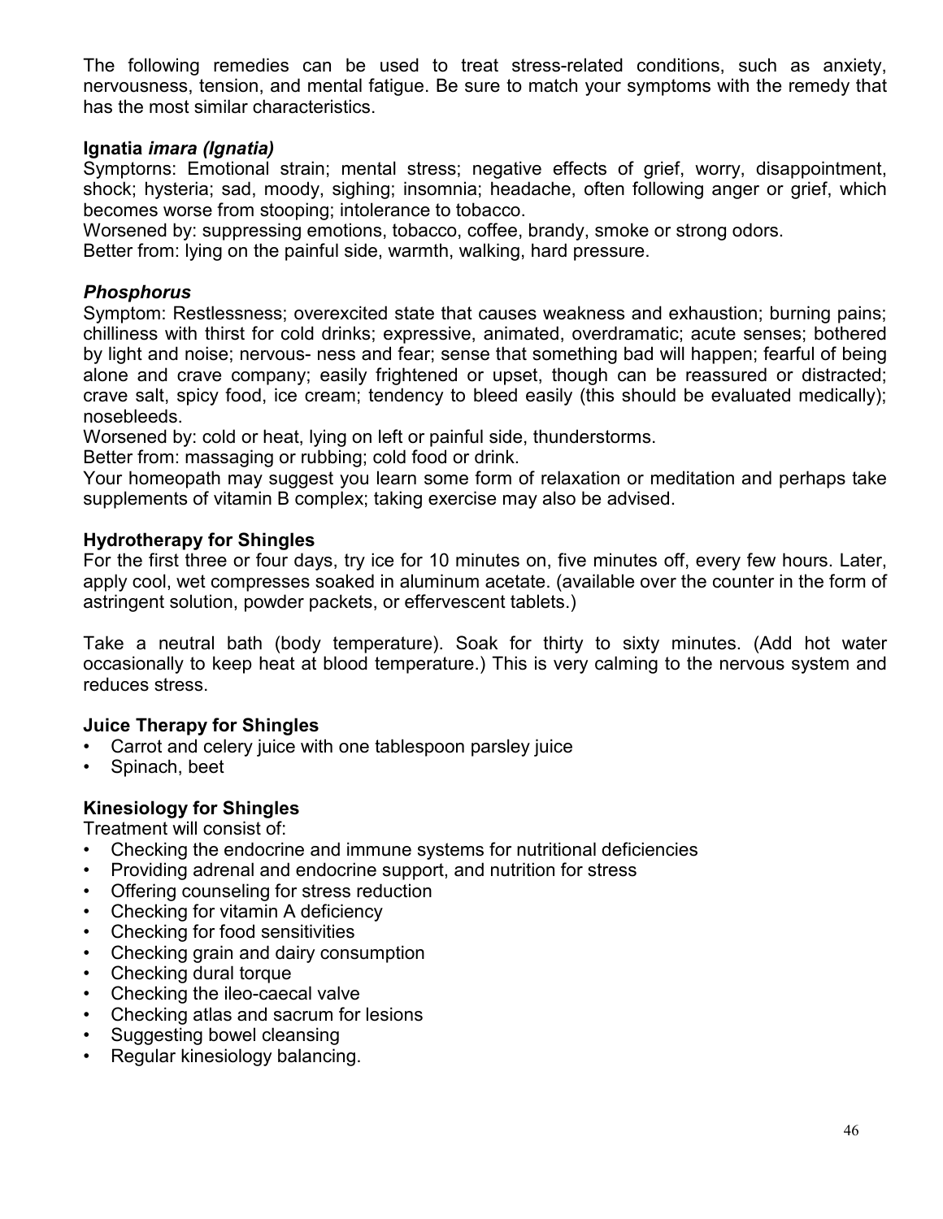The following remedies can be used to treat stress-related conditions, such as anxiety, nervousness, tension, and mental fatigue. Be sure to match your symptoms with the remedy that has the most similar characteristics.

**Ignatia *imara (Ignatia)***
Symptorns: Emotional strain; mental stress; negative effects of grief, worry, disappointment, shock; hysteria; sad, moody, sighing; insomnia; headache, often following anger or grief, which becomes worse from stooping; intolerance to tobacco.
Worsened by: suppressing emotions, tobacco, coffee, brandy, smoke or strong odors.
Better from: lying on the painful side, warmth, walking, hard pressure.

***Phosphorus***
Symptom: Restlessness; overexcited state that causes weakness and exhaustion; burning pains; chilliness with thirst for cold drinks; expressive, animated, overdramatic; acute senses; bothered by light and noise; nervous- ness and fear; sense that something bad will happen; fearful of being alone and crave company; easily frightened or upset, though can be reassured or distracted; crave salt, spicy food, ice cream; tendency to bleed easily (this should be evaluated medically); nosebleeds.
Worsened by: cold or heat, lying on left or painful side, thunderstorms.
Better from: massaging or rubbing; cold food or drink.
Your homeopath may suggest you learn some form of relaxation or meditation and perhaps take supplements of vitamin B complex; taking exercise may also be advised.

**Hydrotherapy for Shingles**
For the first three or four days, try ice for 10 minutes on, five minutes off, every few hours. Later, apply cool, wet compresses soaked in aluminum acetate. (available over the counter in the form of astringent solution, powder packets, or effervescent tablets.)

Take a neutral bath (body temperature). Soak for thirty to sixty minutes. (Add hot water occasionally to keep heat at blood temperature.) This is very calming to the nervous system and reduces stress.

**Juice Therapy for Shingles**

- Carrot and celery juice with one tablespoon parsley juice
- Spinach, beet

**Kinesiology for Shingles**
Treatment will consist of:

- Checking the endocrine and immune systems for nutritional deficiencies
- Providing adrenal and endocrine support, and nutrition for stress
- Offering counseling for stress reduction
- Checking for vitamin A deficiency
- Checking for food sensitivities
- Checking grain and dairy consumption
- Checking dural torque
- Checking the ileo-caecal valve
- Checking atlas and sacrum for lesions
- Suggesting bowel cleansing
- Regular kinesiology balancing.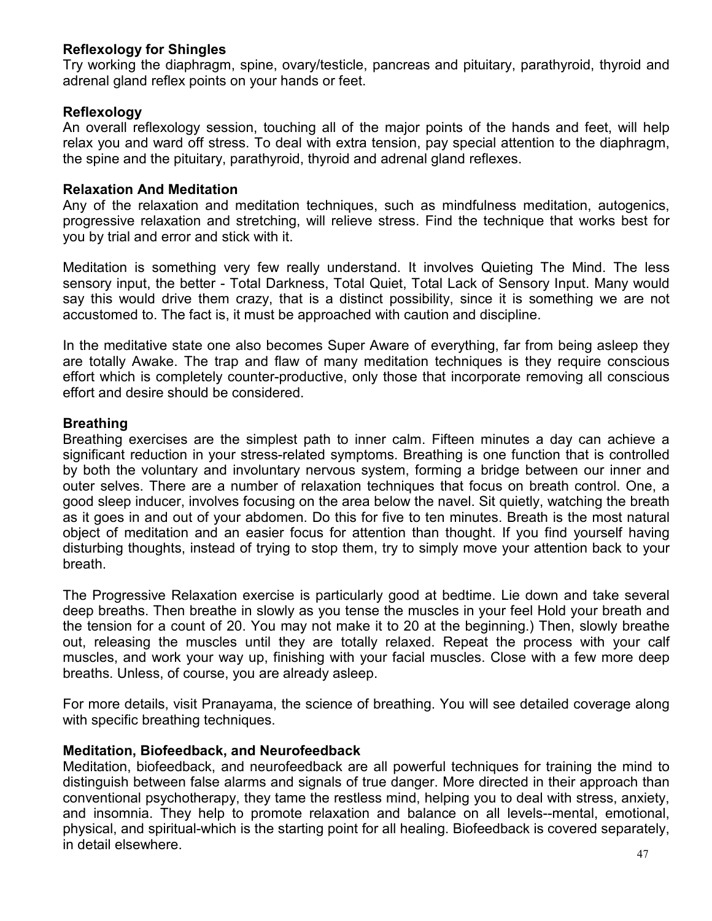**Reflexology for Shingles**

Try working the diaphragm, spine, ovary/testicle, pancreas and pituitary, parathyroid, thyroid and adrenal gland reflex points on your hands or feet.

**Reflexology**

An overall reflexology session, touching all of the major points of the hands and feet, will help relax you and ward off stress. To deal with extra tension, pay special attention to the diaphragm, the spine and the pituitary, parathyroid, thyroid and adrenal gland reflexes.

**Relaxation And Meditation**

Any of the relaxation and meditation techniques, such as mindfulness meditation, autogenics, progressive relaxation and stretching, will relieve stress. Find the technique that works best for you by trial and error and stick with it.

Meditation is something very few really understand. It involves Quieting The Mind. The less sensory input, the better - Total Darkness, Total Quiet, Total Lack of Sensory Input. Many would say this would drive them crazy, that is a distinct possibility, since it is something we are not accustomed to. The fact is, it must be approached with caution and discipline.

In the meditative state one also becomes Super Aware of everything, far from being asleep they are totally Awake. The trap and flaw of many meditation techniques is they require conscious effort which is completely counter-productive, only those that incorporate removing all conscious effort and desire should be considered.

**Breathing**

Breathing exercises are the simplest path to inner calm. Fifteen minutes a day can achieve a significant reduction in your stress-related symptoms. Breathing is one function that is controlled by both the voluntary and involuntary nervous system, forming a bridge between our inner and outer selves. There are a number of relaxation techniques that focus on breath control. One, a good sleep inducer, involves focusing on the area below the navel. Sit quietly, watching the breath as it goes in and out of your abdomen. Do this for five to ten minutes. Breath is the most natural object of meditation and an easier focus for attention than thought. If you find yourself having disturbing thoughts, instead of trying to stop them, try to simply move your attention back to your breath.

The Progressive Relaxation exercise is particularly good at bedtime. Lie down and take several deep breaths. Then breathe in slowly as you tense the muscles in your feel Hold your breath and the tension for a count of 20. You may not make it to 20 at the beginning.) Then, slowly breathe out, releasing the muscles until they are totally relaxed. Repeat the process with your calf muscles, and work your way up, finishing with your facial muscles. Close with a few more deep breaths. Unless, of course, you are already asleep.

For more details, visit Pranayama, the science of breathing. You will see detailed coverage along with specific breathing techniques.

**Meditation, Biofeedback, and Neurofeedback**

Meditation, biofeedback, and neurofeedback are all powerful techniques for training the mind to distinguish between false alarms and signals of true danger. More directed in their approach than conventional psychotherapy, they tame the restless mind, helping you to deal with stress, anxiety, and insomnia. They help to promote relaxation and balance on all levels--mental, emotional, physical, and spiritual-which is the starting point for all healing. Biofeedback is covered separately, in detail elsewhere.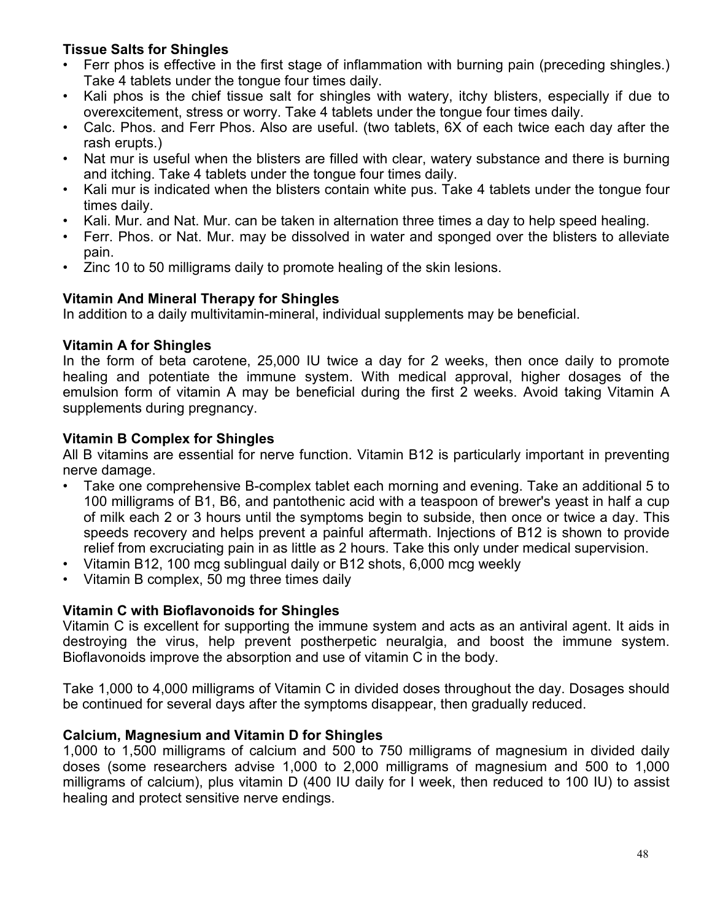**Tissue Salts for Shingles**

- Ferr phos is effective in the first stage of inflammation with burning pain (preceding shingles.) Take 4 tablets under the tongue four times daily.
- Kali phos is the chief tissue salt for shingles with watery, itchy blisters, especially if due to overexcitement, stress or worry. Take 4 tablets under the tongue four times daily.
- Calc. Phos. and Ferr Phos. Also are useful. (two tablets, 6X of each twice each day after the rash erupts.)
- Nat mur is useful when the blisters are filled with clear, watery substance and there is burning and itching. Take 4 tablets under the tongue four times daily.
- Kali mur is indicated when the blisters contain white pus. Take 4 tablets under the tongue four times daily.
- Kali. Mur. and Nat. Mur. can be taken in alternation three times a day to help speed healing.
- Ferr. Phos. or Nat. Mur. may be dissolved in water and sponged over the blisters to alleviate pain.
- Zinc 10 to 50 milligrams daily to promote healing of the skin lesions.

**Vitamin And Mineral Therapy for Shingles**

In addition to a daily multivitamin-mineral, individual supplements may be beneficial.

**Vitamin A for Shingles**

In the form of beta carotene, 25,000 IU twice a day for 2 weeks, then once daily to promote healing and potentiate the immune system. With medical approval, higher dosages of the emulsion form of vitamin A may be beneficial during the first 2 weeks. Avoid taking Vitamin A supplements during pregnancy.

**Vitamin B Complex for Shingles**

All B vitamins are essential for nerve function. Vitamin B12 is particularly important in preventing nerve damage.

- Take one comprehensive B-complex tablet each morning and evening. Take an additional 5 to 100 milligrams of B1, B6, and pantothenic acid with a teaspoon of brewer's yeast in half a cup of milk each 2 or 3 hours until the symptoms begin to subside, then once or twice a day. This speeds recovery and helps prevent a painful aftermath. Injections of B12 is shown to provide relief from excruciating pain in as little as 2 hours. Take this only under medical supervision.
- Vitamin B12, 100 mcg sublingual daily or B12 shots, 6,000 mcg weekly
- Vitamin B complex, 50 mg three times daily

**Vitamin C with Bioflavonoids for Shingles**

Vitamin C is excellent for supporting the immune system and acts as an antiviral agent. It aids in destroying the virus, help prevent postherpetic neuralgia, and boost the immune system. Bioflavonoids improve the absorption and use of vitamin C in the body.

Take 1,000 to 4,000 milligrams of Vitamin C in divided doses throughout the day. Dosages should be continued for several days after the symptoms disappear, then gradually reduced.

**Calcium, Magnesium and Vitamin D for Shingles**

1,000 to 1,500 milligrams of calcium and 500 to 750 milligrams of magnesium in divided daily doses (some researchers advise 1,000 to 2,000 milligrams of magnesium and 500 to 1,000 milligrams of calcium), plus vitamin D (400 IU daily for I week, then reduced to 100 IU) to assist healing and protect sensitive nerve endings.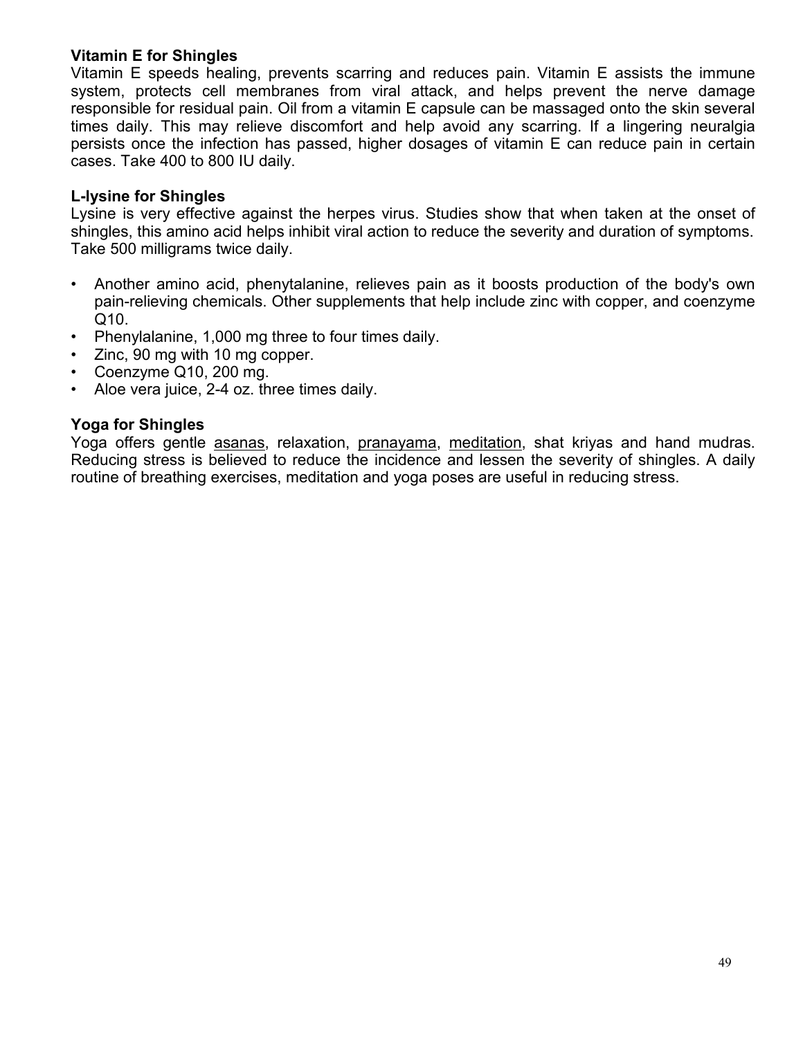**Vitamin E for Shingles**

Vitamin E speeds healing, prevents scarring and reduces pain. Vitamin E assists the immune system, protects cell membranes from viral attack, and helps prevent the nerve damage responsible for residual pain. Oil from a vitamin E capsule can be massaged onto the skin several times daily. This may relieve discomfort and help avoid any scarring. If a lingering neuralgia persists once the infection has passed, higher dosages of vitamin E can reduce pain in certain cases. Take 400 to 800 IU daily.

**L-lysine for Shingles**

Lysine is very effective against the herpes virus. Studies show that when taken at the onset of shingles, this amino acid helps inhibit viral action to reduce the severity and duration of symptoms. Take 500 milligrams twice daily.

- Another amino acid, phenytalanine, relieves pain as it boosts production of the body's own pain-relieving chemicals. Other supplements that help include zinc with copper, and coenzyme Q10.
- Phenylalanine, 1,000 mg three to four times daily.
- Zinc, 90 mg with 10 mg copper.
- Coenzyme Q10, 200 mg.
- Aloe vera juice, 2-4 oz. three times daily.

**Yoga for Shingles**

Yoga offers gentle asanas, relaxation, pranayama, meditation, shat kriyas and hand mudras. Reducing stress is believed to reduce the incidence and lessen the severity of shingles. A daily routine of breathing exercises, meditation and yoga poses are useful in reducing stress.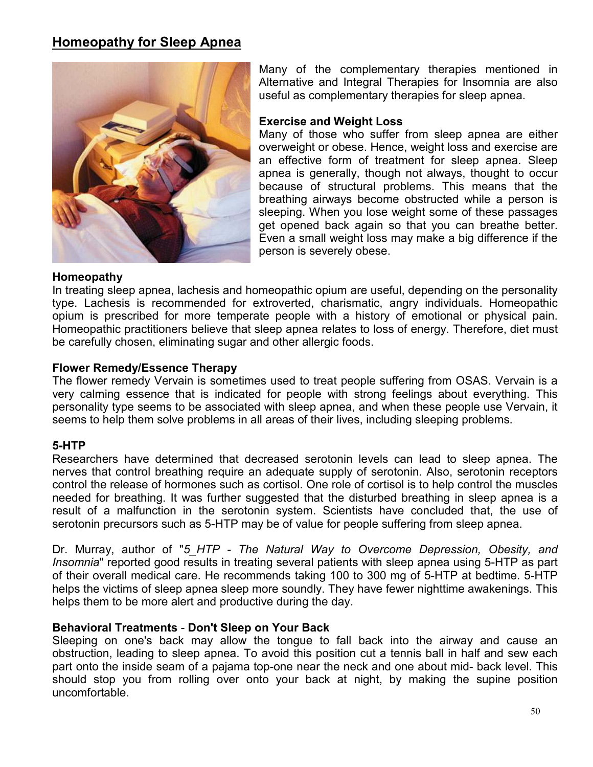## Homeopathy for Sleep Apnea

Many of the complementary therapies mentioned in Alternative and Integral Therapies for Insomnia are also useful as complementary therapies for sleep apnea.

**Exercise and Weight Loss**
Many of those who suffer from sleep apnea are either overweight or obese. Hence, weight loss and exercise are an effective form of treatment for sleep apnea. Sleep apnea is generally, though not always, thought to occur because of structural problems. This means that the breathing airways become obstructed while a person is sleeping. When you lose weight some of these passages get opened back again so that you can breathe better. Even a small weight loss may make a big difference if the person is severely obese.

**Homeopathy**
In treating sleep apnea, lachesis and homeopathic opium are useful, depending on the personality type. Lachesis is recommended for extroverted, charismatic, angry individuals. Homeopathic opium is prescribed for more temperate people with a history of emotional or physical pain. Homeopathic practitioners believe that sleep apnea relates to loss of energy. Therefore, diet must be carefully chosen, eliminating sugar and other allergic foods.

**Flower Remedy/Essence Therapy**
The flower remedy Vervain is sometimes used to treat people suffering from OSAS. Vervain is a very calming essence that is indicated for people with strong feelings about everything. This personality type seems to be associated with sleep apnea, and when these people use Vervain, it seems to help them solve problems in all areas of their lives, including sleeping problems.

**5-HTP**
Researchers have determined that decreased serotonin levels can lead to sleep apnea. The nerves that control breathing require an adequate supply of serotonin. Also, serotonin receptors control the release of hormones such as cortisol. One role of cortisol is to help control the muscles needed for breathing. It was further suggested that the disturbed breathing in sleep apnea is a result of a malfunction in the serotonin system. Scientists have concluded that, the use of serotonin precursors such as 5-HTP may be of value for people suffering from sleep apnea.

Dr. Murray, author of "*5_HTP - The Natural Way to Overcome Depression, Obesity, and Insomnia*" reported good results in treating several patients with sleep apnea using 5-HTP as part of their overall medical care. He recommends taking 100 to 300 mg of 5-HTP at bedtime. 5-HTP helps the victims of sleep apnea sleep more soundly. They have fewer nighttime awakenings. This helps them to be more alert and productive during the day.

**Behavioral Treatments** - **Don't Sleep on Your Back**
Sleeping on one's back may allow the tongue to fall back into the airway and cause an obstruction, leading to sleep apnea. To avoid this position cut a tennis ball in half and sew each part onto the inside seam of a pajama top-one near the neck and one about mid- back level. This should stop you from rolling over onto your back at night, by making the supine position uncomfortable.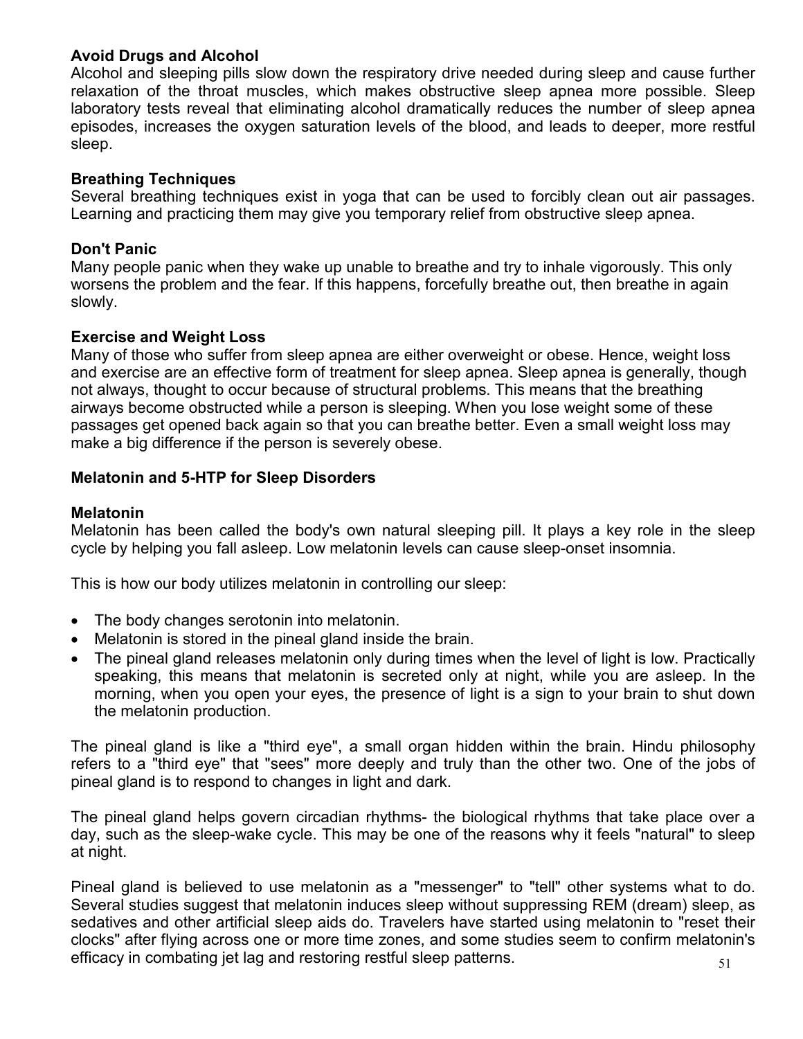**Avoid Drugs and Alcohol**

Alcohol and sleeping pills slow down the respiratory drive needed during sleep and cause further relaxation of the throat muscles, which makes obstructive sleep apnea more possible. Sleep laboratory tests reveal that eliminating alcohol dramatically reduces the number of sleep apnea episodes, increases the oxygen saturation levels of the blood, and leads to deeper, more restful sleep.

**Breathing Techniques**

Several breathing techniques exist in yoga that can be used to forcibly clean out air passages. Learning and practicing them may give you temporary relief from obstructive sleep apnea.

**Don't Panic**

Many people panic when they wake up unable to breathe and try to inhale vigorously. This only worsens the problem and the fear. If this happens, forcefully breathe out, then breathe in again slowly.

**Exercise and Weight Loss**

Many of those who suffer from sleep apnea are either overweight or obese. Hence, weight loss and exercise are an effective form of treatment for sleep apnea. Sleep apnea is generally, though not always, thought to occur because of structural problems. This means that the breathing airways become obstructed while a person is sleeping. When you lose weight some of these passages get opened back again so that you can breathe better. Even a small weight loss may make a big difference if the person is severely obese.

**Melatonin and 5-HTP for Sleep Disorders**

**Melatonin**

Melatonin has been called the body's own natural sleeping pill. It plays a key role in the sleep cycle by helping you fall asleep. Low melatonin levels can cause sleep-onset insomnia.

This is how our body utilizes melatonin in controlling our sleep:

- The body changes serotonin into melatonin.
- Melatonin is stored in the pineal gland inside the brain.
- The pineal gland releases melatonin only during times when the level of light is low. Practically speaking, this means that melatonin is secreted only at night, while you are asleep. In the morning, when you open your eyes, the presence of light is a sign to your brain to shut down the melatonin production.

The pineal gland is like a "third eye", a small organ hidden within the brain. Hindu philosophy refers to a "third eye" that "sees" more deeply and truly than the other two. One of the jobs of pineal gland is to respond to changes in light and dark.

The pineal gland helps govern circadian rhythms- the biological rhythms that take place over a day, such as the sleep-wake cycle. This may be one of the reasons why it feels "natural" to sleep at night.

Pineal gland is believed to use melatonin as a "messenger" to "tell" other systems what to do. Several studies suggest that melatonin induces sleep without suppressing REM (dream) sleep, as sedatives and other artificial sleep aids do. Travelers have started using melatonin to "reset their clocks" after flying across one or more time zones, and some studies seem to confirm melatonin's efficacy in combating jet lag and restoring restful sleep patterns.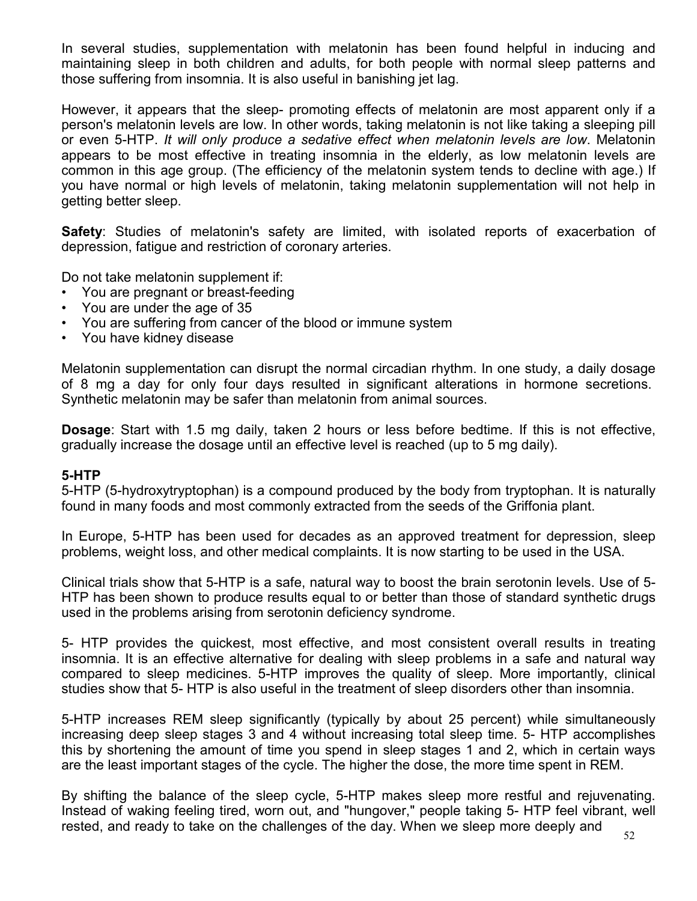In several studies, supplementation with melatonin has been found helpful in inducing and maintaining sleep in both children and adults, for both people with normal sleep patterns and those suffering from insomnia. It is also useful in banishing jet lag.

However, it appears that the sleep- promoting effects of melatonin are most apparent only if a person's melatonin levels are low. In other words, taking melatonin is not like taking a sleeping pill or even 5-HTP. *It will only produce a sedative effect when melatonin levels are low*. Melatonin appears to be most effective in treating insomnia in the elderly, as low melatonin levels are common in this age group. (The efficiency of the melatonin system tends to decline with age.) If you have normal or high levels of melatonin, taking melatonin supplementation will not help in getting better sleep.

**Safety**: Studies of melatonin's safety are limited, with isolated reports of exacerbation of depression, fatigue and restriction of coronary arteries.

Do not take melatonin supplement if:

- You are pregnant or breast-feeding
- You are under the age of 35
- You are suffering from cancer of the blood or immune system
- You have kidney disease

Melatonin supplementation can disrupt the normal circadian rhythm. In one study, a daily dosage of 8 mg a day for only four days resulted in significant alterations in hormone secretions. Synthetic melatonin may be safer than melatonin from animal sources.

**Dosage**: Start with 1.5 mg daily, taken 2 hours or less before bedtime. If this is not effective, gradually increase the dosage until an effective level is reached (up to 5 mg daily).

**5-HTP**

5-HTP (5-hydroxytryptophan) is a compound produced by the body from tryptophan. It is naturally found in many foods and most commonly extracted from the seeds of the Griffonia plant.

In Europe, 5-HTP has been used for decades as an approved treatment for depression, sleep problems, weight loss, and other medical complaints. It is now starting to be used in the USA.

Clinical trials show that 5-HTP is a safe, natural way to boost the brain serotonin levels. Use of 5-HTP has been shown to produce results equal to or better than those of standard synthetic drugs used in the problems arising from serotonin deficiency syndrome.

5- HTP provides the quickest, most effective, and most consistent overall results in treating insomnia. It is an effective alternative for dealing with sleep problems in a safe and natural way compared to sleep medicines. 5-HTP improves the quality of sleep. More importantly, clinical studies show that 5- HTP is also useful in the treatment of sleep disorders other than insomnia.

5-HTP increases REM sleep significantly (typically by about 25 percent) while simultaneously increasing deep sleep stages 3 and 4 without increasing total sleep time. 5- HTP accomplishes this by shortening the amount of time you spend in sleep stages 1 and 2, which in certain ways are the least important stages of the cycle. The higher the dose, the more time spent in REM.

By shifting the balance of the sleep cycle, 5-HTP makes sleep more restful and rejuvenating. Instead of waking feeling tired, worn out, and "hungover," people taking 5- HTP feel vibrant, well rested, and ready to take on the challenges of the day. When we sleep more deeply and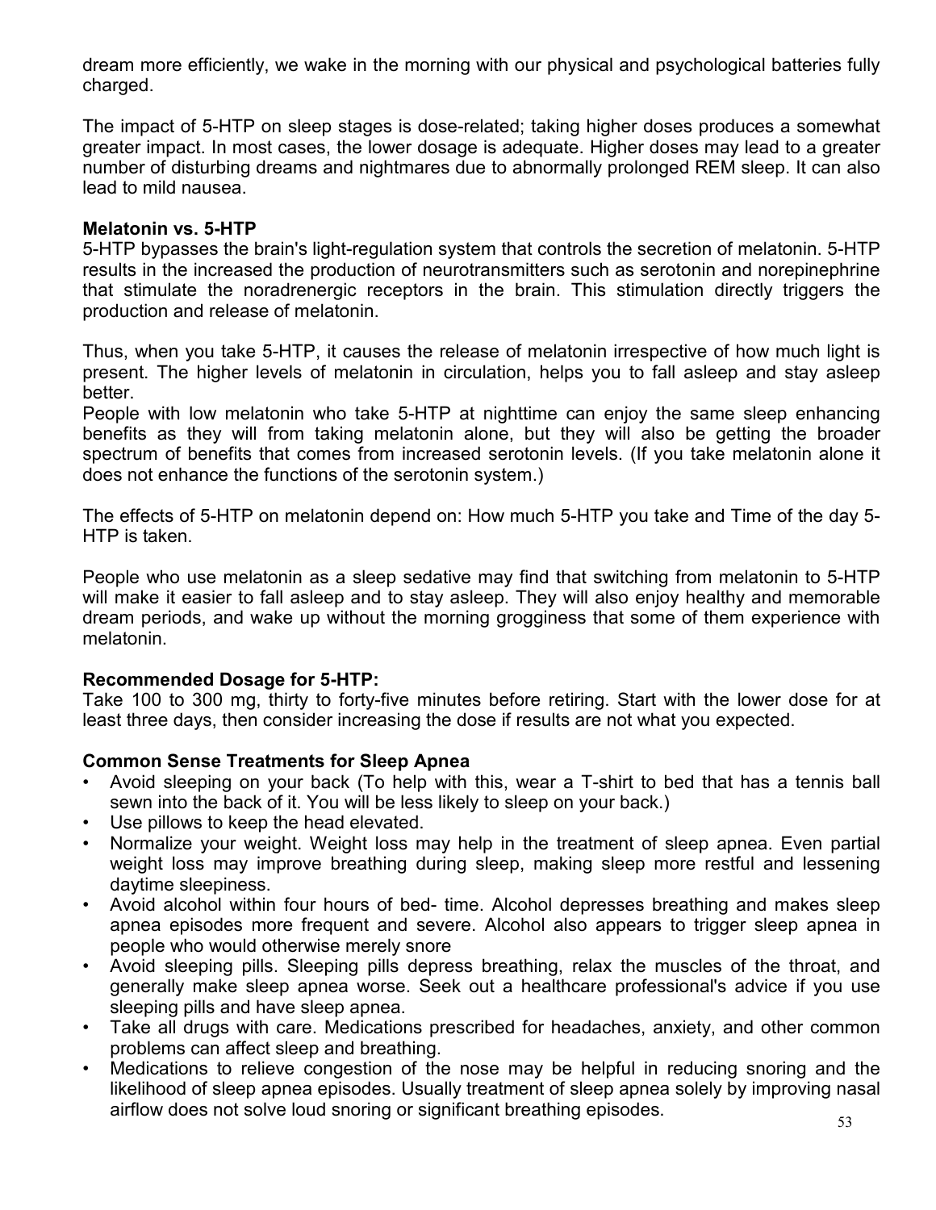dream more efficiently, we wake in the morning with our physical and psychological batteries fully charged.

The impact of 5-HTP on sleep stages is dose-related; taking higher doses produces a somewhat greater impact. In most cases, the lower dosage is adequate. Higher doses may lead to a greater number of disturbing dreams and nightmares due to abnormally prolonged REM sleep. It can also lead to mild nausea.

**Melatonin vs. 5-HTP**

5-HTP bypasses the brain's light-regulation system that controls the secretion of melatonin. 5-HTP results in the increased the production of neurotransmitters such as serotonin and norepinephrine that stimulate the noradrenergic receptors in the brain. This stimulation directly triggers the production and release of melatonin.

Thus, when you take 5-HTP, it causes the release of melatonin irrespective of how much light is present. The higher levels of melatonin in circulation, helps you to fall asleep and stay asleep better.

People with low melatonin who take 5-HTP at nighttime can enjoy the same sleep enhancing benefits as they will from taking melatonin alone, but they will also be getting the broader spectrum of benefits that comes from increased serotonin levels. (If you take melatonin alone it does not enhance the functions of the serotonin system.)

The effects of 5-HTP on melatonin depend on: How much 5-HTP you take and Time of the day 5-HTP is taken.

People who use melatonin as a sleep sedative may find that switching from melatonin to 5-HTP will make it easier to fall asleep and to stay asleep. They will also enjoy healthy and memorable dream periods, and wake up without the morning grogginess that some of them experience with melatonin.

**Recommended Dosage for 5-HTP:**

Take 100 to 300 mg, thirty to forty-five minutes before retiring. Start with the lower dose for at least three days, then consider increasing the dose if results are not what you expected.

**Common Sense Treatments for Sleep Apnea**

- Avoid sleeping on your back (To help with this, wear a T-shirt to bed that has a tennis ball sewn into the back of it. You will be less likely to sleep on your back.)
- Use pillows to keep the head elevated.
- Normalize your weight. Weight loss may help in the treatment of sleep apnea. Even partial weight loss may improve breathing during sleep, making sleep more restful and lessening daytime sleepiness.
- Avoid alcohol within four hours of bed- time. Alcohol depresses breathing and makes sleep apnea episodes more frequent and severe. Alcohol also appears to trigger sleep apnea in people who would otherwise merely snore
- Avoid sleeping pills. Sleeping pills depress breathing, relax the muscles of the throat, and generally make sleep apnea worse. Seek out a healthcare professional's advice if you use sleeping pills and have sleep apnea.
- Take all drugs with care. Medications prescribed for headaches, anxiety, and other common problems can affect sleep and breathing.
- Medications to relieve congestion of the nose may be helpful in reducing snoring and the likelihood of sleep apnea episodes. Usually treatment of sleep apnea solely by improving nasal airflow does not solve loud snoring or significant breathing episodes.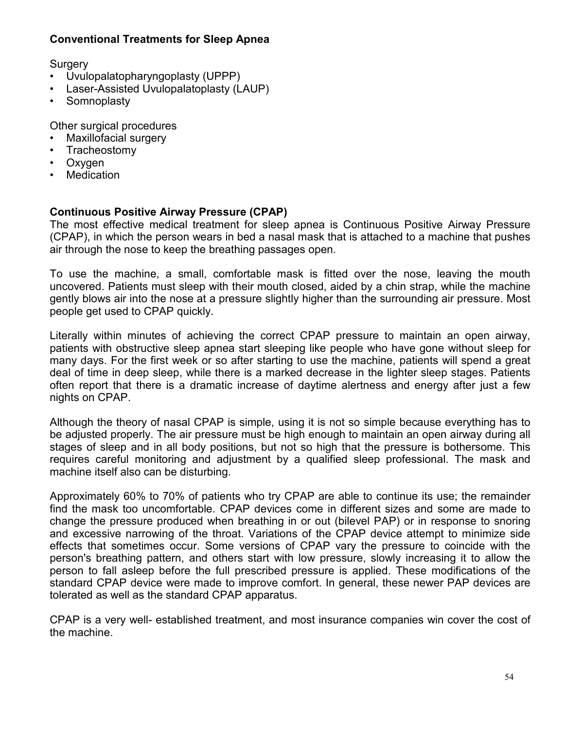## Conventional Treatments for Sleep Apnea

Surgery

- Uvulopalatopharyngoplasty (UPPP)
- Laser-Assisted Uvulopalatoplasty (LAUP)
- Somnoplasty

Other surgical procedures

- Maxillofacial surgery
- Tracheostomy
- Oxygen
- Medication

## Continuous Positive Airway Pressure (CPAP)

The most effective medical treatment for sleep apnea is Continuous Positive Airway Pressure (CPAP), in which the person wears in bed a nasal mask that is attached to a machine that pushes air through the nose to keep the breathing passages open.

To use the machine, a small, comfortable mask is fitted over the nose, leaving the mouth uncovered. Patients must sleep with their mouth closed, aided by a chin strap, while the machine gently blows air into the nose at a pressure slightly higher than the surrounding air pressure. Most people get used to CPAP quickly.

Literally within minutes of achieving the correct CPAP pressure to maintain an open airway, patients with obstructive sleep apnea start sleeping like people who have gone without sleep for many days. For the first week or so after starting to use the machine, patients will spend a great deal of time in deep sleep, while there is a marked decrease in the lighter sleep stages. Patients often report that there is a dramatic increase of daytime alertness and energy after just a few nights on CPAP.

Although the theory of nasal CPAP is simple, using it is not so simple because everything has to be adjusted properly. The air pressure must be high enough to maintain an open airway during all stages of sleep and in all body positions, but not so high that the pressure is bothersome. This requires careful monitoring and adjustment by a qualified sleep professional. The mask and machine itself also can be disturbing.

Approximately 60% to 70% of patients who try CPAP are able to continue its use; the remainder find the mask too uncomfortable. CPAP devices come in different sizes and some are made to change the pressure produced when breathing in or out (bilevel PAP) or in response to snoring and excessive narrowing of the throat. Variations of the CPAP device attempt to minimize side effects that sometimes occur. Some versions of CPAP vary the pressure to coincide with the person's breathing pattern, and others start with low pressure, slowly increasing it to allow the person to fall asleep before the full prescribed pressure is applied. These modifications of the standard CPAP device were made to improve comfort. In general, these newer PAP devices are tolerated as well as the standard CPAP apparatus.

CPAP is a very well- established treatment, and most insurance companies win cover the cost of the machine.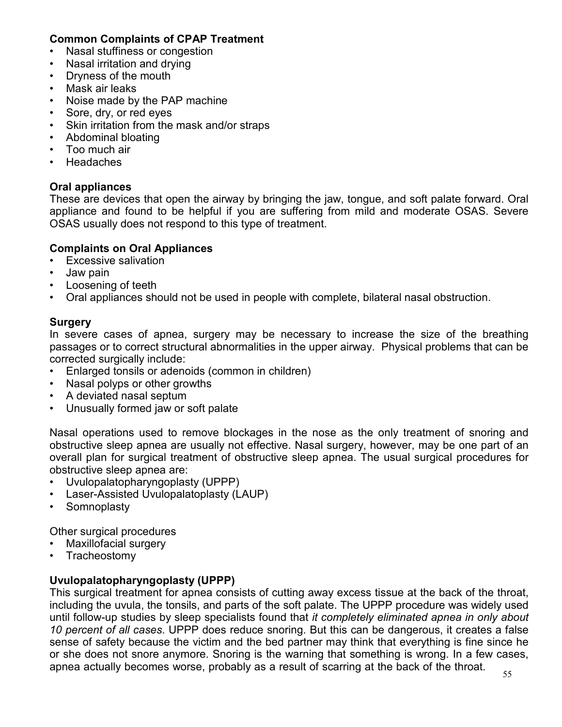**Common Complaints of CPAP Treatment**

- Nasal stuffiness or congestion
- Nasal irritation and drying
- Dryness of the mouth
- Mask air leaks
- Noise made by the PAP machine
- Sore, dry, or red eyes
- Skin irritation from the mask and/or straps
- Abdominal bloating
- Too much air
- Headaches

**Oral appliances**

These are devices that open the airway by bringing the jaw, tongue, and soft palate forward. Oral appliance and found to be helpful if you are suffering from mild and moderate OSAS. Severe OSAS usually does not respond to this type of treatment.

**Complaints on Oral Appliances**

- Excessive salivation
- Jaw pain
- Loosening of teeth
- Oral appliances should not be used in people with complete, bilateral nasal obstruction.

**Surgery**

In severe cases of apnea, surgery may be necessary to increase the size of the breathing passages or to correct structural abnormalities in the upper airway. Physical problems that can be corrected surgically include:

- Enlarged tonsils or adenoids (common in children)
- Nasal polyps or other growths
- A deviated nasal septum
- Unusually formed jaw or soft palate

Nasal operations used to remove blockages in the nose as the only treatment of snoring and obstructive sleep apnea are usually not effective. Nasal surgery, however, may be one part of an overall plan for surgical treatment of obstructive sleep apnea. The usual surgical procedures for obstructive sleep apnea are:

- Uvulopalatopharyngoplasty (UPPP)
- Laser-Assisted Uvulopalatoplasty (LAUP)
- Somnoplasty

Other surgical procedures

- Maxillofacial surgery
- Tracheostomy

**Uvulopalatopharyngoplasty (UPPP)**

This surgical treatment for apnea consists of cutting away excess tissue at the back of the throat, including the uvula, the tonsils, and parts of the soft palate. The UPPP procedure was widely used until follow-up studies by sleep specialists found that *it completely eliminated apnea in only about 10 percent of all cases*. UPPP does reduce snoring. But this can be dangerous, it creates a false sense of safety because the victim and the bed partner may think that everything is fine since he or she does not snore anymore. Snoring is the warning that something is wrong. In a few cases, apnea actually becomes worse, probably as a result of scarring at the back of the throat.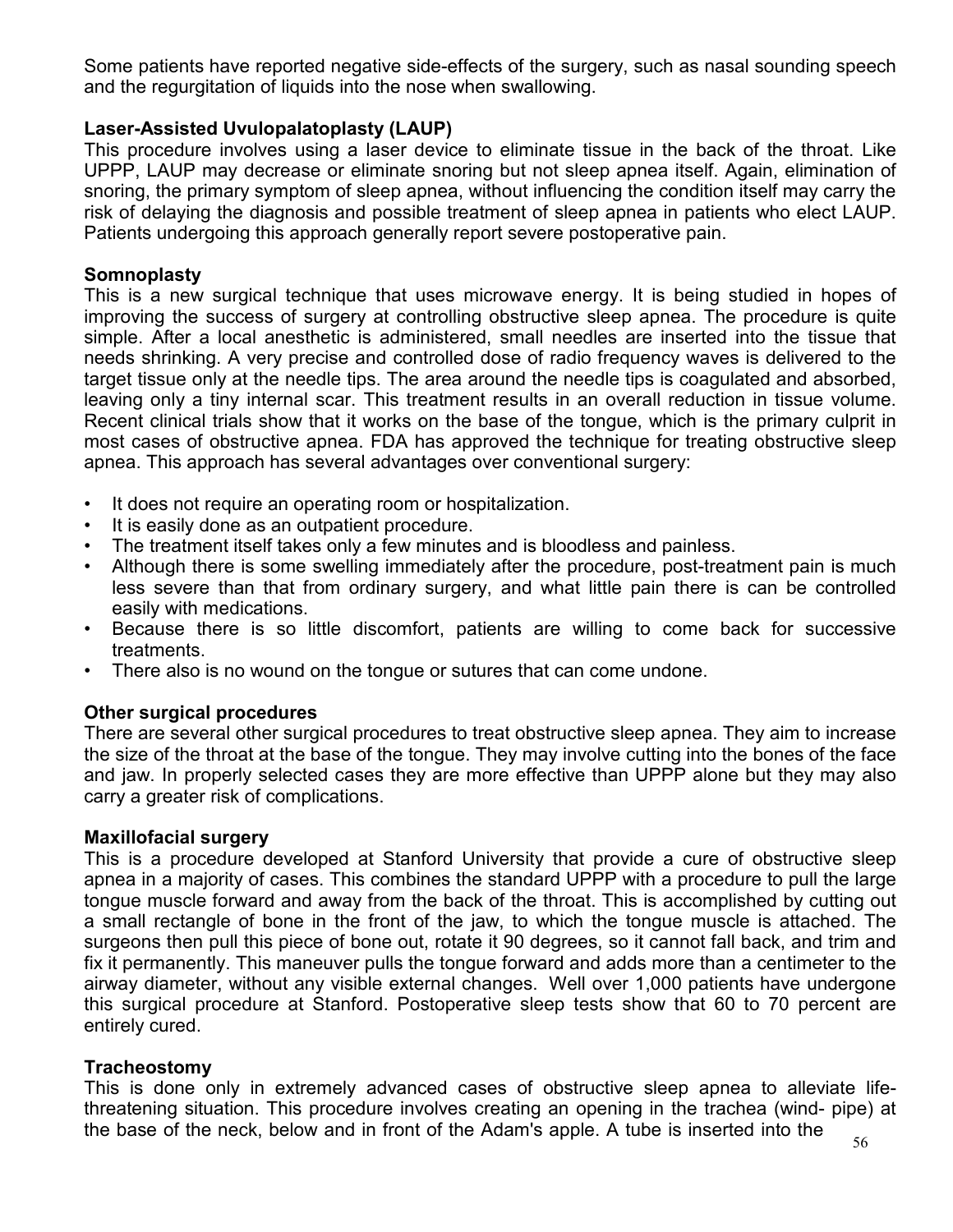Some patients have reported negative side-effects of the surgery, such as nasal sounding speech and the regurgitation of liquids into the nose when swallowing.

**Laser-Assisted Uvulopalatoplasty (LAUP)**

This procedure involves using a laser device to eliminate tissue in the back of the throat. Like UPPP, LAUP may decrease or eliminate snoring but not sleep apnea itself. Again, elimination of snoring, the primary symptom of sleep apnea, without influencing the condition itself may carry the risk of delaying the diagnosis and possible treatment of sleep apnea in patients who elect LAUP. Patients undergoing this approach generally report severe postoperative pain.

**Somnoplasty**

This is a new surgical technique that uses microwave energy. It is being studied in hopes of improving the success of surgery at controlling obstructive sleep apnea. The procedure is quite simple. After a local anesthetic is administered, small needles are inserted into the tissue that needs shrinking. A very precise and controlled dose of radio frequency waves is delivered to the target tissue only at the needle tips. The area around the needle tips is coagulated and absorbed, leaving only a tiny internal scar. This treatment results in an overall reduction in tissue volume. Recent clinical trials show that it works on the base of the tongue, which is the primary culprit in most cases of obstructive apnea. FDA has approved the technique for treating obstructive sleep apnea. This approach has several advantages over conventional surgery:

- It does not require an operating room or hospitalization.
- It is easily done as an outpatient procedure.
- The treatment itself takes only a few minutes and is bloodless and painless.
- Although there is some swelling immediately after the procedure, post-treatment pain is much less severe than that from ordinary surgery, and what little pain there is can be controlled easily with medications.
- Because there is so little discomfort, patients are willing to come back for successive treatments.
- There also is no wound on the tongue or sutures that can come undone.

**Other surgical procedures**

There are several other surgical procedures to treat obstructive sleep apnea. They aim to increase the size of the throat at the base of the tongue. They may involve cutting into the bones of the face and jaw. In properly selected cases they are more effective than UPPP alone but they may also carry a greater risk of complications.

**Maxillofacial surgery**

This is a procedure developed at Stanford University that provide a cure of obstructive sleep apnea in a majority of cases. This combines the standard UPPP with a procedure to pull the large tongue muscle forward and away from the back of the throat. This is accomplished by cutting out a small rectangle of bone in the front of the jaw, to which the tongue muscle is attached. The surgeons then pull this piece of bone out, rotate it 90 degrees, so it cannot fall back, and trim and fix it permanently. This maneuver pulls the tongue forward and adds more than a centimeter to the airway diameter, without any visible external changes. Well over 1,000 patients have undergone this surgical procedure at Stanford. Postoperative sleep tests show that 60 to 70 percent are entirely cured.

**Tracheostomy**

This is done only in extremely advanced cases of obstructive sleep apnea to alleviate life-threatening situation. This procedure involves creating an opening in the trachea (wind- pipe) at the base of the neck, below and in front of the Adam's apple. A tube is inserted into the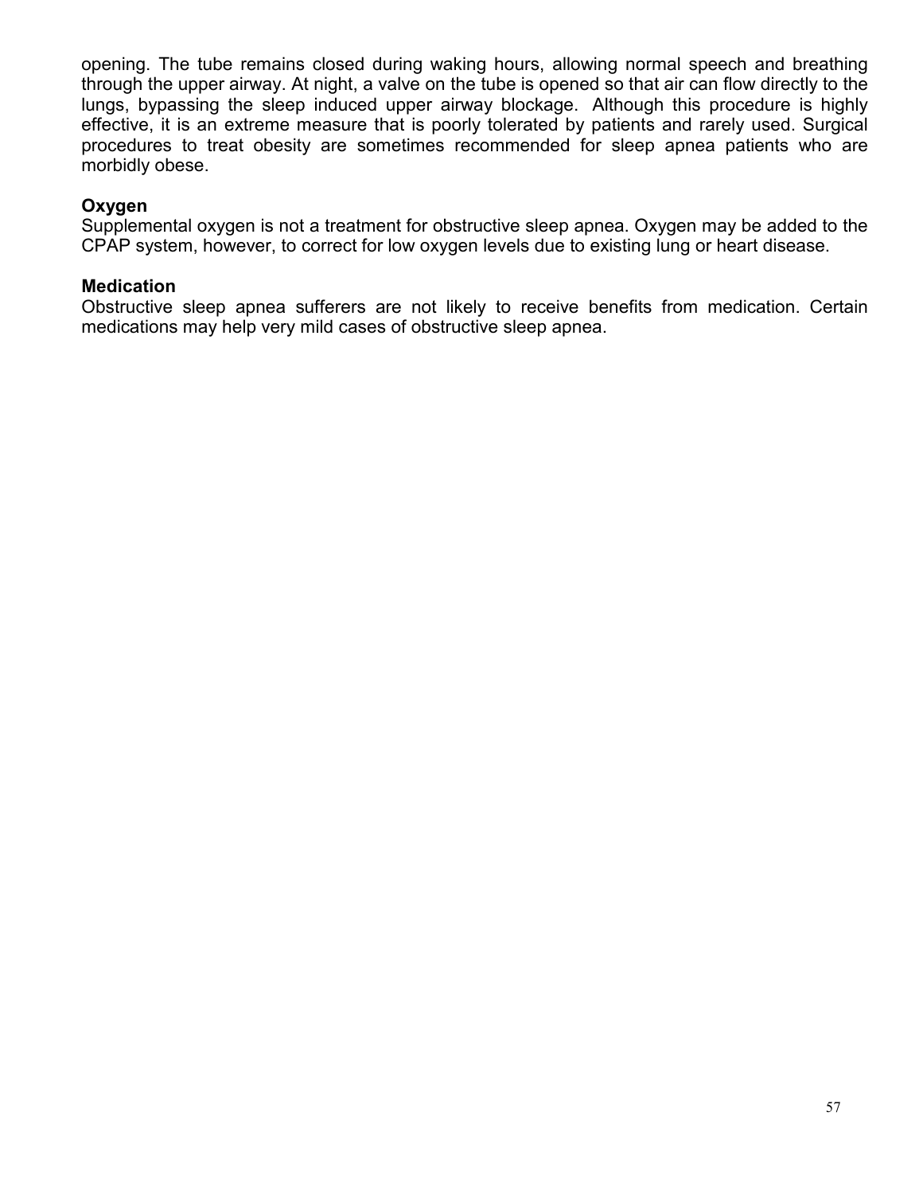opening. The tube remains closed during waking hours, allowing normal speech and breathing through the upper airway. At night, a valve on the tube is opened so that air can flow directly to the lungs, bypassing the sleep induced upper airway blockage. Although this procedure is highly effective, it is an extreme measure that is poorly tolerated by patients and rarely used. Surgical procedures to treat obesity are sometimes recommended for sleep apnea patients who are morbidly obese.

**Oxygen**
Supplemental oxygen is not a treatment for obstructive sleep apnea. Oxygen may be added to the CPAP system, however, to correct for low oxygen levels due to existing lung or heart disease.

**Medication**
Obstructive sleep apnea sufferers are not likely to receive benefits from medication. Certain medications may help very mild cases of obstructive sleep apnea.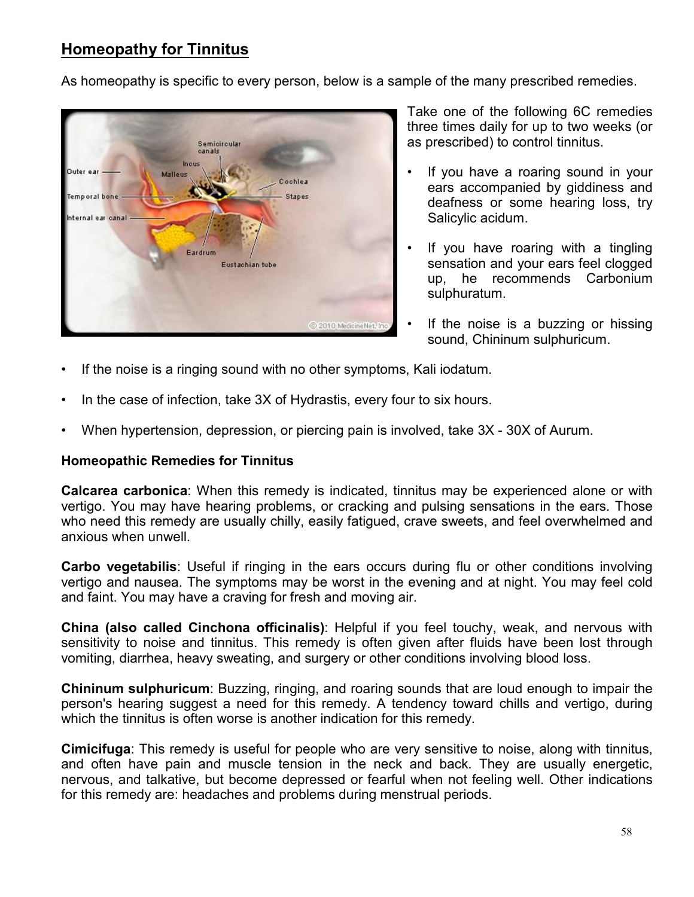## Homeopathy for Tinnitus

As homeopathy is specific to every person, below is a sample of the many prescribed remedies.

Take one of the following 6C remedies three times daily for up to two weeks (or as prescribed) to control tinnitus.

- If you have a roaring sound in your ears accompanied by giddiness and deafness or some hearing loss, try Salicylic acidum.
- If you have roaring with a tingling sensation and your ears feel clogged up, he recommends Carbonium sulphuratum.
- If the noise is a buzzing or hissing sound, Chininum sulphuricum.
- If the noise is a ringing sound with no other symptoms, Kali iodatum.
- In the case of infection, take 3X of Hydrastis, every four to six hours.
- When hypertension, depression, or piercing pain is involved, take 3X - 30X of Aurum.

### Homeopathic Remedies for Tinnitus

**Calcarea carbonica**: When this remedy is indicated, tinnitus may be experienced alone or with vertigo. You may have hearing problems, or cracking and pulsing sensations in the ears. Those who need this remedy are usually chilly, easily fatigued, crave sweets, and feel overwhelmed and anxious when unwell.

**Carbo vegetabilis**: Useful if ringing in the ears occurs during flu or other conditions involving vertigo and nausea. The symptoms may be worst in the evening and at night. You may feel cold and faint. You may have a craving for fresh and moving air.

**China (also called Cinchona officinalis)**: Helpful if you feel touchy, weak, and nervous with sensitivity to noise and tinnitus. This remedy is often given after fluids have been lost through vomiting, diarrhea, heavy sweating, and surgery or other conditions involving blood loss.

**Chininum sulphuricum**: Buzzing, ringing, and roaring sounds that are loud enough to impair the person's hearing suggest a need for this remedy. A tendency toward chills and vertigo, during which the tinnitus is often worse is another indication for this remedy.

**Cimicifuga**: This remedy is useful for people who are very sensitive to noise, along with tinnitus, and often have pain and muscle tension in the neck and back. They are usually energetic, nervous, and talkative, but become depressed or fearful when not feeling well. Other indications for this remedy are: headaches and problems during menstrual periods.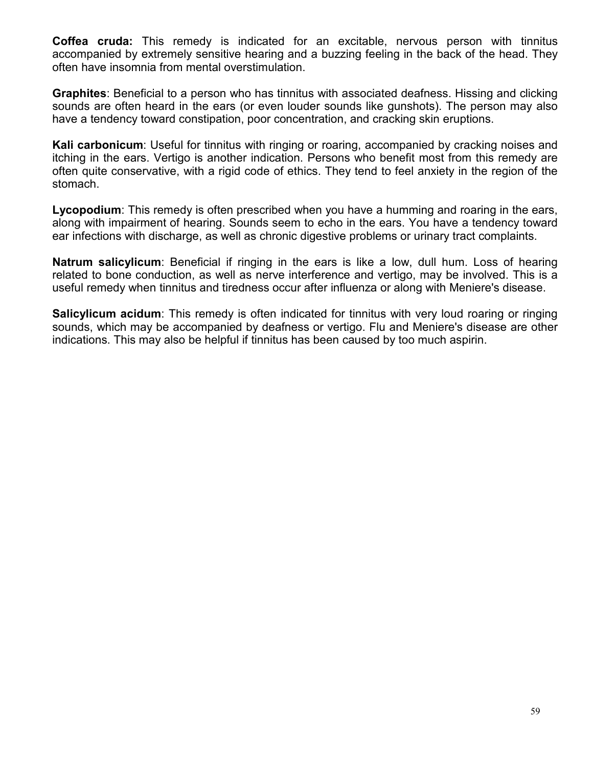**Coffea cruda:** This remedy is indicated for an excitable, nervous person with tinnitus accompanied by extremely sensitive hearing and a buzzing feeling in the back of the head. They often have insomnia from mental overstimulation.

**Graphites**: Beneficial to a person who has tinnitus with associated deafness. Hissing and clicking sounds are often heard in the ears (or even louder sounds like gunshots). The person may also have a tendency toward constipation, poor concentration, and cracking skin eruptions.

**Kali carbonicum**: Useful for tinnitus with ringing or roaring, accompanied by cracking noises and itching in the ears. Vertigo is another indication. Persons who benefit most from this remedy are often quite conservative, with a rigid code of ethics. They tend to feel anxiety in the region of the stomach.

**Lycopodium**: This remedy is often prescribed when you have a humming and roaring in the ears, along with impairment of hearing. Sounds seem to echo in the ears. You have a tendency toward ear infections with discharge, as well as chronic digestive problems or urinary tract complaints.

**Natrum salicylicum**: Beneficial if ringing in the ears is like a low, dull hum. Loss of hearing related to bone conduction, as well as nerve interference and vertigo, may be involved. This is a useful remedy when tinnitus and tiredness occur after influenza or along with Meniere's disease.

**Salicylicum acidum**: This remedy is often indicated for tinnitus with very loud roaring or ringing sounds, which may be accompanied by deafness or vertigo. Flu and Meniere's disease are other indications. This may also be helpful if tinnitus has been caused by too much aspirin.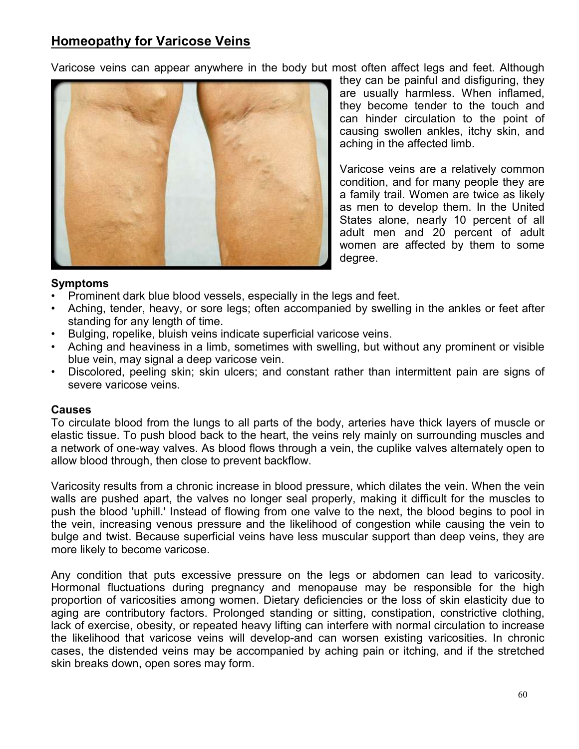## Homeopathy for Varicose Veins

Varicose veins can appear anywhere in the body but most often affect legs and feet. Although they can be painful and disfiguring, they are usually harmless. When inflamed, they become tender to the touch and can hinder circulation to the point of causing swollen ankles, itchy skin, and aching in the affected limb.

Varicose veins are a relatively common condition, and for many people they are a family trail. Women are twice as likely as men to develop them. In the United States alone, nearly 10 percent of all adult men and 20 percent of adult women are affected by them to some degree.

**Symptoms**

- Prominent dark blue blood vessels, especially in the legs and feet.
- Aching, tender, heavy, or sore legs; often accompanied by swelling in the ankles or feet after standing for any length of time.
- Bulging, ropelike, bluish veins indicate superficial varicose veins.
- Aching and heaviness in a limb, sometimes with swelling, but without any prominent or visible blue vein, may signal a deep varicose vein.
- Discolored, peeling skin; skin ulcers; and constant rather than intermittent pain are signs of severe varicose veins.

**Causes**

To circulate blood from the lungs to all parts of the body, arteries have thick layers of muscle or elastic tissue. To push blood back to the heart, the veins rely mainly on surrounding muscles and a network of one-way valves. As blood flows through a vein, the cuplike valves alternately open to allow blood through, then close to prevent backflow.

Varicosity results from a chronic increase in blood pressure, which dilates the vein. When the vein walls are pushed apart, the valves no longer seal properly, making it difficult for the muscles to push the blood 'uphill.' Instead of flowing from one valve to the next, the blood begins to pool in the vein, increasing venous pressure and the likelihood of congestion while causing the vein to bulge and twist. Because superficial veins have less muscular support than deep veins, they are more likely to become varicose.

Any condition that puts excessive pressure on the legs or abdomen can lead to varicosity. Hormonal fluctuations during pregnancy and menopause may be responsible for the high proportion of varicosities among women. Dietary deficiencies or the loss of skin elasticity due to aging are contributory factors. Prolonged standing or sitting, constipation, constrictive clothing, lack of exercise, obesity, or repeated heavy lifting can interfere with normal circulation to increase the likelihood that varicose veins will develop-and can worsen existing varicosities. In chronic cases, the distended veins may be accompanied by aching pain or itching, and if the stretched skin breaks down, open sores may form.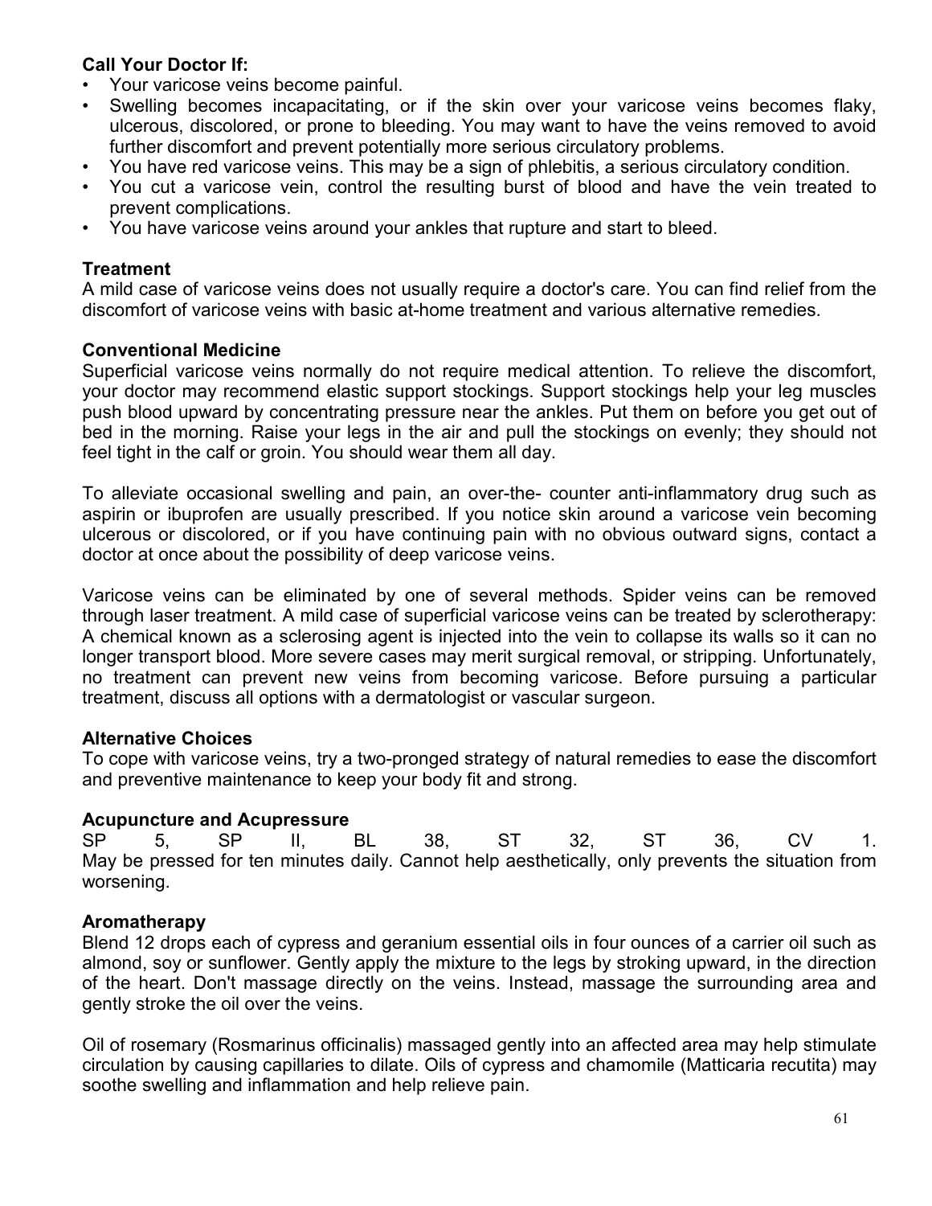**Call Your Doctor If:**

- Your varicose veins become painful.
- Swelling becomes incapacitating, or if the skin over your varicose veins becomes flaky, ulcerous, discolored, or prone to bleeding. You may want to have the veins removed to avoid further discomfort and prevent potentially more serious circulatory problems.
- You have red varicose veins. This may be a sign of phlebitis, a serious circulatory condition.
- You cut a varicose vein, control the resulting burst of blood and have the vein treated to prevent complications.
- You have varicose veins around your ankles that rupture and start to bleed.

**Treatment**

A mild case of varicose veins does not usually require a doctor's care. You can find relief from the discomfort of varicose veins with basic at-home treatment and various alternative remedies.

**Conventional Medicine**

Superficial varicose veins normally do not require medical attention. To relieve the discomfort, your doctor may recommend elastic support stockings. Support stockings help your leg muscles push blood upward by concentrating pressure near the ankles. Put them on before you get out of bed in the morning. Raise your legs in the air and pull the stockings on evenly; they should not feel tight in the calf or groin. You should wear them all day.

To alleviate occasional swelling and pain, an over-the- counter anti-inflammatory drug such as aspirin or ibuprofen are usually prescribed. If you notice skin around a varicose vein becoming ulcerous or discolored, or if you have continuing pain with no obvious outward signs, contact a doctor at once about the possibility of deep varicose veins.

Varicose veins can be eliminated by one of several methods. Spider veins can be removed through laser treatment. A mild case of superficial varicose veins can be treated by sclerotherapy: A chemical known as a sclerosing agent is injected into the vein to collapse its walls so it can no longer transport blood. More severe cases may merit surgical removal, or stripping. Unfortunately, no treatment can prevent new veins from becoming varicose. Before pursuing a particular treatment, discuss all options with a dermatologist or vascular surgeon.

**Alternative Choices**

To cope with varicose veins, try a two-pronged strategy of natural remedies to ease the discomfort and preventive maintenance to keep your body fit and strong.

**Acupuncture and Acupressure**

SP 5, SP II, BL 38, ST 32, ST 36, CV 1. May be pressed for ten minutes daily. Cannot help aesthetically, only prevents the situation from worsening.

**Aromatherapy**

Blend 12 drops each of cypress and geranium essential oils in four ounces of a carrier oil such as almond, soy or sunflower. Gently apply the mixture to the legs by stroking upward, in the direction of the heart. Don't massage directly on the veins. Instead, massage the surrounding area and gently stroke the oil over the veins.

Oil of rosemary (Rosmarinus officinalis) massaged gently into an affected area may help stimulate circulation by causing capillaries to dilate. Oils of cypress and chamomile (Matticaria recutita) may soothe swelling and inflammation and help relieve pain.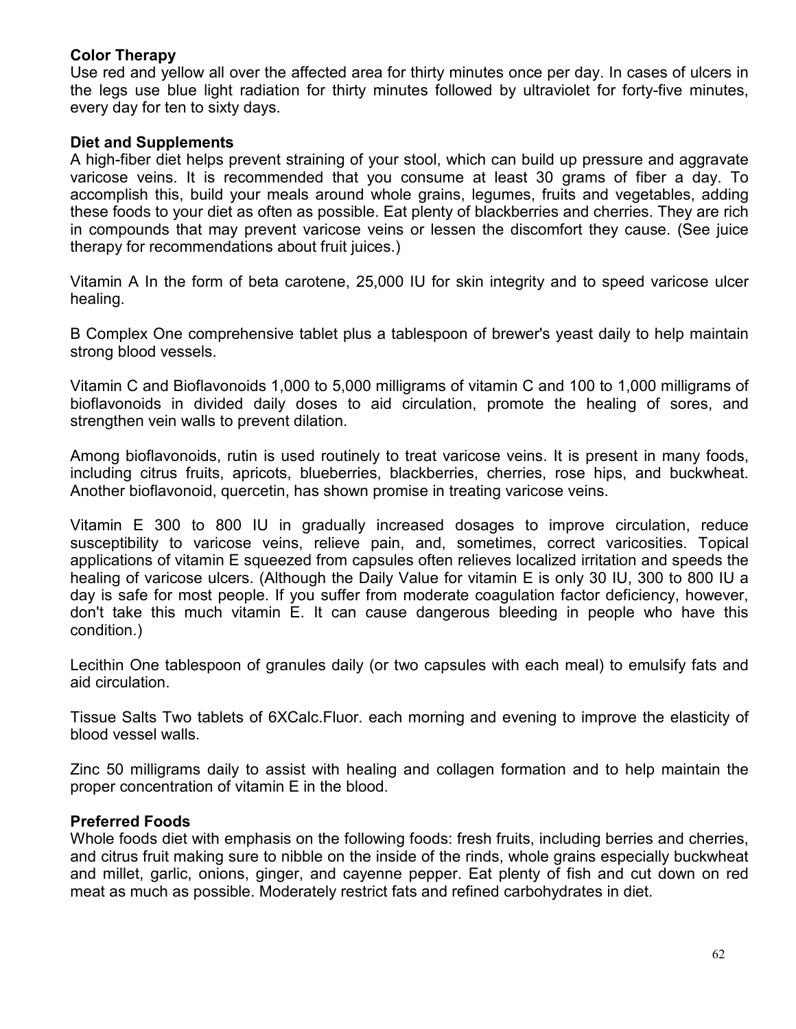**Color Therapy**
Use red and yellow all over the affected area for thirty minutes once per day. In cases of ulcers in the legs use blue light radiation for thirty minutes followed by ultraviolet for forty-five minutes, every day for ten to sixty days.

**Diet and Supplements**
A high-fiber diet helps prevent straining of your stool, which can build up pressure and aggravate varicose veins. It is recommended that you consume at least 30 grams of fiber a day. To accomplish this, build your meals around whole grains, legumes, fruits and vegetables, adding these foods to your diet as often as possible. Eat plenty of blackberries and cherries. They are rich in compounds that may prevent varicose veins or lessen the discomfort they cause. (See juice therapy for recommendations about fruit juices.)

Vitamin A In the form of beta carotene, 25,000 IU for skin integrity and to speed varicose ulcer healing.

B Complex One comprehensive tablet plus a tablespoon of brewer's yeast daily to help maintain strong blood vessels.

Vitamin C and Bioflavonoids 1,000 to 5,000 milligrams of vitamin C and 100 to 1,000 milligrams of bioflavonoids in divided daily doses to aid circulation, promote the healing of sores, and strengthen vein walls to prevent dilation.

Among bioflavonoids, rutin is used routinely to treat varicose veins. It is present in many foods, including citrus fruits, apricots, blueberries, blackberries, cherries, rose hips, and buckwheat. Another bioflavonoid, quercetin, has shown promise in treating varicose veins.

Vitamin E 300 to 800 IU in gradually increased dosages to improve circulation, reduce susceptibility to varicose veins, relieve pain, and, sometimes, correct varicosities. Topical applications of vitamin E squeezed from capsules often relieves localized irritation and speeds the healing of varicose ulcers. (Although the Daily Value for vitamin E is only 30 IU, 300 to 800 IU a day is safe for most people. If you suffer from moderate coagulation factor deficiency, however, don't take this much vitamin E. It can cause dangerous bleeding in people who have this condition.)

Lecithin One tablespoon of granules daily (or two capsules with each meal) to emulsify fats and aid circulation.

Tissue Salts Two tablets of 6XCalc.Fluor. each morning and evening to improve the elasticity of blood vessel walls.

Zinc 50 milligrams daily to assist with healing and collagen formation and to help maintain the proper concentration of vitamin E in the blood.

**Preferred Foods**
Whole foods diet with emphasis on the following foods: fresh fruits, including berries and cherries, and citrus fruit making sure to nibble on the inside of the rinds, whole grains especially buckwheat and millet, garlic, onions, ginger, and cayenne pepper. Eat plenty of fish and cut down on red meat as much as possible. Moderately restrict fats and refined carbohydrates in diet.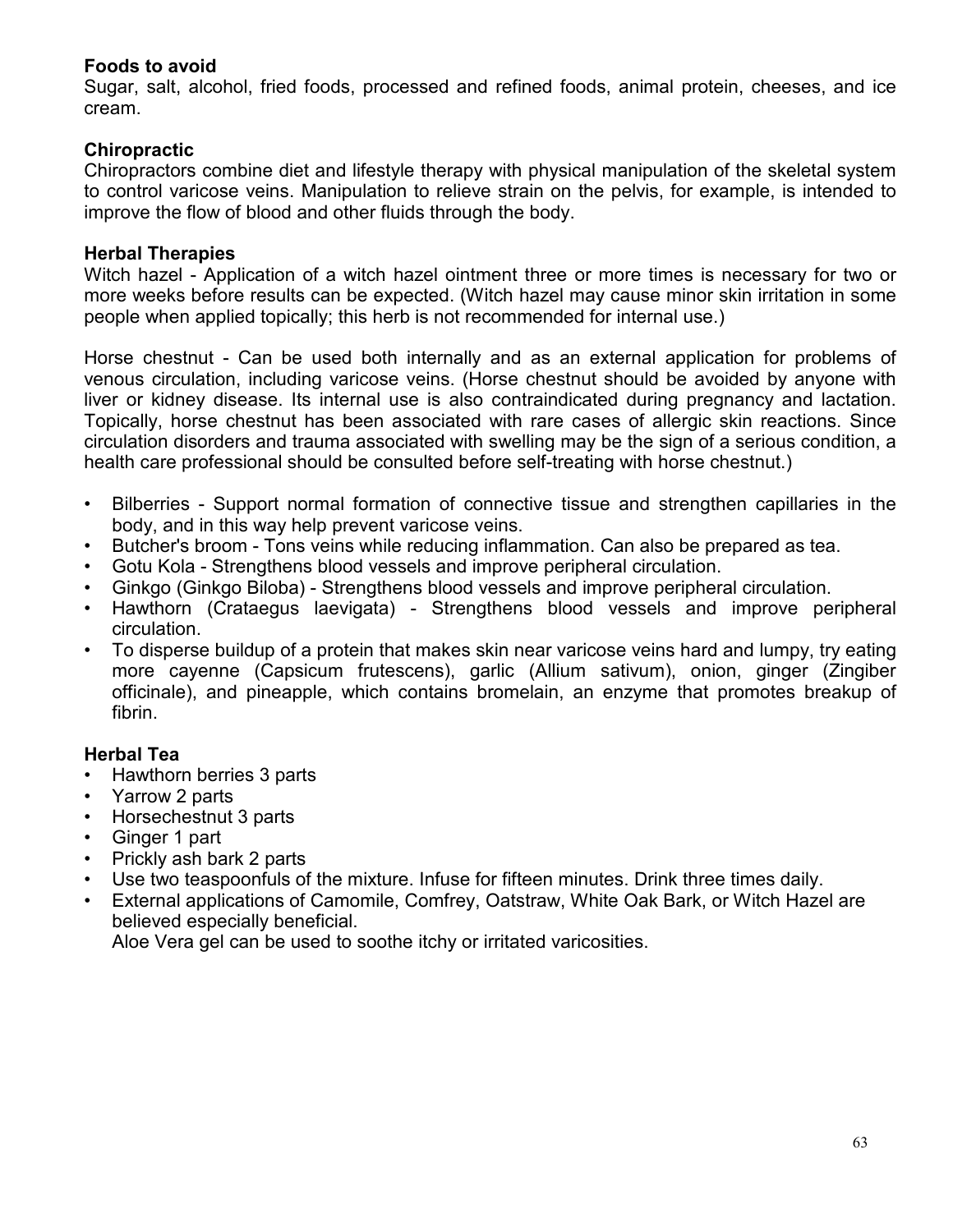**Foods to avoid**
Sugar, salt, alcohol, fried foods, processed and refined foods, animal protein, cheeses, and ice cream.

**Chiropractic**
Chiropractors combine diet and lifestyle therapy with physical manipulation of the skeletal system to control varicose veins. Manipulation to relieve strain on the pelvis, for example, is intended to improve the flow of blood and other fluids through the body.

**Herbal Therapies**
Witch hazel - Application of a witch hazel ointment three or more times is necessary for two or more weeks before results can be expected. (Witch hazel may cause minor skin irritation in some people when applied topically; this herb is not recommended for internal use.)

Horse chestnut - Can be used both internally and as an external application for problems of venous circulation, including varicose veins. (Horse chestnut should be avoided by anyone with liver or kidney disease. Its internal use is also contraindicated during pregnancy and lactation. Topically, horse chestnut has been associated with rare cases of allergic skin reactions. Since circulation disorders and trauma associated with swelling may be the sign of a serious condition, a health care professional should be consulted before self-treating with horse chestnut.)

- Bilberries - Support normal formation of connective tissue and strengthen capillaries in the body, and in this way help prevent varicose veins.
- Butcher's broom - Tons veins while reducing inflammation. Can also be prepared as tea.
- Gotu Kola - Strengthens blood vessels and improve peripheral circulation.
- Ginkgo (Ginkgo Biloba) - Strengthens blood vessels and improve peripheral circulation.
- Hawthorn (Crataegus laevigata) - Strengthens blood vessels and improve peripheral circulation.
- To disperse buildup of a protein that makes skin near varicose veins hard and lumpy, try eating more cayenne (Capsicum frutescens), garlic (Allium sativum), onion, ginger (Zingiber officinale), and pineapple, which contains bromelain, an enzyme that promotes breakup of fibrin.

**Herbal Tea**
- Hawthorn berries 3 parts
- Yarrow 2 parts
- Horsechestnut 3 parts
- Ginger 1 part
- Prickly ash bark 2 parts
- Use two teaspoonfuls of the mixture. Infuse for fifteen minutes. Drink three times daily.
- External applications of Camomile, Comfrey, Oatstraw, White Oak Bark, or Witch Hazel are believed especially beneficial.
  Aloe Vera gel can be used to soothe itchy or irritated varicosities.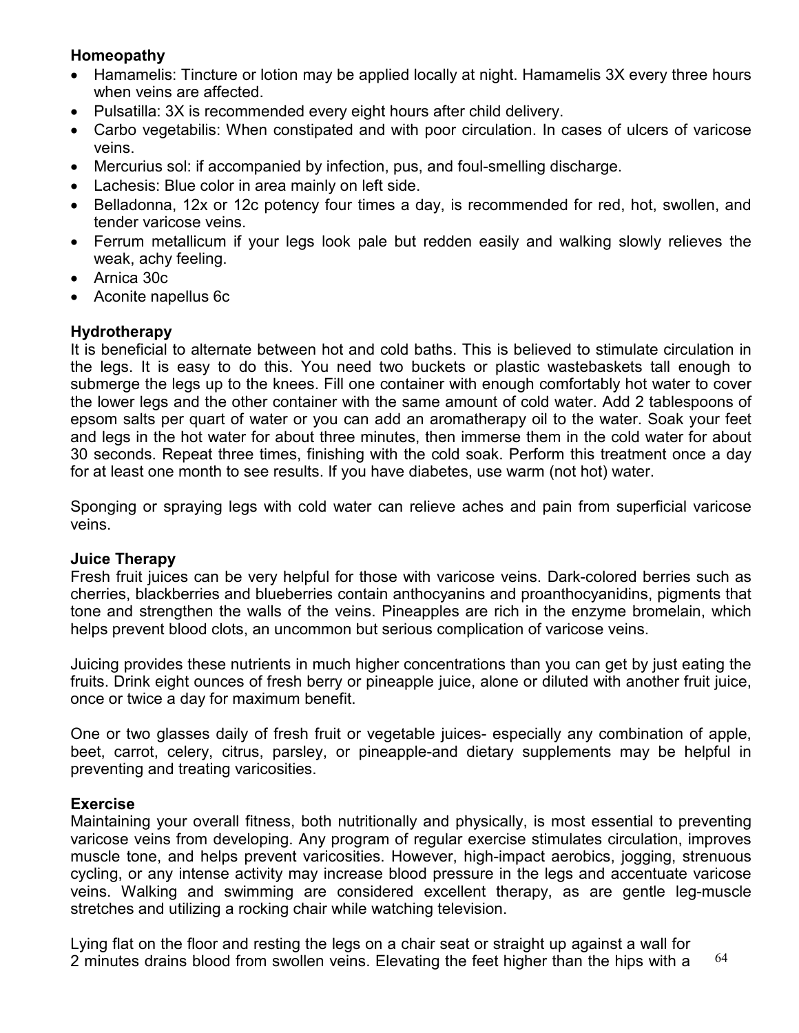**Homeopathy**

- Hamamelis: Tincture or lotion may be applied locally at night. Hamamelis 3X every three hours when veins are affected.
- Pulsatilla: 3X is recommended every eight hours after child delivery.
- Carbo vegetabilis: When constipated and with poor circulation. In cases of ulcers of varicose veins.
- Mercurius sol: if accompanied by infection, pus, and foul-smelling discharge.
- Lachesis: Blue color in area mainly on left side.
- Belladonna, 12x or 12c potency four times a day, is recommended for red, hot, swollen, and tender varicose veins.
- Ferrum metallicum if your legs look pale but redden easily and walking slowly relieves the weak, achy feeling.
- Arnica 30c
- Aconite napellus 6c

**Hydrotherapy**

It is beneficial to alternate between hot and cold baths. This is believed to stimulate circulation in the legs. It is easy to do this. You need two buckets or plastic wastebaskets tall enough to submerge the legs up to the knees. Fill one container with enough comfortably hot water to cover the lower legs and the other container with the same amount of cold water. Add 2 tablespoons of epsom salts per quart of water or you can add an aromatherapy oil to the water. Soak your feet and legs in the hot water for about three minutes, then immerse them in the cold water for about 30 seconds. Repeat three times, finishing with the cold soak. Perform this treatment once a day for at least one month to see results. If you have diabetes, use warm (not hot) water.

Sponging or spraying legs with cold water can relieve aches and pain from superficial varicose veins.

**Juice Therapy**

Fresh fruit juices can be very helpful for those with varicose veins. Dark-colored berries such as cherries, blackberries and blueberries contain anthocyanins and proanthocyanidins, pigments that tone and strengthen the walls of the veins. Pineapples are rich in the enzyme bromelain, which helps prevent blood clots, an uncommon but serious complication of varicose veins.

Juicing provides these nutrients in much higher concentrations than you can get by just eating the fruits. Drink eight ounces of fresh berry or pineapple juice, alone or diluted with another fruit juice, once or twice a day for maximum benefit.

One or two glasses daily of fresh fruit or vegetable juices- especially any combination of apple, beet, carrot, celery, citrus, parsley, or pineapple-and dietary supplements may be helpful in preventing and treating varicosities.

**Exercise**

Maintaining your overall fitness, both nutritionally and physically, is most essential to preventing varicose veins from developing. Any program of regular exercise stimulates circulation, improves muscle tone, and helps prevent varicosities. However, high-impact aerobics, jogging, strenuous cycling, or any intense activity may increase blood pressure in the legs and accentuate varicose veins. Walking and swimming are considered excellent therapy, as are gentle leg-muscle stretches and utilizing a rocking chair while watching television.

Lying flat on the floor and resting the legs on a chair seat or straight up against a wall for 2 minutes drains blood from swollen veins. Elevating the feet higher than the hips with a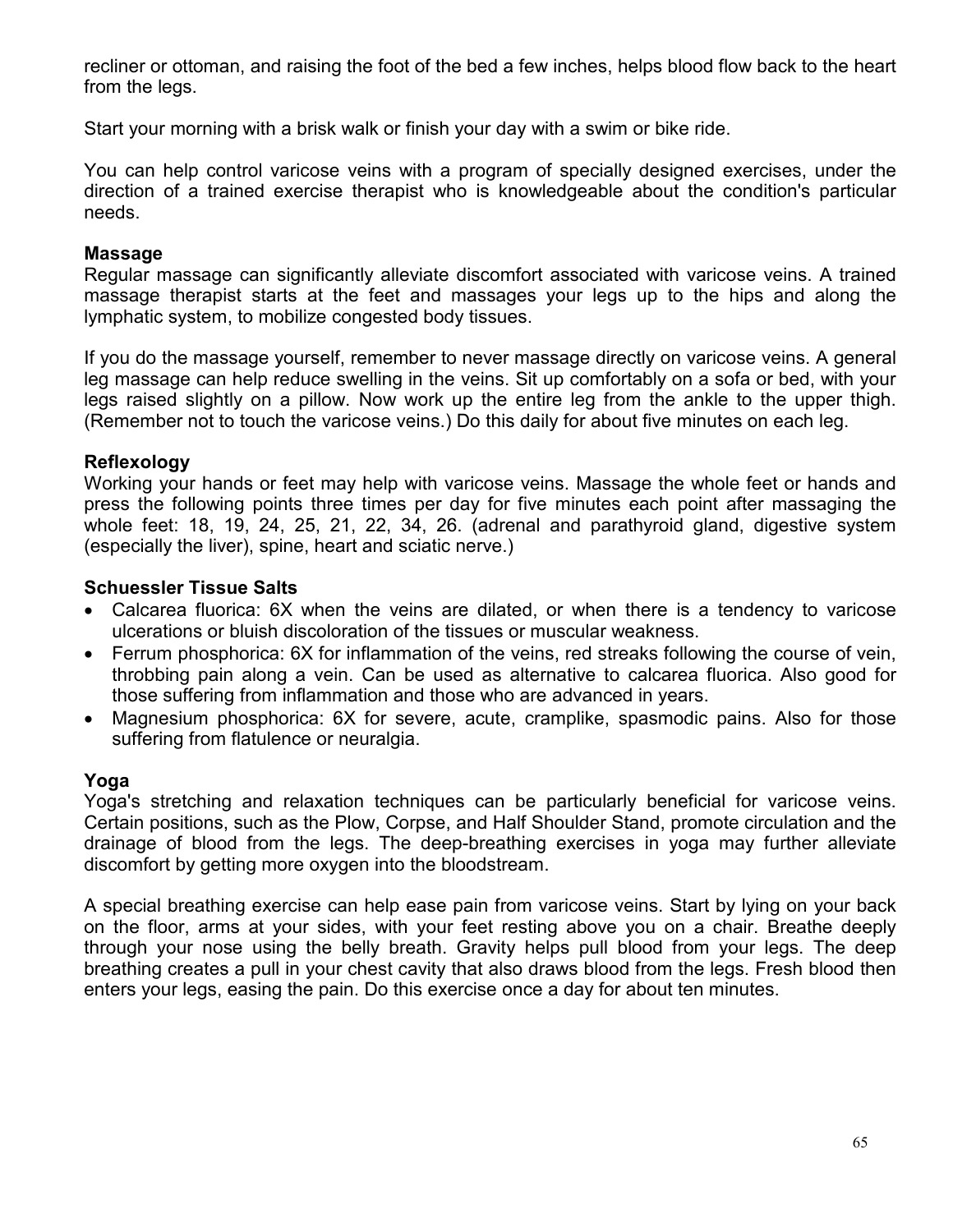recliner or ottoman, and raising the foot of the bed a few inches, helps blood flow back to the heart from the legs.

Start your morning with a brisk walk or finish your day with a swim or bike ride.

You can help control varicose veins with a program of specially designed exercises, under the direction of a trained exercise therapist who is knowledgeable about the condition's particular needs.

**Massage**
Regular massage can significantly alleviate discomfort associated with varicose veins. A trained massage therapist starts at the feet and massages your legs up to the hips and along the lymphatic system, to mobilize congested body tissues.

If you do the massage yourself, remember to never massage directly on varicose veins. A general leg massage can help reduce swelling in the veins. Sit up comfortably on a sofa or bed, with your legs raised slightly on a pillow. Now work up the entire leg from the ankle to the upper thigh. (Remember not to touch the varicose veins.) Do this daily for about five minutes on each leg.

**Reflexology**
Working your hands or feet may help with varicose veins. Massage the whole feet or hands and press the following points three times per day for five minutes each point after massaging the whole feet: 18, 19, 24, 25, 21, 22, 34, 26. (adrenal and parathyroid gland, digestive system (especially the liver), spine, heart and sciatic nerve.)

**Schuessler Tissue Salts**

- Calcarea fluorica: 6X when the veins are dilated, or when there is a tendency to varicose ulcerations or bluish discoloration of the tissues or muscular weakness.
- Ferrum phosphorica: 6X for inflammation of the veins, red streaks following the course of vein, throbbing pain along a vein. Can be used as alternative to calcarea fluorica. Also good for those suffering from inflammation and those who are advanced in years.
- Magnesium phosphorica: 6X for severe, acute, cramplike, spasmodic pains. Also for those suffering from flatulence or neuralgia.

**Yoga**
Yoga's stretching and relaxation techniques can be particularly beneficial for varicose veins. Certain positions, such as the Plow, Corpse, and Half Shoulder Stand, promote circulation and the drainage of blood from the legs. The deep-breathing exercises in yoga may further alleviate discomfort by getting more oxygen into the bloodstream.

A special breathing exercise can help ease pain from varicose veins. Start by lying on your back on the floor, arms at your sides, with your feet resting above you on a chair. Breathe deeply through your nose using the belly breath. Gravity helps pull blood from your legs. The deep breathing creates a pull in your chest cavity that also draws blood from the legs. Fresh blood then enters your legs, easing the pain. Do this exercise once a day for about ten minutes.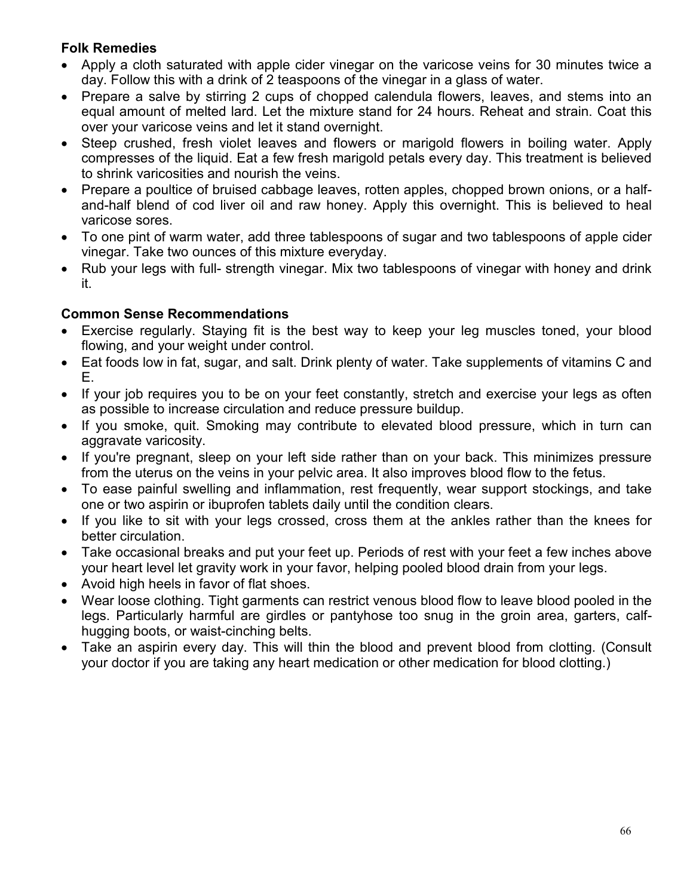**Folk Remedies**

- Apply a cloth saturated with apple cider vinegar on the varicose veins for 30 minutes twice a day. Follow this with a drink of 2 teaspoons of the vinegar in a glass of water.
- Prepare a salve by stirring 2 cups of chopped calendula flowers, leaves, and stems into an equal amount of melted lard. Let the mixture stand for 24 hours. Reheat and strain. Coat this over your varicose veins and let it stand overnight.
- Steep crushed, fresh violet leaves and flowers or marigold flowers in boiling water. Apply compresses of the liquid. Eat a few fresh marigold petals every day. This treatment is believed to shrink varicosities and nourish the veins.
- Prepare a poultice of bruised cabbage leaves, rotten apples, chopped brown onions, or a half-and-half blend of cod liver oil and raw honey. Apply this overnight. This is believed to heal varicose sores.
- To one pint of warm water, add three tablespoons of sugar and two tablespoons of apple cider vinegar. Take two ounces of this mixture everyday.
- Rub your legs with full- strength vinegar. Mix two tablespoons of vinegar with honey and drink it.

**Common Sense Recommendations**

- Exercise regularly. Staying fit is the best way to keep your leg muscles toned, your blood flowing, and your weight under control.
- Eat foods low in fat, sugar, and salt. Drink plenty of water. Take supplements of vitamins C and E.
- If your job requires you to be on your feet constantly, stretch and exercise your legs as often as possible to increase circulation and reduce pressure buildup.
- If you smoke, quit. Smoking may contribute to elevated blood pressure, which in turn can aggravate varicosity.
- If you're pregnant, sleep on your left side rather than on your back. This minimizes pressure from the uterus on the veins in your pelvic area. It also improves blood flow to the fetus.
- To ease painful swelling and inflammation, rest frequently, wear support stockings, and take one or two aspirin or ibuprofen tablets daily until the condition clears.
- If you like to sit with your legs crossed, cross them at the ankles rather than the knees for better circulation.
- Take occasional breaks and put your feet up. Periods of rest with your feet a few inches above your heart level let gravity work in your favor, helping pooled blood drain from your legs.
- Avoid high heels in favor of flat shoes.
- Wear loose clothing. Tight garments can restrict venous blood flow to leave blood pooled in the legs. Particularly harmful are girdles or pantyhose too snug in the groin area, garters, calf-hugging boots, or waist-cinching belts.
- Take an aspirin every day. This will thin the blood and prevent blood from clotting. (Consult your doctor if you are taking any heart medication or other medication for blood clotting.)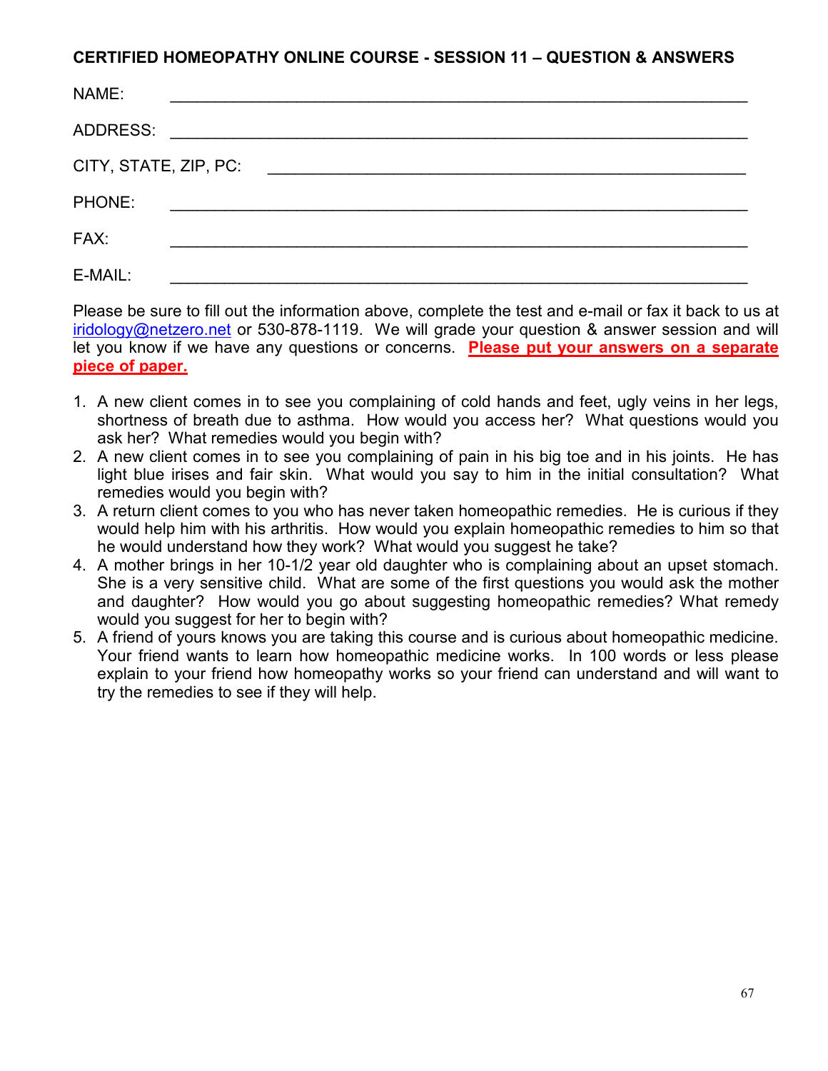**CERTIFIED HOMEOPATHY ONLINE COURSE - SESSION 11 – QUESTION & ANSWERS**

NAME: ____________________________________________________________

ADDRESS: ____________________________________________________________

CITY, STATE, ZIP, PC: ______________________________________________

PHONE: ____________________________________________________________

FAX: ____________________________________________________________

E-MAIL: ____________________________________________________________

Please be sure to fill out the information above, complete the test and e-mail or fax it back to us at iridology@netzero.net or 530-878-1119. We will grade your question & answer session and will let you know if we have any questions or concerns. **Please put your answers on a separate piece of paper.**

1. A new client comes in to see you complaining of cold hands and feet, ugly veins in her legs, shortness of breath due to asthma. How would you access her? What questions would you ask her? What remedies would you begin with?
2. A new client comes in to see you complaining of pain in his big toe and in his joints. He has light blue irises and fair skin. What would you say to him in the initial consultation? What remedies would you begin with?
3. A return client comes to you who has never taken homeopathic remedies. He is curious if they would help him with his arthritis. How would you explain homeopathic remedies to him so that he would understand how they work? What would you suggest he take?
4. A mother brings in her 10-1/2 year old daughter who is complaining about an upset stomach. She is a very sensitive child. What are some of the first questions you would ask the mother and daughter? How would you go about suggesting homeopathic remedies? What remedy would you suggest for her to begin with?
5. A friend of yours knows you are taking this course and is curious about homeopathic medicine. Your friend wants to learn how homeopathic medicine works. In 100 words or less please explain to your friend how homeopathy works so your friend can understand and will want to try the remedies to see if they will help.